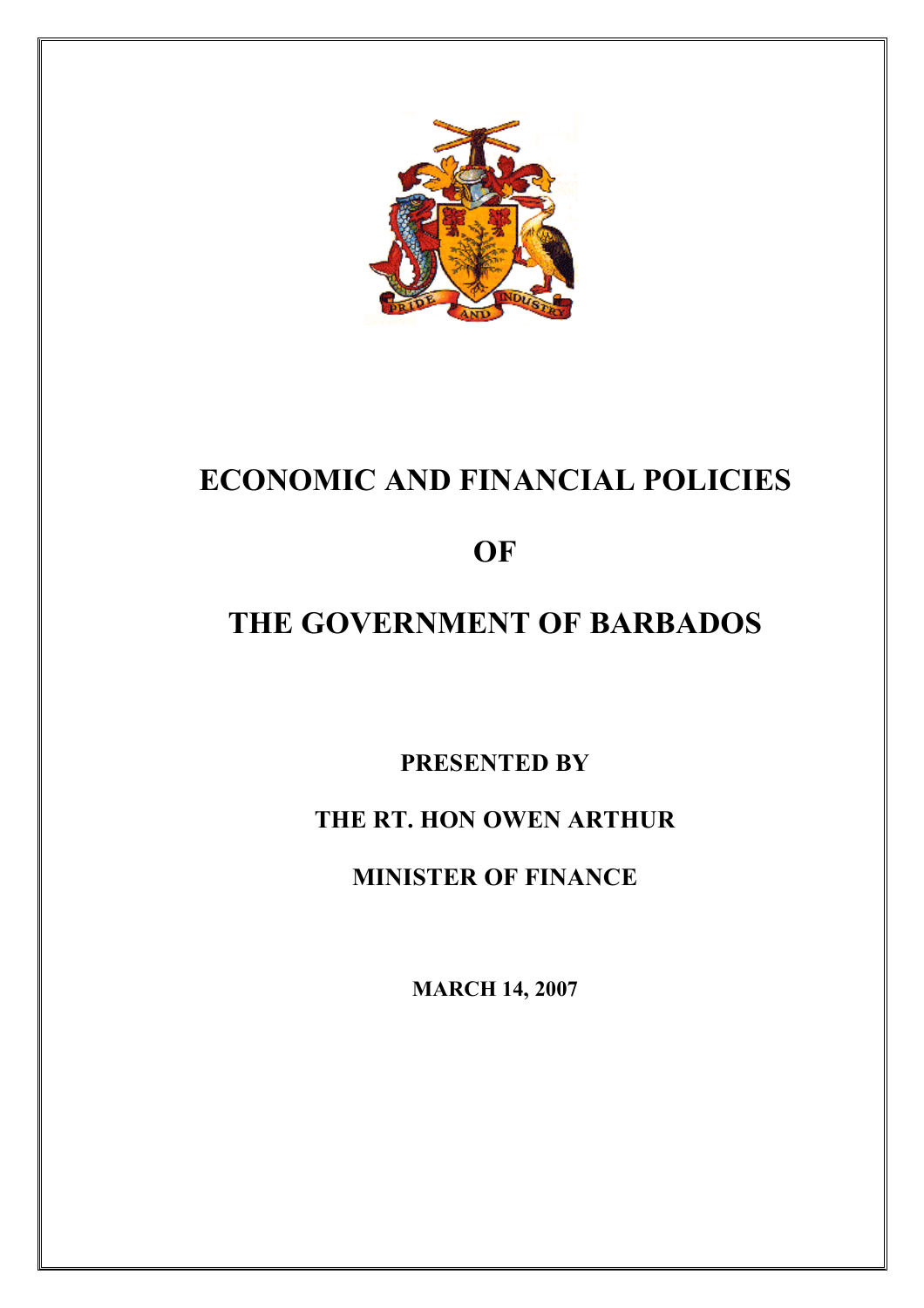# ECONOMIC AND FINANCIAL POLICIES

# OF

# THE GOVERNMENT OF BARBADOS

**PRESENTED BY**

**THE RT. HON OWEN ARTHUR**

**MINISTER OF FINANCE**

**MARCH 14, 2007**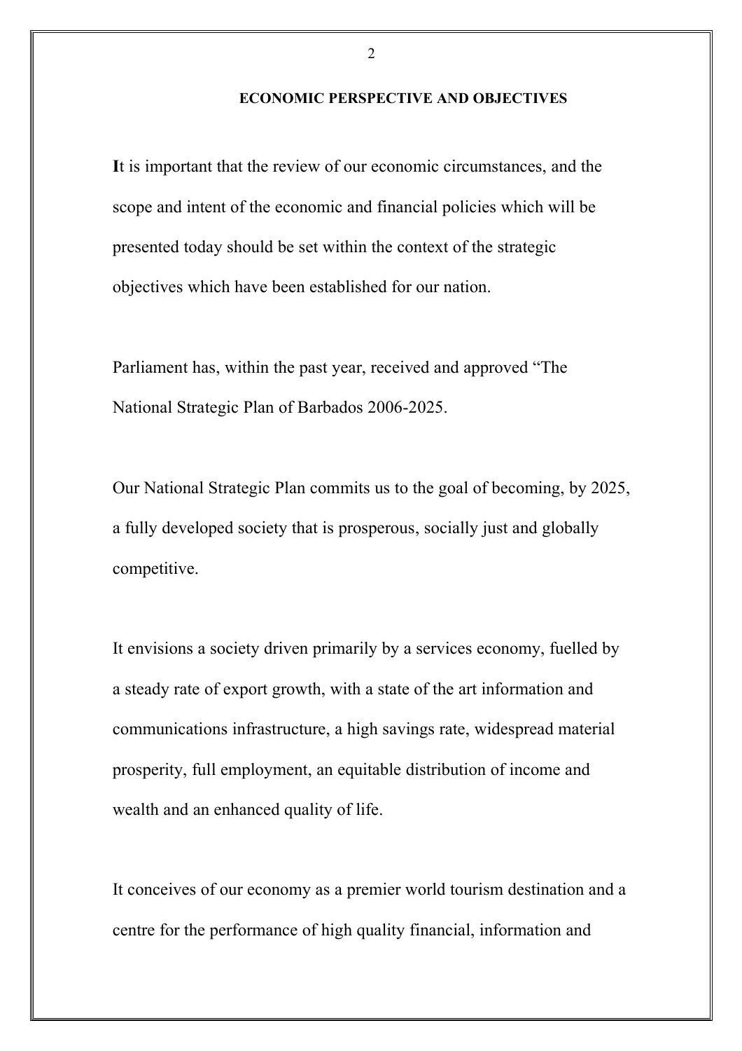## ECONOMIC PERSPECTIVE AND OBJECTIVES

**I**t is important that the review of our economic circumstances, and the scope and intent of the economic and financial policies which will be presented today should be set within the context of the strategic objectives which have been established for our nation.

Parliament has, within the past year, received and approved "The National Strategic Plan of Barbados 2006-2025.

Our National Strategic Plan commits us to the goal of becoming, by 2025, a fully developed society that is prosperous, socially just and globally competitive.

It envisions a society driven primarily by a services economy, fuelled by a steady rate of export growth, with a state of the art information and communications infrastructure, a high savings rate, widespread material prosperity, full employment, an equitable distribution of income and wealth and an enhanced quality of life.

It conceives of our economy as a premier world tourism destination and a centre for the performance of high quality financial, information and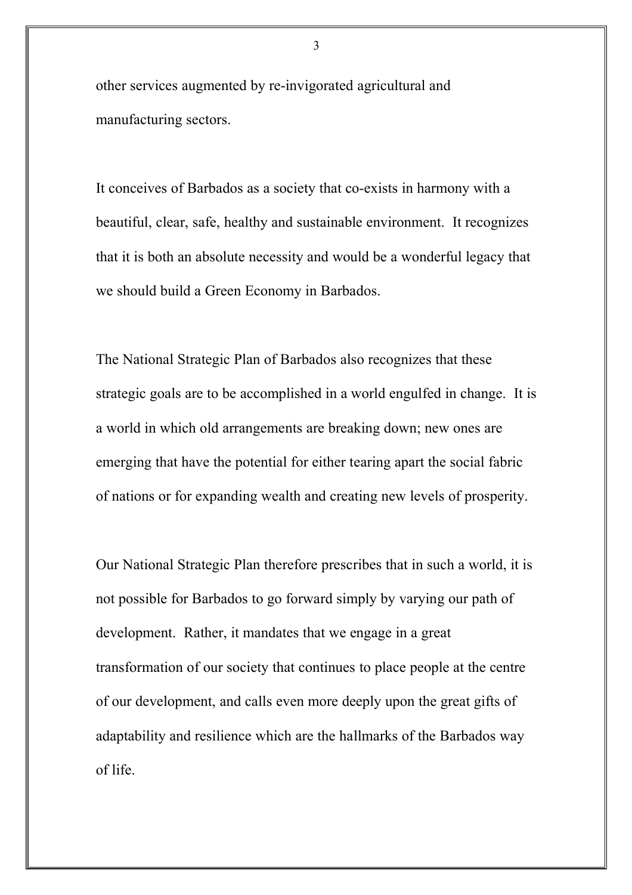other services augmented by re-invigorated agricultural and manufacturing sectors.

It conceives of Barbados as a society that co-exists in harmony with a beautiful, clear, safe, healthy and sustainable environment. It recognizes that it is both an absolute necessity and would be a wonderful legacy that we should build a Green Economy in Barbados.

The National Strategic Plan of Barbados also recognizes that these strategic goals are to be accomplished in a world engulfed in change. It is a world in which old arrangements are breaking down; new ones are emerging that have the potential for either tearing apart the social fabric of nations or for expanding wealth and creating new levels of prosperity.

Our National Strategic Plan therefore prescribes that in such a world, it is not possible for Barbados to go forward simply by varying our path of development. Rather, it mandates that we engage in a great transformation of our society that continues to place people at the centre of our development, and calls even more deeply upon the great gifts of adaptability and resilience which are the hallmarks of the Barbados way of life.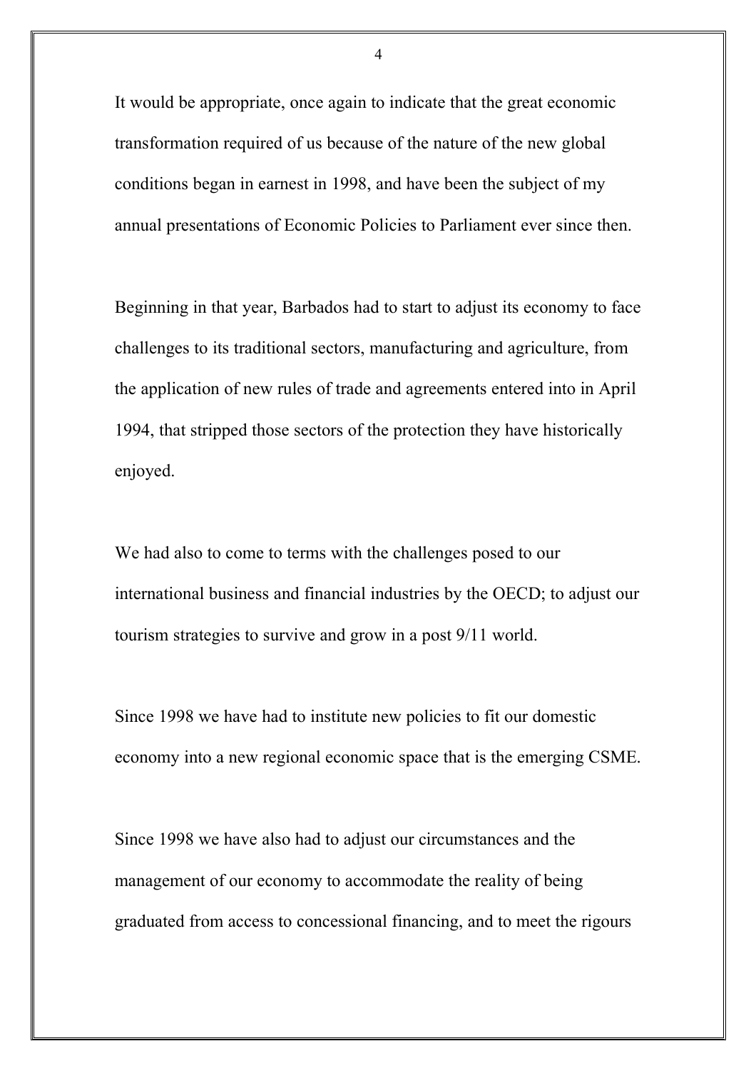It would be appropriate, once again to indicate that the great economic transformation required of us because of the nature of the new global conditions began in earnest in 1998, and have been the subject of my annual presentations of Economic Policies to Parliament ever since then.

Beginning in that year, Barbados had to start to adjust its economy to face challenges to its traditional sectors, manufacturing and agriculture, from the application of new rules of trade and agreements entered into in April 1994, that stripped those sectors of the protection they have historically enjoyed.

We had also to come to terms with the challenges posed to our international business and financial industries by the OECD; to adjust our tourism strategies to survive and grow in a post 9/11 world.

Since 1998 we have had to institute new policies to fit our domestic economy into a new regional economic space that is the emerging CSME.

Since 1998 we have also had to adjust our circumstances and the management of our economy to accommodate the reality of being graduated from access to concessional financing, and to meet the rigours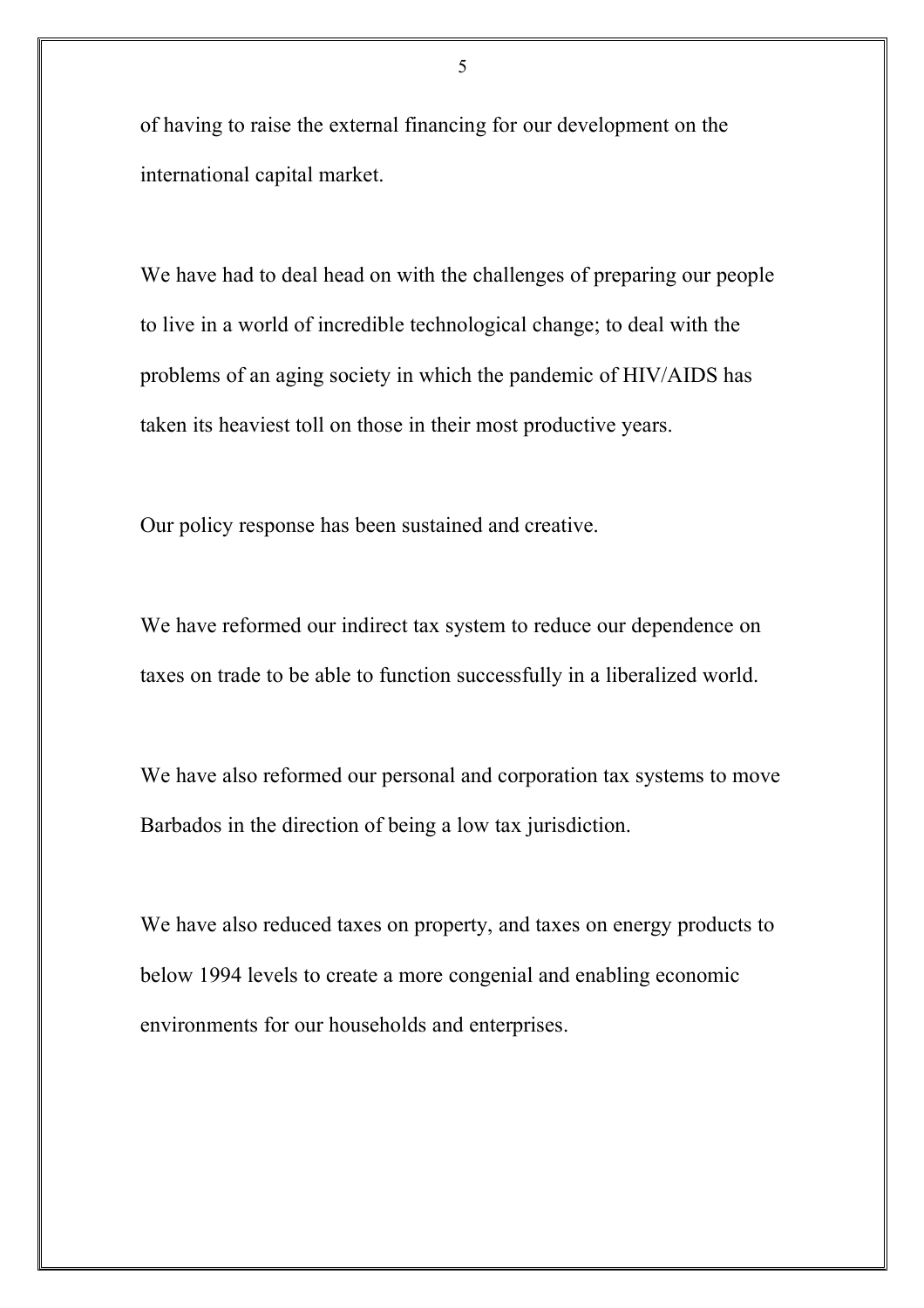of having to raise the external financing for our development on the international capital market.

We have had to deal head on with the challenges of preparing our people to live in a world of incredible technological change; to deal with the problems of an aging society in which the pandemic of HIV/AIDS has taken its heaviest toll on those in their most productive years.

Our policy response has been sustained and creative.

We have reformed our indirect tax system to reduce our dependence on taxes on trade to be able to function successfully in a liberalized world.

We have also reformed our personal and corporation tax systems to move Barbados in the direction of being a low tax jurisdiction.

We have also reduced taxes on property, and taxes on energy products to below 1994 levels to create a more congenial and enabling economic environments for our households and enterprises.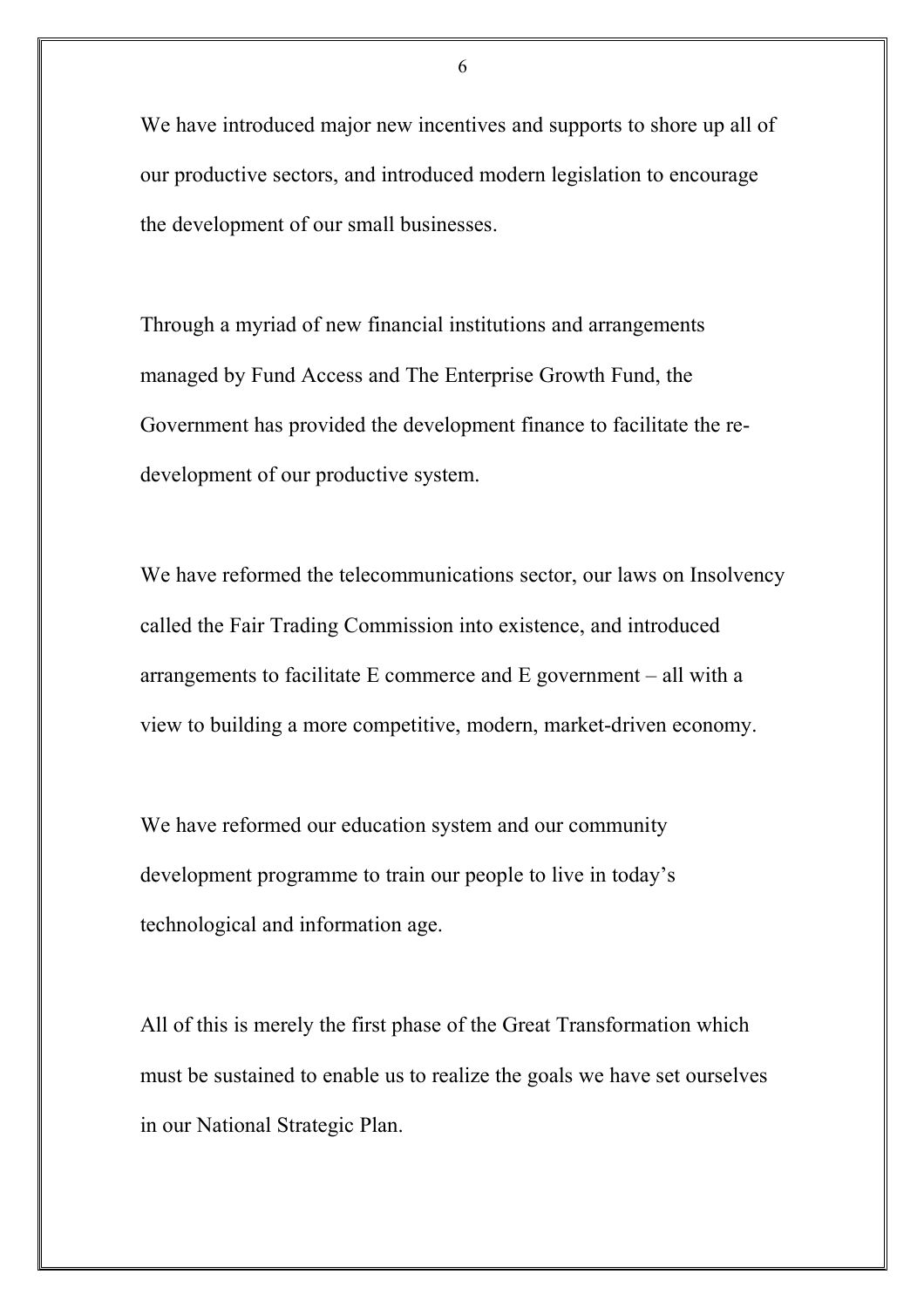We have introduced major new incentives and supports to shore up all of our productive sectors, and introduced modern legislation to encourage the development of our small businesses.

Through a myriad of new financial institutions and arrangements managed by Fund Access and The Enterprise Growth Fund, the Government has provided the development finance to facilitate the re-development of our productive system.

We have reformed the telecommunications sector, our laws on Insolvency called the Fair Trading Commission into existence, and introduced arrangements to facilitate E commerce and E government – all with a view to building a more competitive, modern, market-driven economy.

We have reformed our education system and our community development programme to train our people to live in today's technological and information age.

All of this is merely the first phase of the Great Transformation which must be sustained to enable us to realize the goals we have set ourselves in our National Strategic Plan.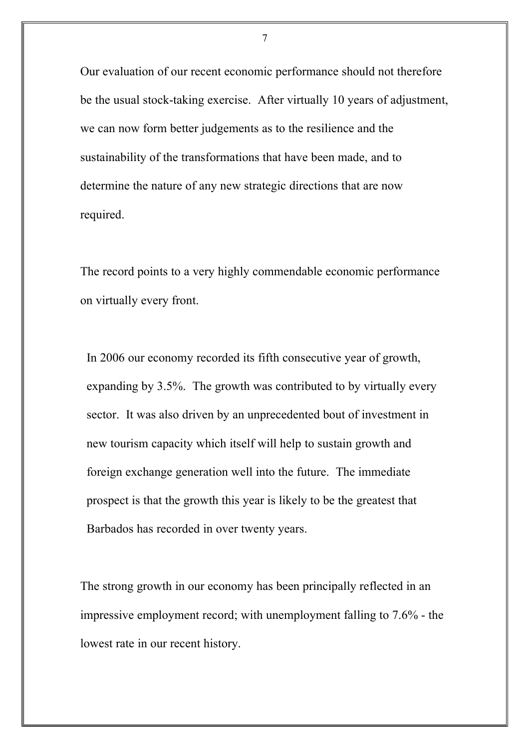Our evaluation of our recent economic performance should not therefore be the usual stock-taking exercise. After virtually 10 years of adjustment, we can now form better judgements as to the resilience and the sustainability of the transformations that have been made, and to determine the nature of any new strategic directions that are now required.

The record points to a very highly commendable economic performance on virtually every front.

In 2006 our economy recorded its fifth consecutive year of growth, expanding by 3.5%. The growth was contributed to by virtually every sector. It was also driven by an unprecedented bout of investment in new tourism capacity which itself will help to sustain growth and foreign exchange generation well into the future. The immediate prospect is that the growth this year is likely to be the greatest that Barbados has recorded in over twenty years.

The strong growth in our economy has been principally reflected in an impressive employment record; with unemployment falling to 7.6% - the lowest rate in our recent history.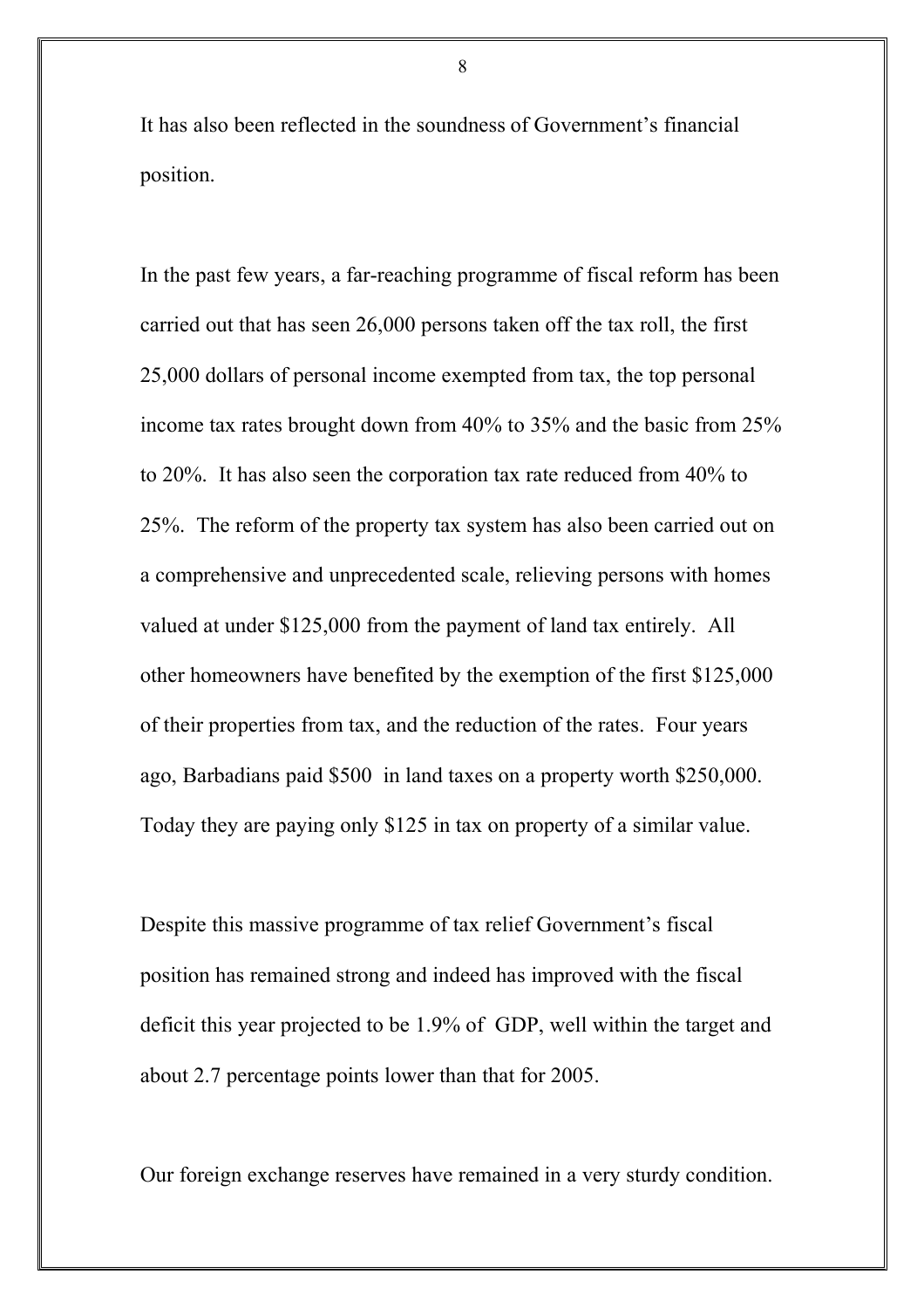It has also been reflected in the soundness of Government's financial position.

In the past few years, a far-reaching programme of fiscal reform has been carried out that has seen 26,000 persons taken off the tax roll, the first 25,000 dollars of personal income exempted from tax, the top personal income tax rates brought down from 40% to 35% and the basic from 25% to 20%. It has also seen the corporation tax rate reduced from 40% to 25%. The reform of the property tax system has also been carried out on a comprehensive and unprecedented scale, relieving persons with homes valued at under $125,000 from the payment of land tax entirely. All other homeowners have benefited by the exemption of the first $125,000 of their properties from tax, and the reduction of the rates. Four years ago, Barbadians paid $500 in land taxes on a property worth $250,000. Today they are paying only $125 in tax on property of a similar value.

Despite this massive programme of tax relief Government's fiscal position has remained strong and indeed has improved with the fiscal deficit this year projected to be 1.9% of GDP, well within the target and about 2.7 percentage points lower than that for 2005.

Our foreign exchange reserves have remained in a very sturdy condition.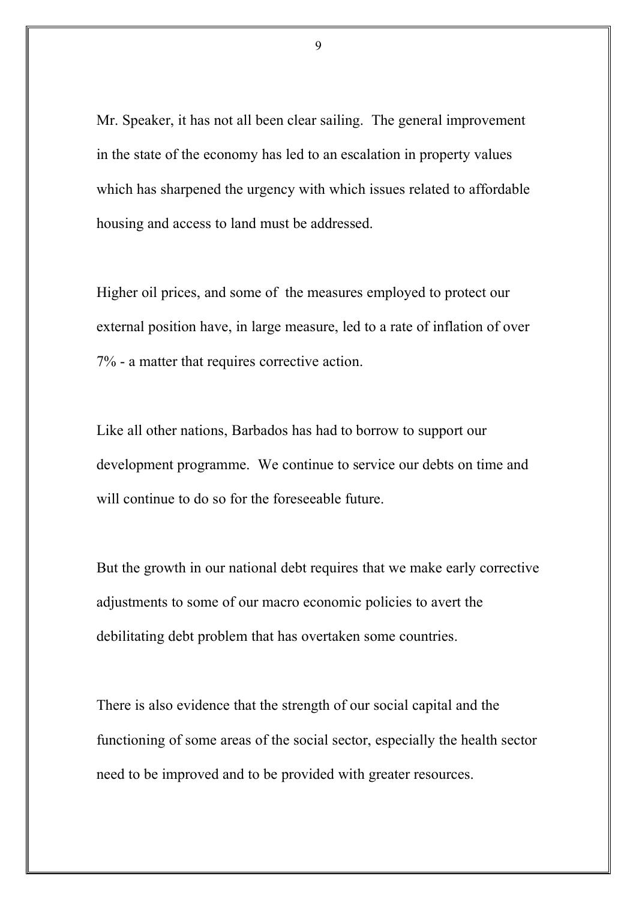Mr. Speaker, it has not all been clear sailing. The general improvement in the state of the economy has led to an escalation in property values which has sharpened the urgency with which issues related to affordable housing and access to land must be addressed.

Higher oil prices, and some of the measures employed to protect our external position have, in large measure, led to a rate of inflation of over 7% - a matter that requires corrective action.

Like all other nations, Barbados has had to borrow to support our development programme. We continue to service our debts on time and will continue to do so for the foreseeable future.

But the growth in our national debt requires that we make early corrective adjustments to some of our macro economic policies to avert the debilitating debt problem that has overtaken some countries.

There is also evidence that the strength of our social capital and the functioning of some areas of the social sector, especially the health sector need to be improved and to be provided with greater resources.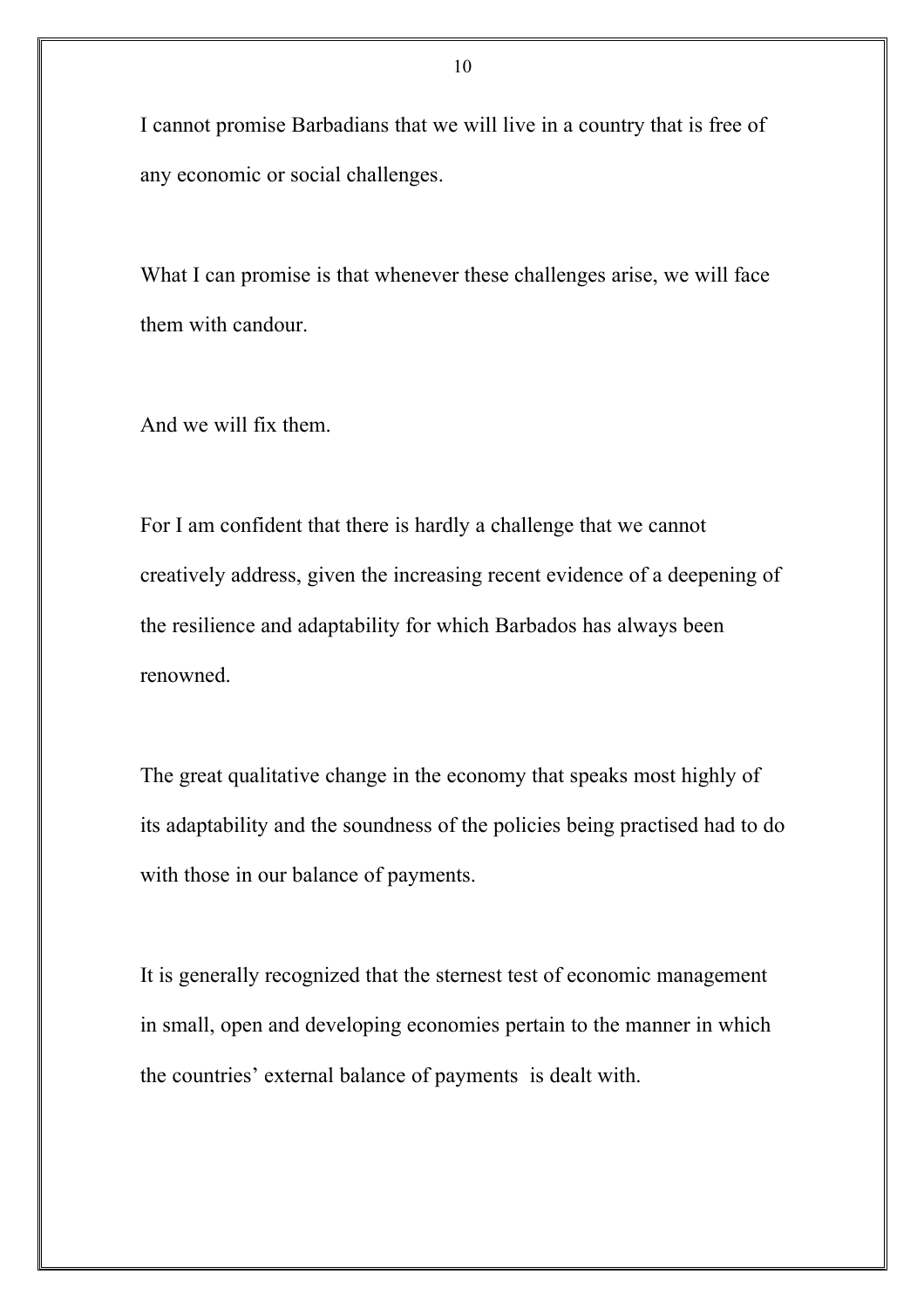I cannot promise Barbadians that we will live in a country that is free of any economic or social challenges.

What I can promise is that whenever these challenges arise, we will face them with candour.

And we will fix them.

For I am confident that there is hardly a challenge that we cannot creatively address, given the increasing recent evidence of a deepening of the resilience and adaptability for which Barbados has always been renowned.

The great qualitative change in the economy that speaks most highly of its adaptability and the soundness of the policies being practised had to do with those in our balance of payments.

It is generally recognized that the sternest test of economic management in small, open and developing economies pertain to the manner in which the countries' external balance of payments is dealt with.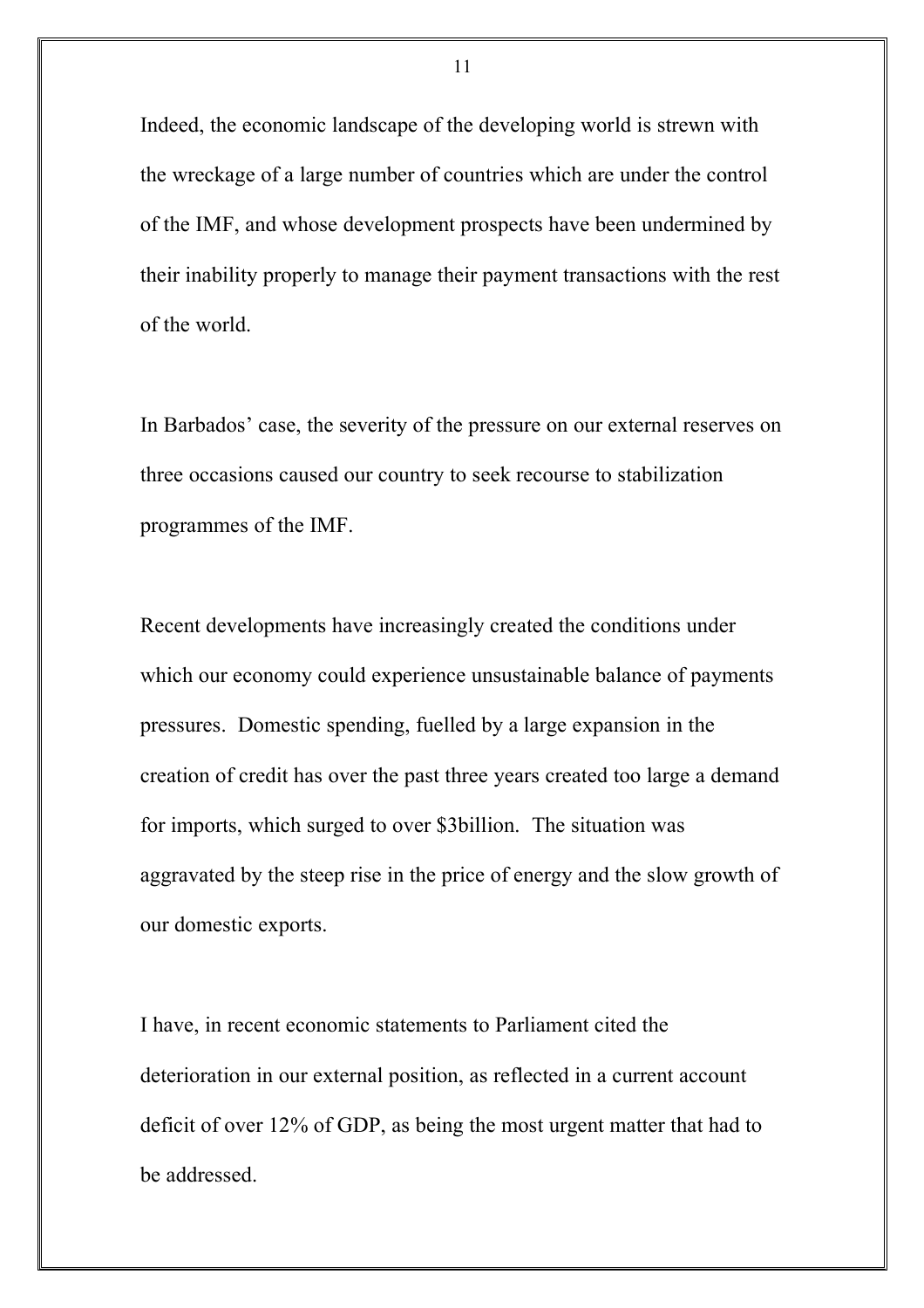Indeed, the economic landscape of the developing world is strewn with the wreckage of a large number of countries which are under the control of the IMF, and whose development prospects have been undermined by their inability properly to manage their payment transactions with the rest of the world.

In Barbados' case, the severity of the pressure on our external reserves on three occasions caused our country to seek recourse to stabilization programmes of the IMF.

Recent developments have increasingly created the conditions under which our economy could experience unsustainable balance of payments pressures. Domestic spending, fuelled by a large expansion in the creation of credit has over the past three years created too large a demand for imports, which surged to over \$3billion. The situation was aggravated by the steep rise in the price of energy and the slow growth of our domestic exports.

I have, in recent economic statements to Parliament cited the deterioration in our external position, as reflected in a current account deficit of over 12% of GDP, as being the most urgent matter that had to be addressed.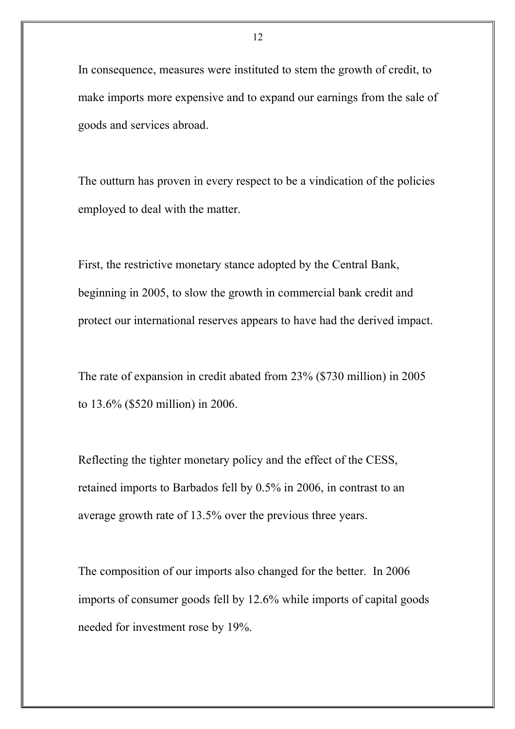In consequence, measures were instituted to stem the growth of credit, to make imports more expensive and to expand our earnings from the sale of goods and services abroad.

The outturn has proven in every respect to be a vindication of the policies employed to deal with the matter.

First, the restrictive monetary stance adopted by the Central Bank, beginning in 2005, to slow the growth in commercial bank credit and protect our international reserves appears to have had the derived impact.

The rate of expansion in credit abated from 23% ($730 million) in 2005 to 13.6% ($520 million) in 2006.

Reflecting the tighter monetary policy and the effect of the CESS, retained imports to Barbados fell by 0.5% in 2006, in contrast to an average growth rate of 13.5% over the previous three years.

The composition of our imports also changed for the better. In 2006 imports of consumer goods fell by 12.6% while imports of capital goods needed for investment rose by 19%.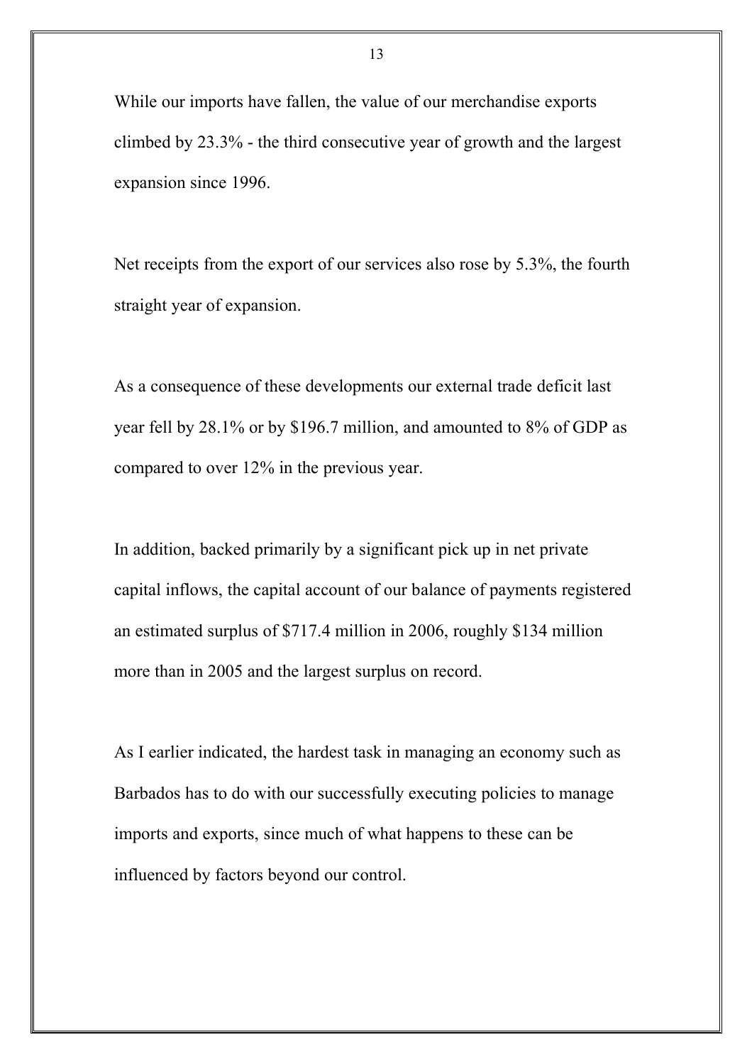While our imports have fallen, the value of our merchandise exports climbed by 23.3% - the third consecutive year of growth and the largest expansion since 1996.

Net receipts from the export of our services also rose by 5.3%, the fourth straight year of expansion.

As a consequence of these developments our external trade deficit last year fell by 28.1% or by $196.7 million, and amounted to 8% of GDP as compared to over 12% in the previous year.

In addition, backed primarily by a significant pick up in net private capital inflows, the capital account of our balance of payments registered an estimated surplus of $717.4 million in 2006, roughly $134 million more than in 2005 and the largest surplus on record.

As I earlier indicated, the hardest task in managing an economy such as Barbados has to do with our successfully executing policies to manage imports and exports, since much of what happens to these can be influenced by factors beyond our control.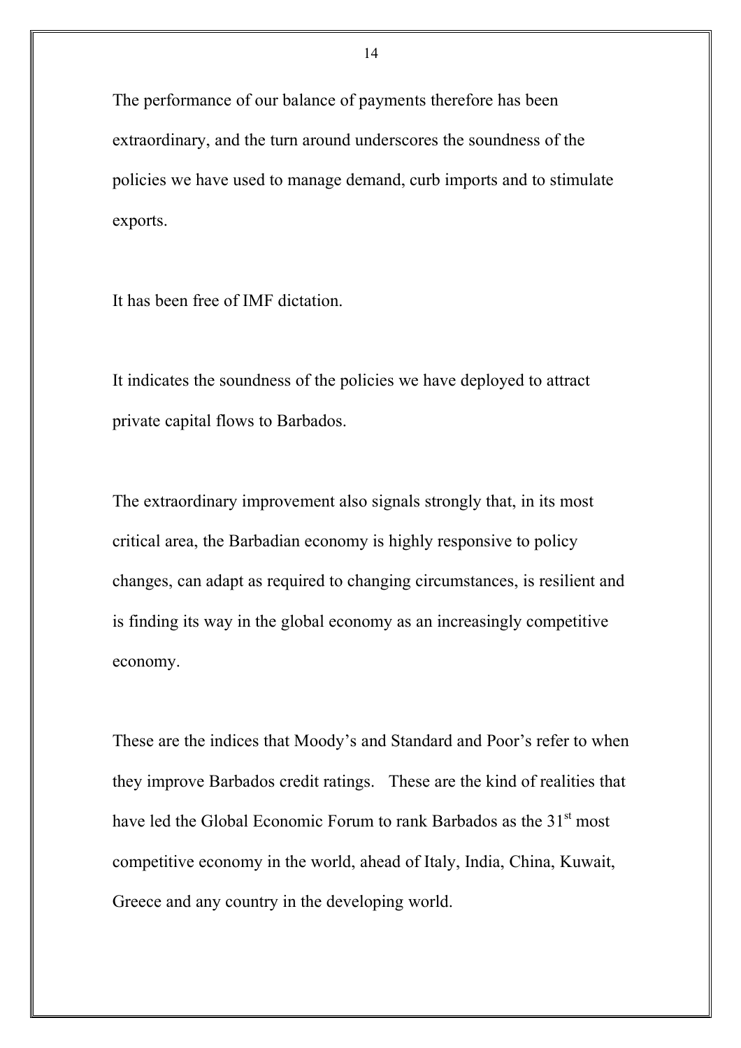The performance of our balance of payments therefore has been extraordinary, and the turn around underscores the soundness of the policies we have used to manage demand, curb imports and to stimulate exports.

It has been free of IMF dictation.

It indicates the soundness of the policies we have deployed to attract private capital flows to Barbados.

The extraordinary improvement also signals strongly that, in its most critical area, the Barbadian economy is highly responsive to policy changes, can adapt as required to changing circumstances, is resilient and is finding its way in the global economy as an increasingly competitive economy.

These are the indices that Moody's and Standard and Poor's refer to when they improve Barbados credit ratings.   These are the kind of realities that have led the Global Economic Forum to rank Barbados as the 31st most competitive economy in the world, ahead of Italy, India, China, Kuwait, Greece and any country in the developing world.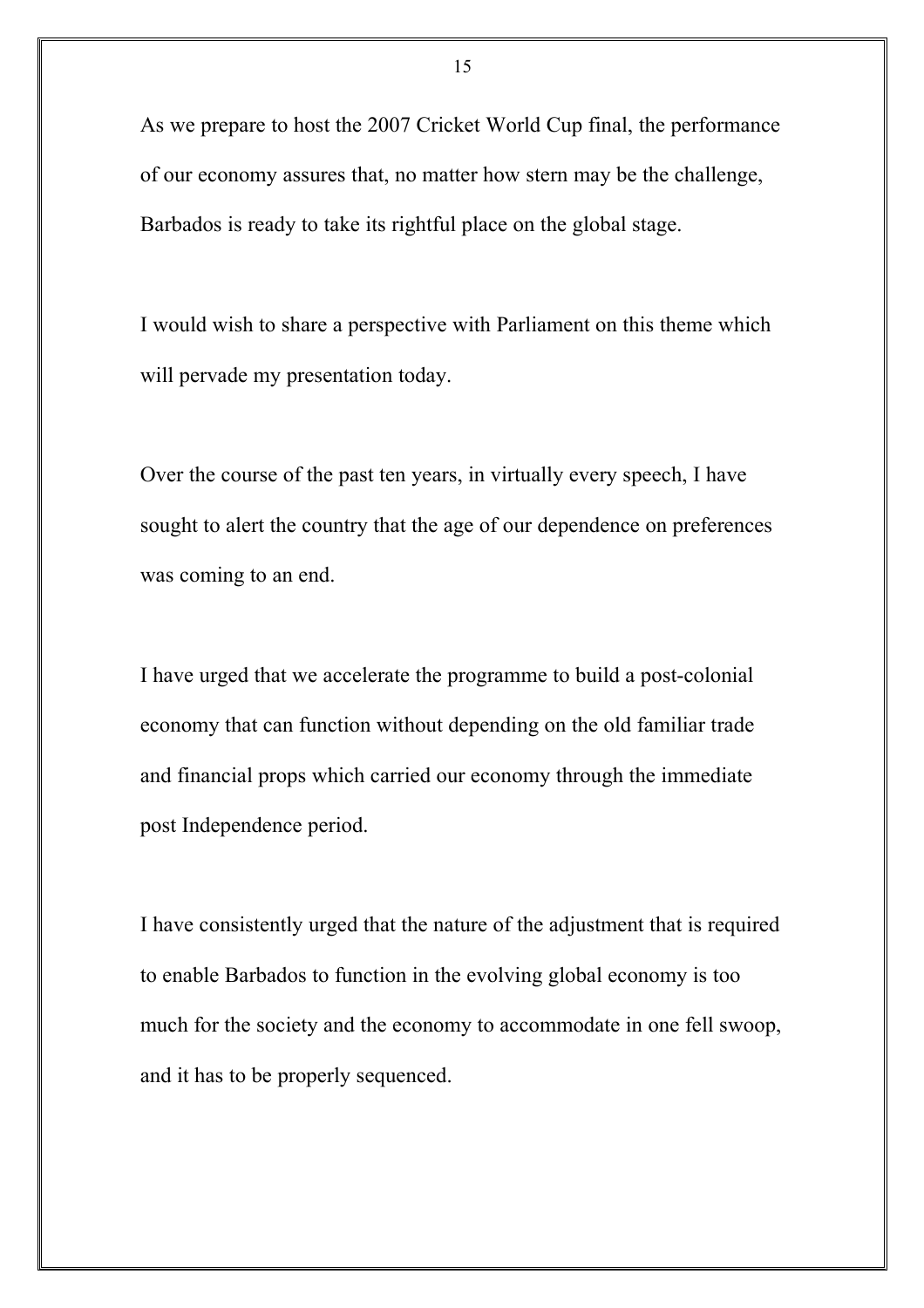As we prepare to host the 2007 Cricket World Cup final, the performance of our economy assures that, no matter how stern may be the challenge, Barbados is ready to take its rightful place on the global stage.

I would wish to share a perspective with Parliament on this theme which will pervade my presentation today.

Over the course of the past ten years, in virtually every speech, I have sought to alert the country that the age of our dependence on preferences was coming to an end.

I have urged that we accelerate the programme to build a post-colonial economy that can function without depending on the old familiar trade and financial props which carried our economy through the immediate post Independence period.

I have consistently urged that the nature of the adjustment that is required to enable Barbados to function in the evolving global economy is too much for the society and the economy to accommodate in one fell swoop, and it has to be properly sequenced.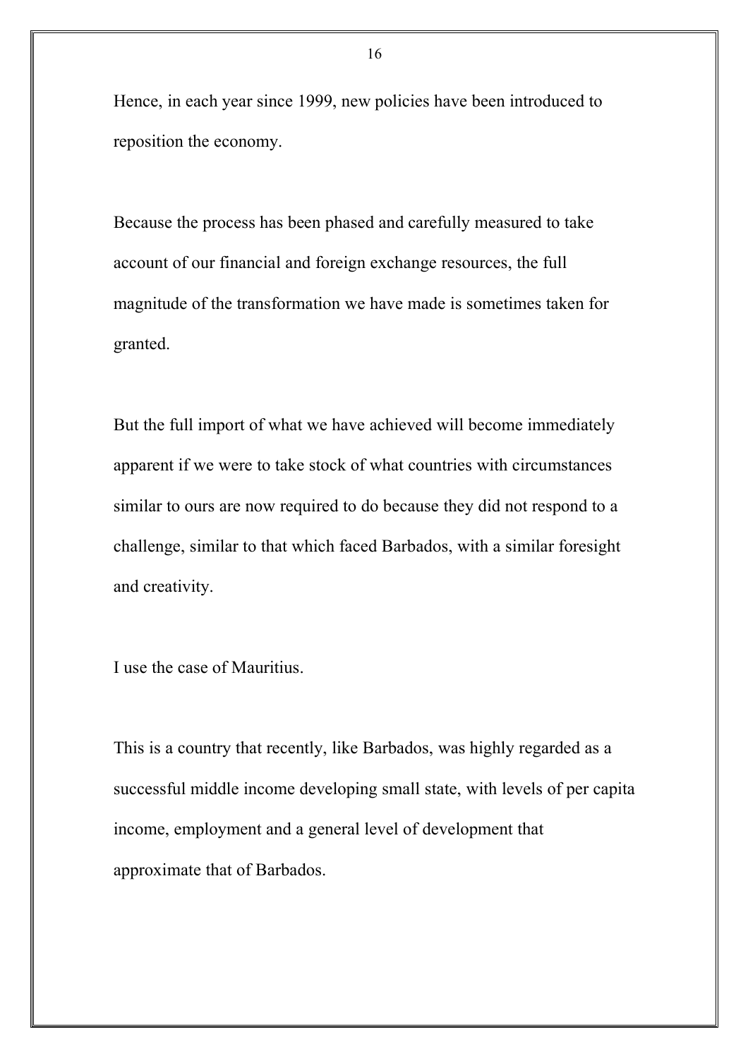Hence, in each year since 1999, new policies have been introduced to reposition the economy.

Because the process has been phased and carefully measured to take account of our financial and foreign exchange resources, the full magnitude of the transformation we have made is sometimes taken for granted.

But the full import of what we have achieved will become immediately apparent if we were to take stock of what countries with circumstances similar to ours are now required to do because they did not respond to a challenge, similar to that which faced Barbados, with a similar foresight and creativity.

I use the case of Mauritius.

This is a country that recently, like Barbados, was highly regarded as a successful middle income developing small state, with levels of per capita income, employment and a general level of development that approximate that of Barbados.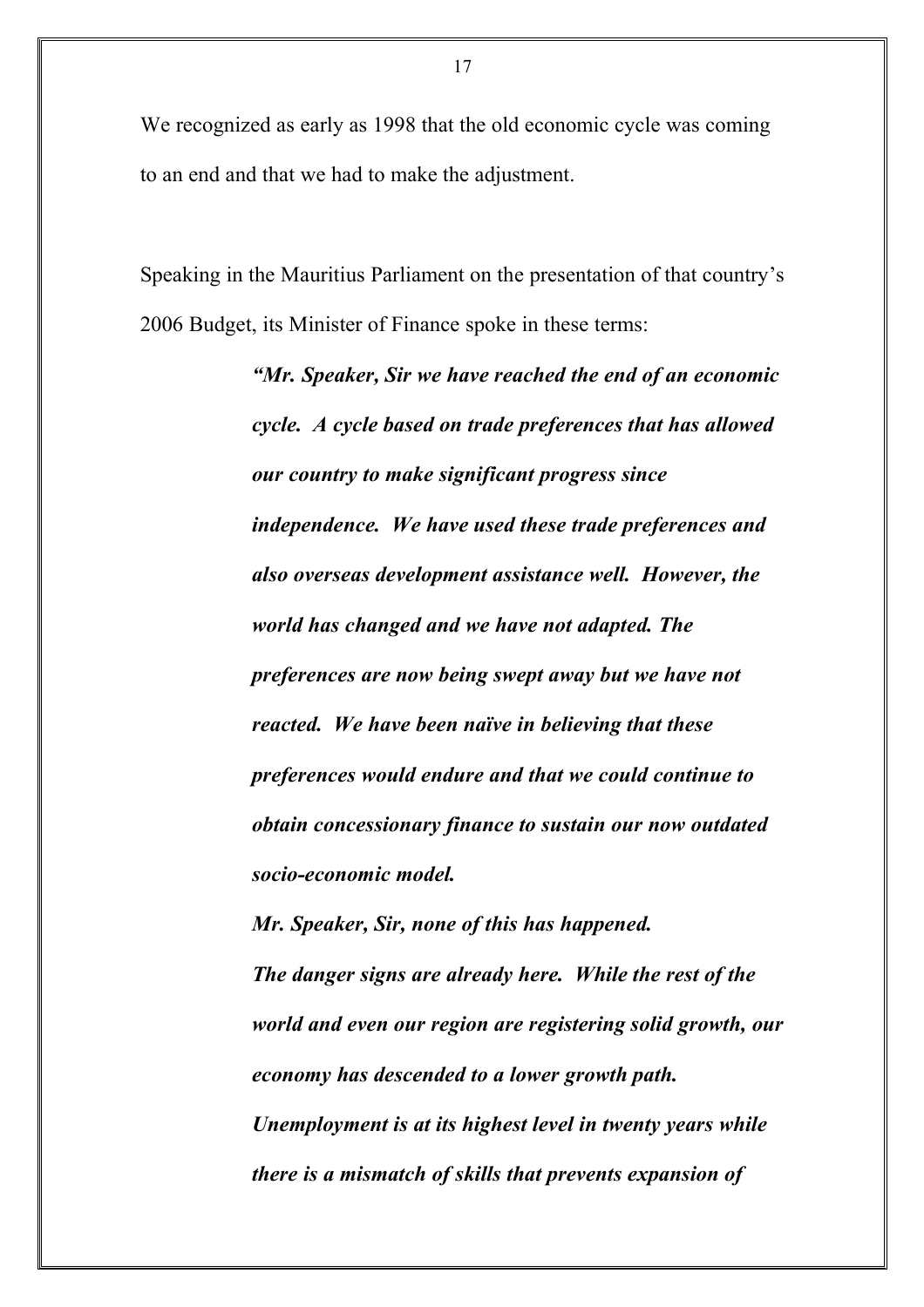We recognized as early as 1998 that the old economic cycle was coming to an end and that we had to make the adjustment.

Speaking in the Mauritius Parliament on the presentation of that country's 2006 Budget, its Minister of Finance spoke in these terms:

> ***"Mr. Speaker, Sir we have reached the end of an economic cycle. A cycle based on trade preferences that has allowed our country to make significant progress since independence. We have used these trade preferences and also overseas development assistance well. However, the world has changed and we have not adapted. The preferences are now being swept away but we have not reacted. We have been naïve in believing that these preferences would endure and that we could continue to obtain concessionary finance to sustain our now outdated socio-economic model.***
>
> ***Mr. Speaker, Sir, none of this has happened.***
>
> ***The danger signs are already here. While the rest of the world and even our region are registering solid growth, our economy has descended to a lower growth path.***
>
> ***Unemployment is at its highest level in twenty years while there is a mismatch of skills that prevents expansion of***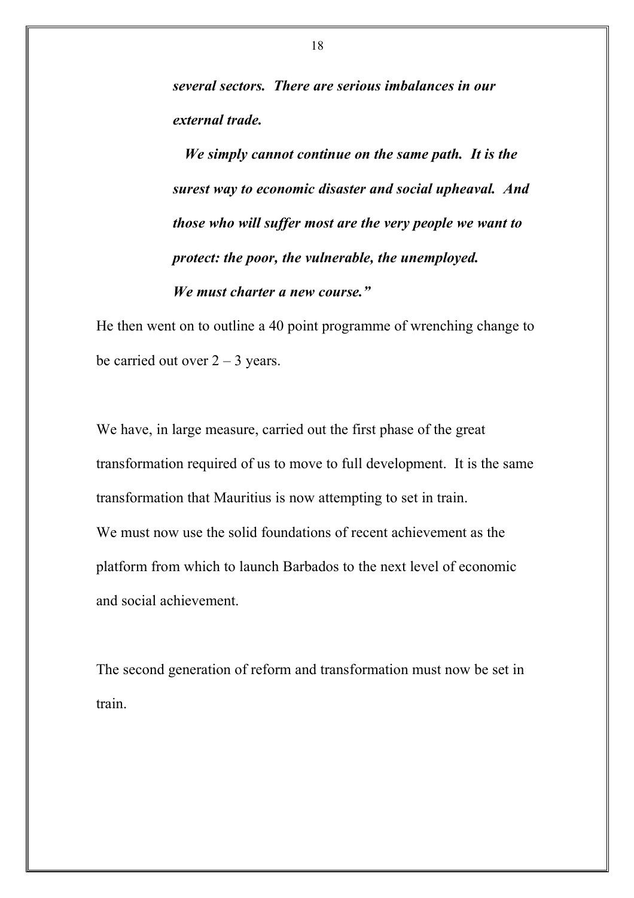***several sectors. There are serious imbalances in our external trade.***

***We simply cannot continue on the same path. It is the surest way to economic disaster and social upheaval. And those who will suffer most are the very people we want to protect: the poor, the vulnerable, the unemployed. We must charter a new course."***

He then went on to outline a 40 point programme of wrenching change to be carried out over 2 – 3 years.

We have, in large measure, carried out the first phase of the great transformation required of us to move to full development. It is the same transformation that Mauritius is now attempting to set in train. We must now use the solid foundations of recent achievement as the platform from which to launch Barbados to the next level of economic and social achievement.

The second generation of reform and transformation must now be set in train.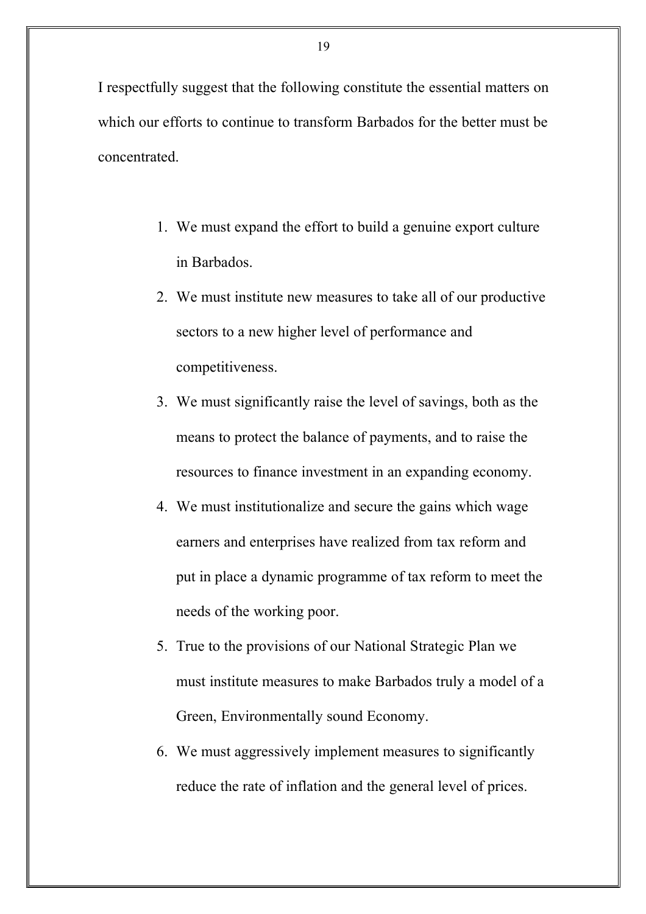I respectfully suggest that the following constitute the essential matters on which our efforts to continue to transform Barbados for the better must be concentrated.

1. We must expand the effort to build a genuine export culture in Barbados.
2. We must institute new measures to take all of our productive sectors to a new higher level of performance and competitiveness.
3. We must significantly raise the level of savings, both as the means to protect the balance of payments, and to raise the resources to finance investment in an expanding economy.
4. We must institutionalize and secure the gains which wage earners and enterprises have realized from tax reform and put in place a dynamic programme of tax reform to meet the needs of the working poor.
5. True to the provisions of our National Strategic Plan we must institute measures to make Barbados truly a model of a Green, Environmentally sound Economy.
6. We must aggressively implement measures to significantly reduce the rate of inflation and the general level of prices.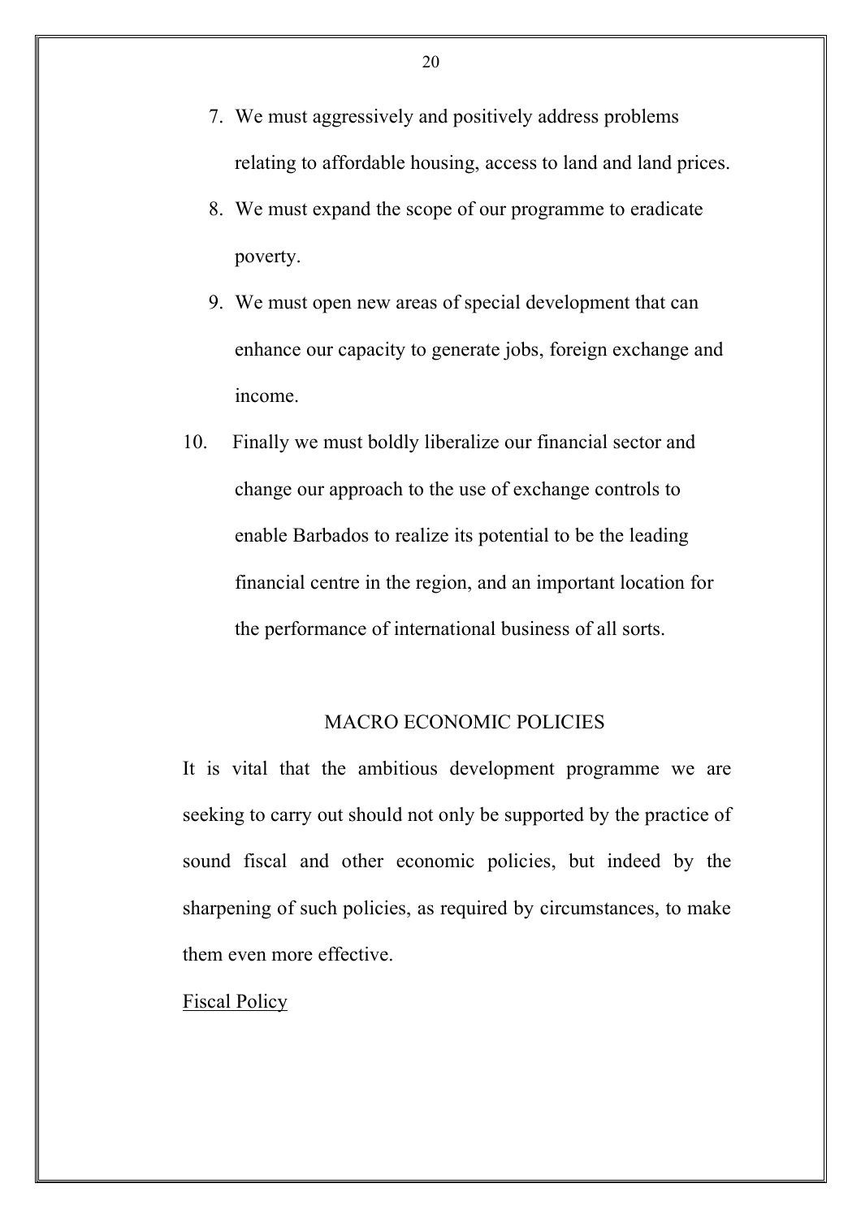7. We must aggressively and positively address problems relating to affordable housing, access to land and land prices.
8. We must expand the scope of our programme to eradicate poverty.
9. We must open new areas of special development that can enhance our capacity to generate jobs, foreign exchange and income.
10. Finally we must boldly liberalize our financial sector and change our approach to the use of exchange controls to enable Barbados to realize its potential to be the leading financial centre in the region, and an important location for the performance of international business of all sorts.

## MACRO ECONOMIC POLICIES

It is vital that the ambitious development programme we are seeking to carry out should not only be supported by the practice of sound fiscal and other economic policies, but indeed by the sharpening of such policies, as required by circumstances, to make them even more effective.

### Fiscal Policy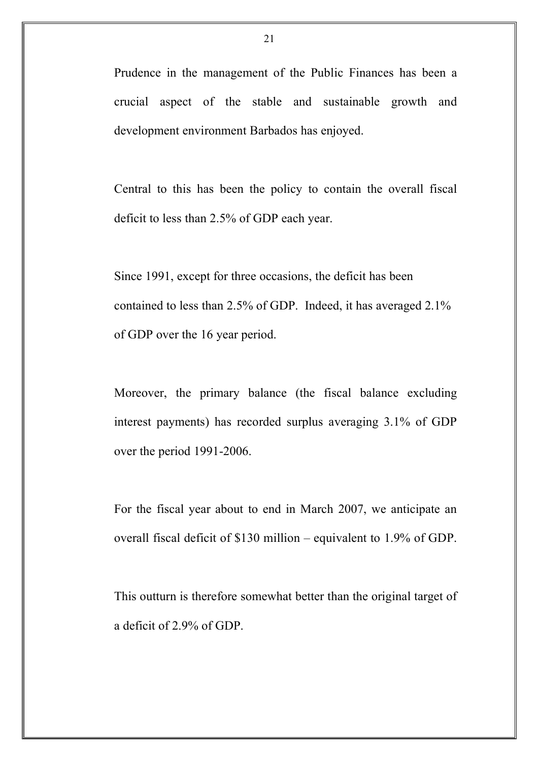Prudence in the management of the Public Finances has been a crucial aspect of the stable and sustainable growth and development environment Barbados has enjoyed.

Central to this has been the policy to contain the overall fiscal deficit to less than 2.5% of GDP each year.

Since 1991, except for three occasions, the deficit has been contained to less than 2.5% of GDP. Indeed, it has averaged 2.1% of GDP over the 16 year period.

Moreover, the primary balance (the fiscal balance excluding interest payments) has recorded surplus averaging 3.1% of GDP over the period 1991-2006.

For the fiscal year about to end in March 2007, we anticipate an overall fiscal deficit of $130 million – equivalent to 1.9% of GDP.

This outturn is therefore somewhat better than the original target of a deficit of 2.9% of GDP.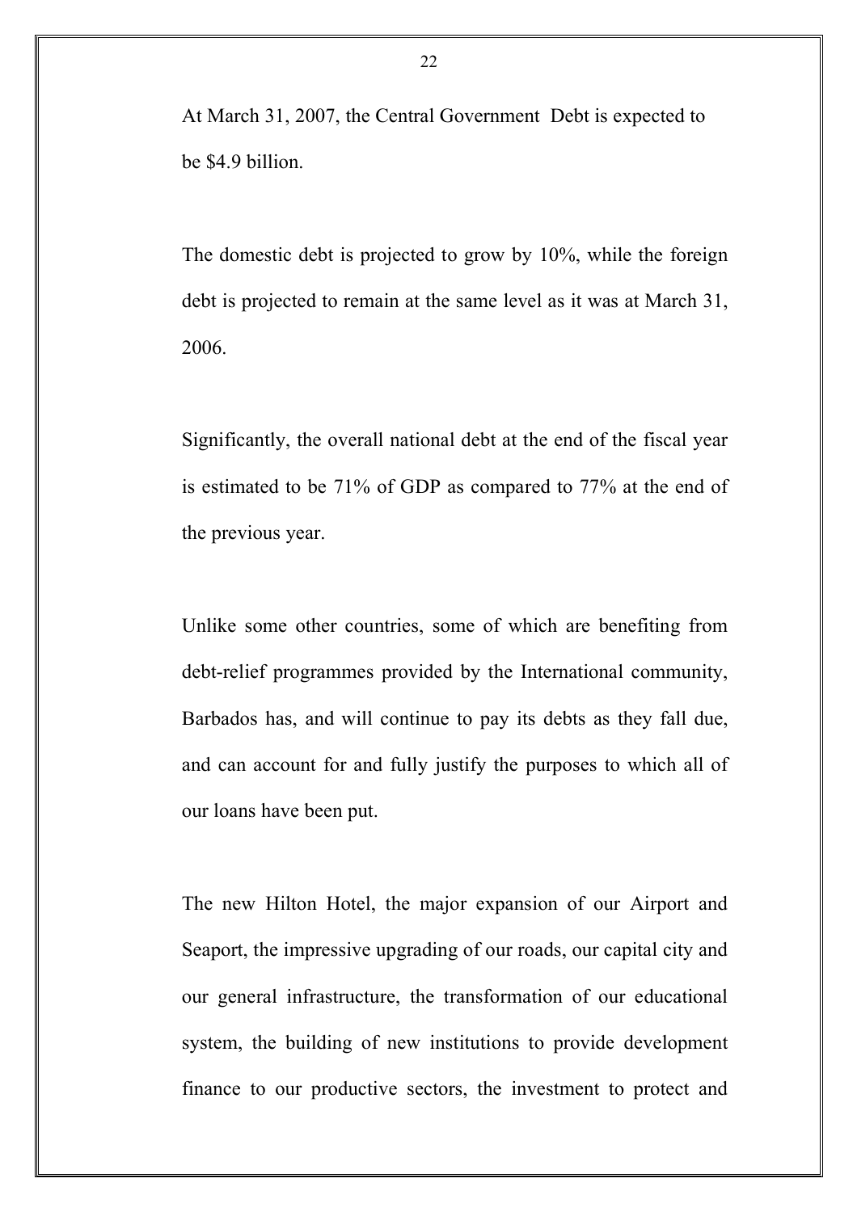At March 31, 2007, the Central Government Debt is expected to be $4.9 billion.

The domestic debt is projected to grow by 10%, while the foreign debt is projected to remain at the same level as it was at March 31, 2006.

Significantly, the overall national debt at the end of the fiscal year is estimated to be 71% of GDP as compared to 77% at the end of the previous year.

Unlike some other countries, some of which are benefiting from debt-relief programmes provided by the International community, Barbados has, and will continue to pay its debts as they fall due, and can account for and fully justify the purposes to which all of our loans have been put.

The new Hilton Hotel, the major expansion of our Airport and Seaport, the impressive upgrading of our roads, our capital city and our general infrastructure, the transformation of our educational system, the building of new institutions to provide development finance to our productive sectors, the investment to protect and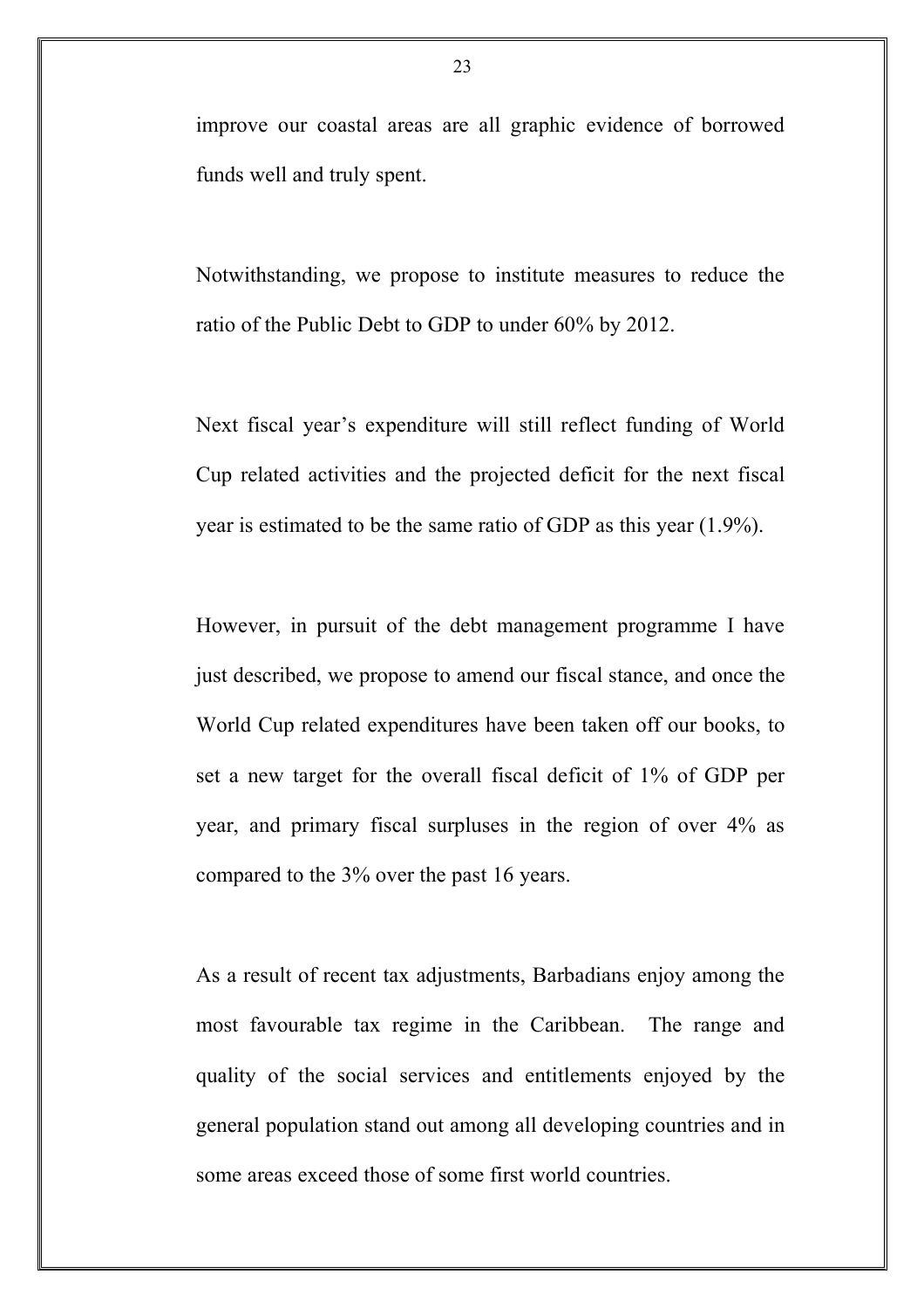improve our coastal areas are all graphic evidence of borrowed funds well and truly spent.

Notwithstanding, we propose to institute measures to reduce the ratio of the Public Debt to GDP to under 60% by 2012.

Next fiscal year's expenditure will still reflect funding of World Cup related activities and the projected deficit for the next fiscal year is estimated to be the same ratio of GDP as this year (1.9%).

However, in pursuit of the debt management programme I have just described, we propose to amend our fiscal stance, and once the World Cup related expenditures have been taken off our books, to set a new target for the overall fiscal deficit of 1% of GDP per year, and primary fiscal surpluses in the region of over 4% as compared to the 3% over the past 16 years.

As a result of recent tax adjustments, Barbadians enjoy among the most favourable tax regime in the Caribbean. The range and quality of the social services and entitlements enjoyed by the general population stand out among all developing countries and in some areas exceed those of some first world countries.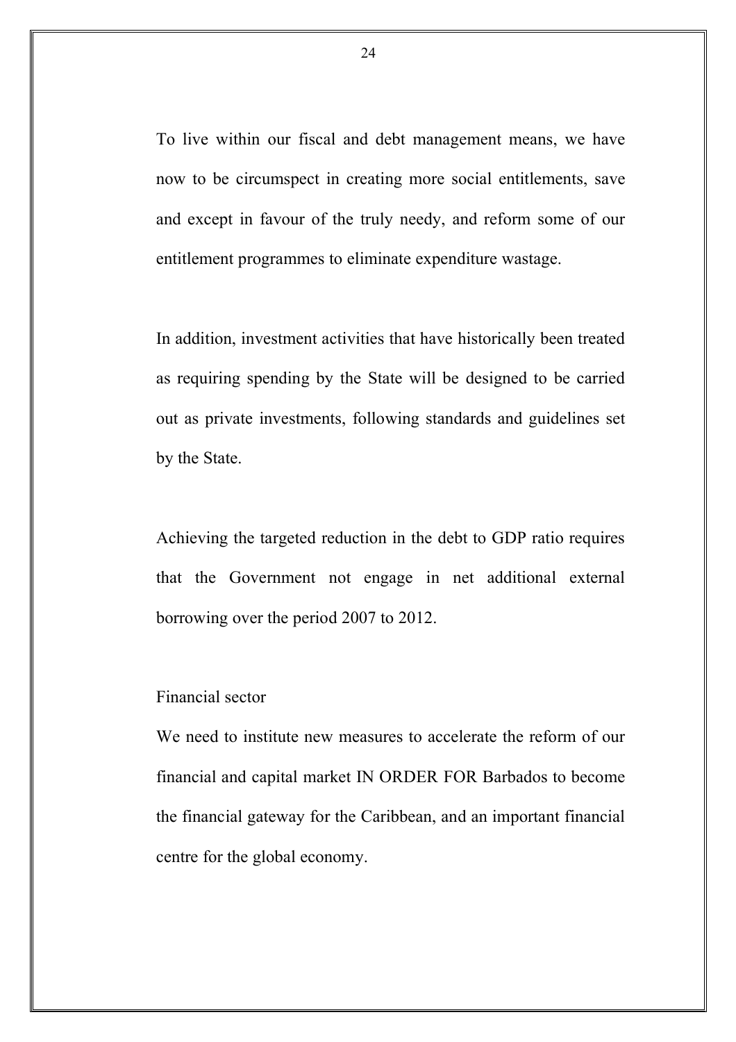To live within our fiscal and debt management means, we have now to be circumspect in creating more social entitlements, save and except in favour of the truly needy, and reform some of our entitlement programmes to eliminate expenditure wastage.

In addition, investment activities that have historically been treated as requiring spending by the State will be designed to be carried out as private investments, following standards and guidelines set by the State.

Achieving the targeted reduction in the debt to GDP ratio requires that the Government not engage in net additional external borrowing over the period 2007 to 2012.

Financial sector

We need to institute new measures to accelerate the reform of our financial and capital market IN ORDER FOR Barbados to become the financial gateway for the Caribbean, and an important financial centre for the global economy.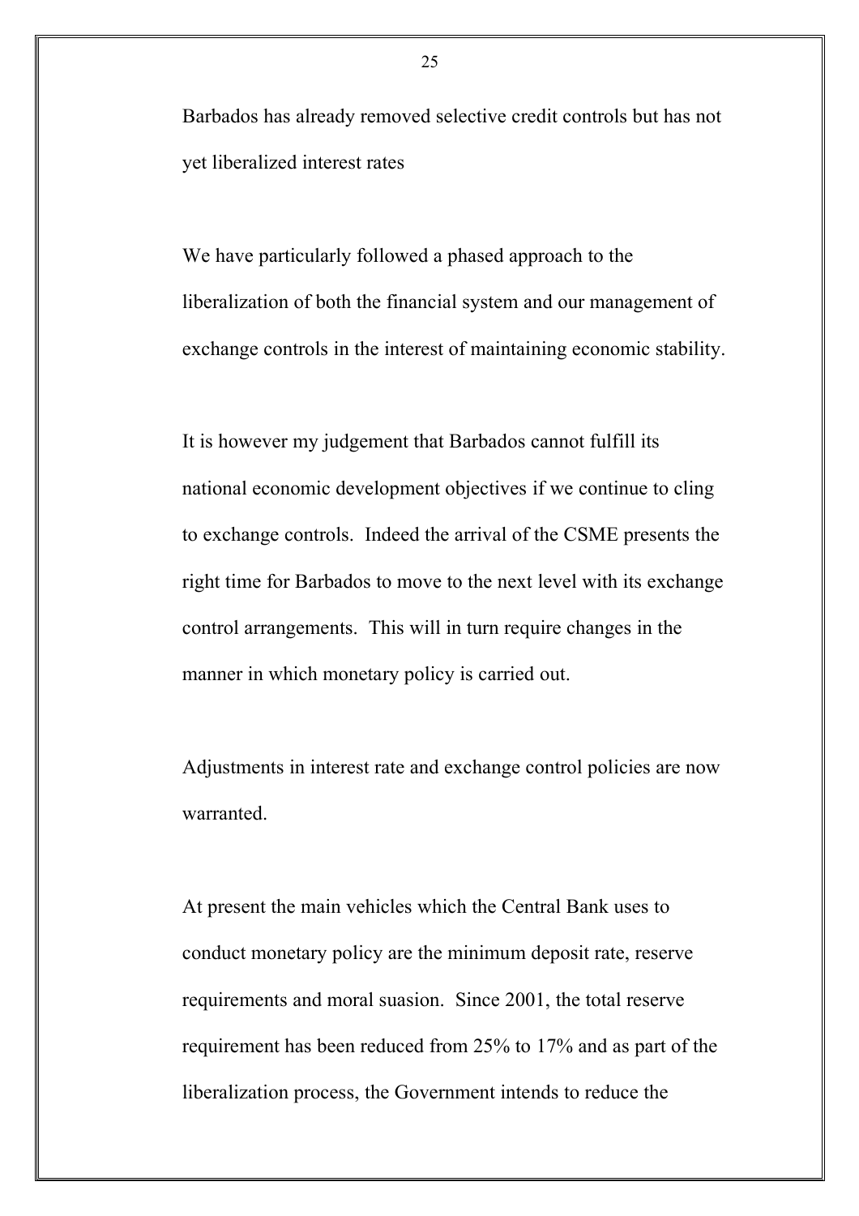Barbados has already removed selective credit controls but has not yet liberalized interest rates

We have particularly followed a phased approach to the liberalization of both the financial system and our management of exchange controls in the interest of maintaining economic stability.

It is however my judgement that Barbados cannot fulfill its national economic development objectives if we continue to cling to exchange controls. Indeed the arrival of the CSME presents the right time for Barbados to move to the next level with its exchange control arrangements. This will in turn require changes in the manner in which monetary policy is carried out.

Adjustments in interest rate and exchange control policies are now warranted.

At present the main vehicles which the Central Bank uses to conduct monetary policy are the minimum deposit rate, reserve requirements and moral suasion. Since 2001, the total reserve requirement has been reduced from 25% to 17% and as part of the liberalization process, the Government intends to reduce the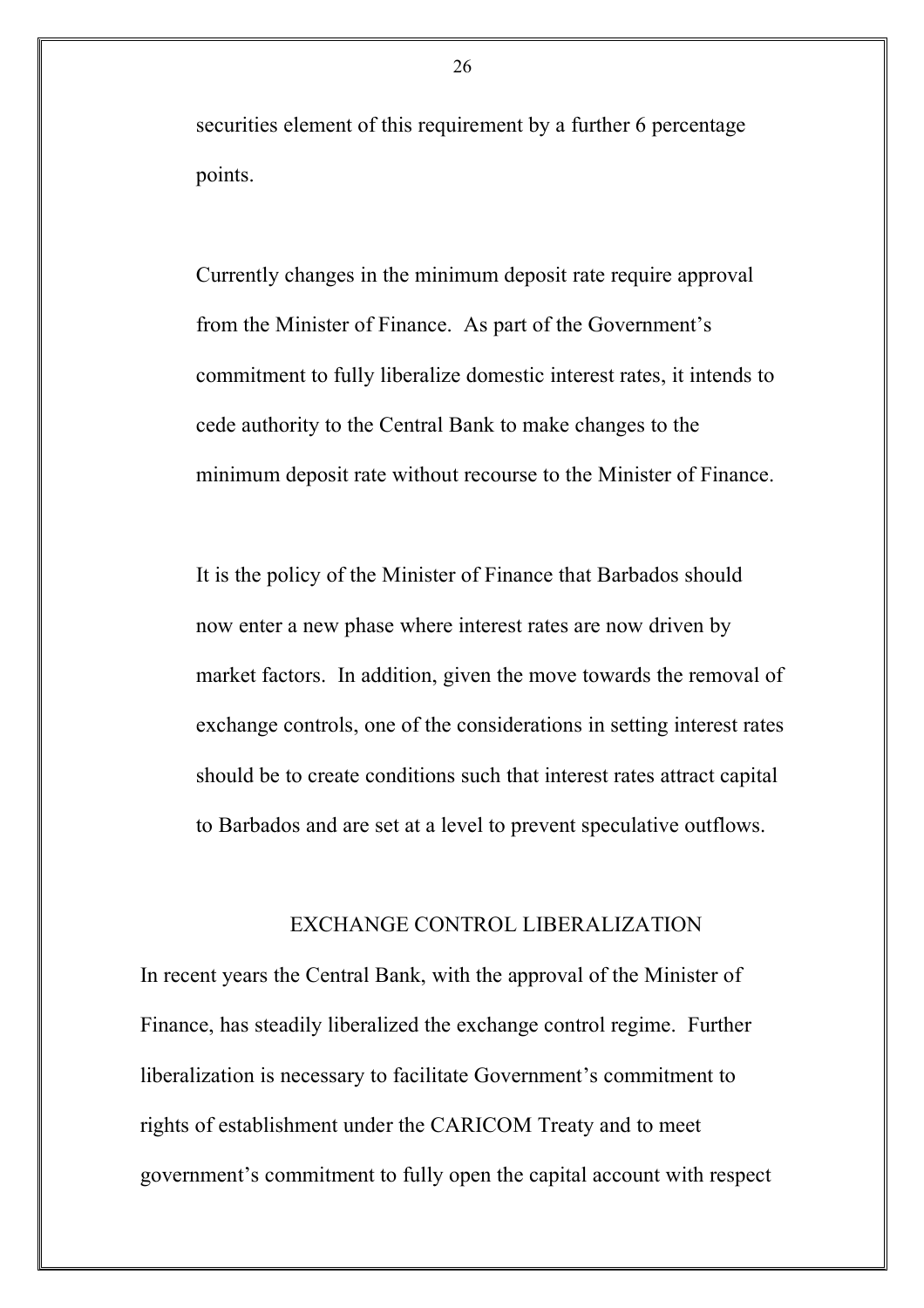securities element of this requirement by a further 6 percentage points.

Currently changes in the minimum deposit rate require approval from the Minister of Finance. As part of the Government's commitment to fully liberalize domestic interest rates, it intends to cede authority to the Central Bank to make changes to the minimum deposit rate without recourse to the Minister of Finance.

It is the policy of the Minister of Finance that Barbados should now enter a new phase where interest rates are now driven by market factors. In addition, given the move towards the removal of exchange controls, one of the considerations in setting interest rates should be to create conditions such that interest rates attract capital to Barbados and are set at a level to prevent speculative outflows.

## EXCHANGE CONTROL LIBERALIZATION

In recent years the Central Bank, with the approval of the Minister of Finance, has steadily liberalized the exchange control regime. Further liberalization is necessary to facilitate Government's commitment to rights of establishment under the CARICOM Treaty and to meet government's commitment to fully open the capital account with respect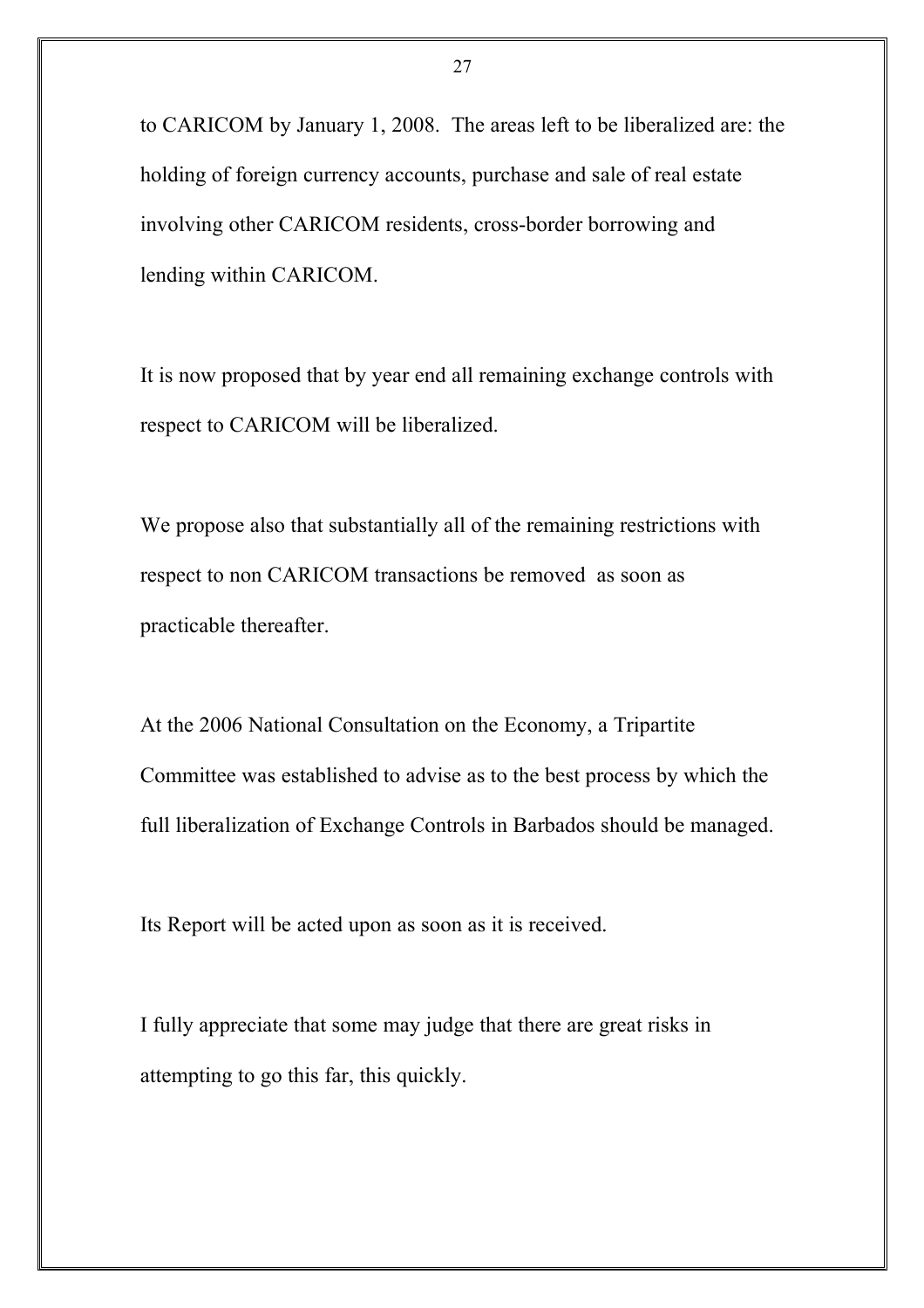to CARICOM by January 1, 2008. The areas left to be liberalized are: the holding of foreign currency accounts, purchase and sale of real estate involving other CARICOM residents, cross-border borrowing and lending within CARICOM.

It is now proposed that by year end all remaining exchange controls with respect to CARICOM will be liberalized.

We propose also that substantially all of the remaining restrictions with respect to non CARICOM transactions be removed as soon as practicable thereafter.

At the 2006 National Consultation on the Economy, a Tripartite Committee was established to advise as to the best process by which the full liberalization of Exchange Controls in Barbados should be managed.

Its Report will be acted upon as soon as it is received.

I fully appreciate that some may judge that there are great risks in attempting to go this far, this quickly.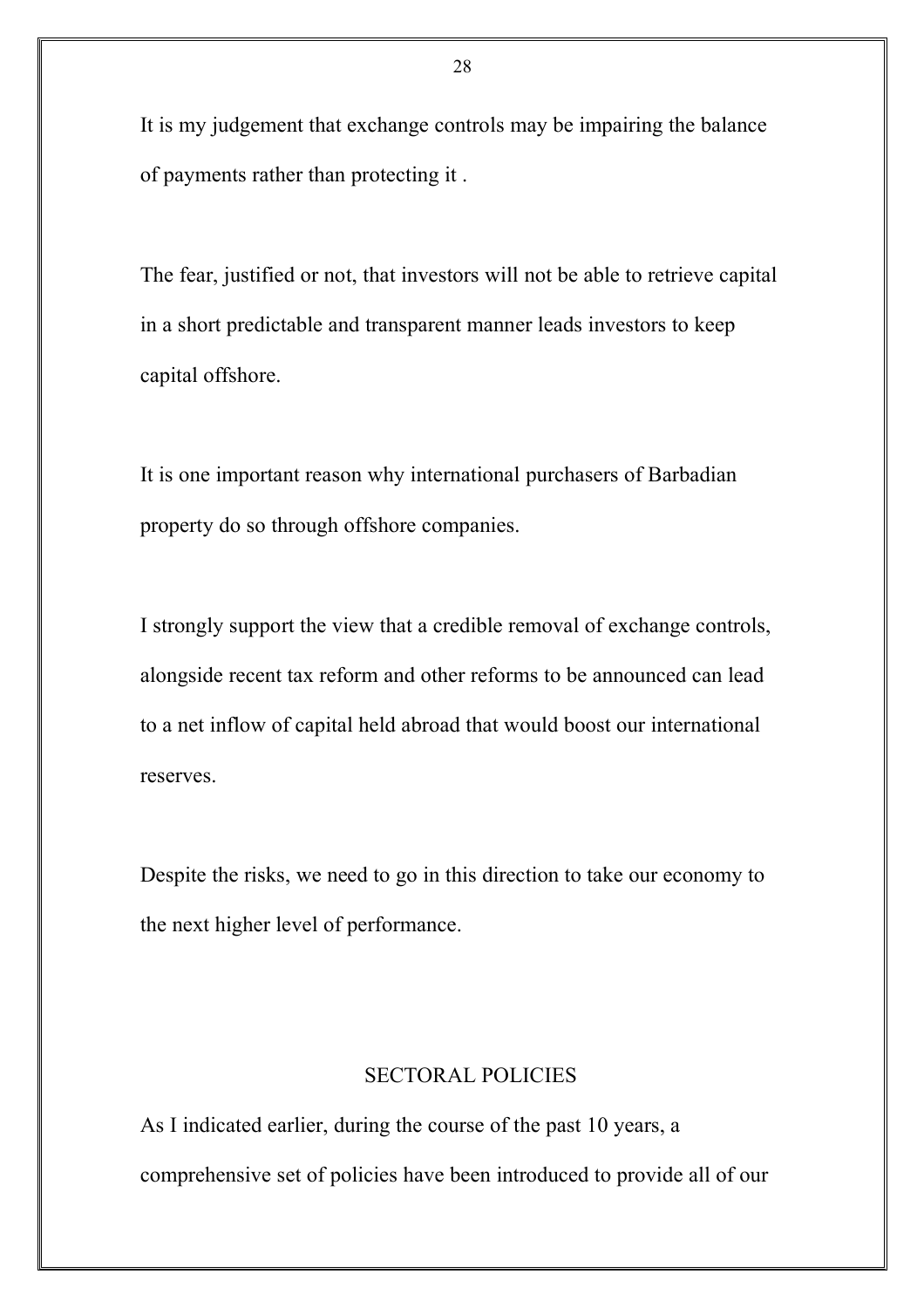It is my judgement that exchange controls may be impairing the balance of payments rather than protecting it .

The fear, justified or not, that investors will not be able to retrieve capital in a short predictable and transparent manner leads investors to keep capital offshore.

It is one important reason why international purchasers of Barbadian property do so through offshore companies.

I strongly support the view that a credible removal of exchange controls, alongside recent tax reform and other reforms to be announced can lead to a net inflow of capital held abroad that would boost our international reserves.

Despite the risks, we need to go in this direction to take our economy to the next higher level of performance.

## SECTORAL POLICIES

As I indicated earlier, during the course of the past 10 years, a comprehensive set of policies have been introduced to provide all of our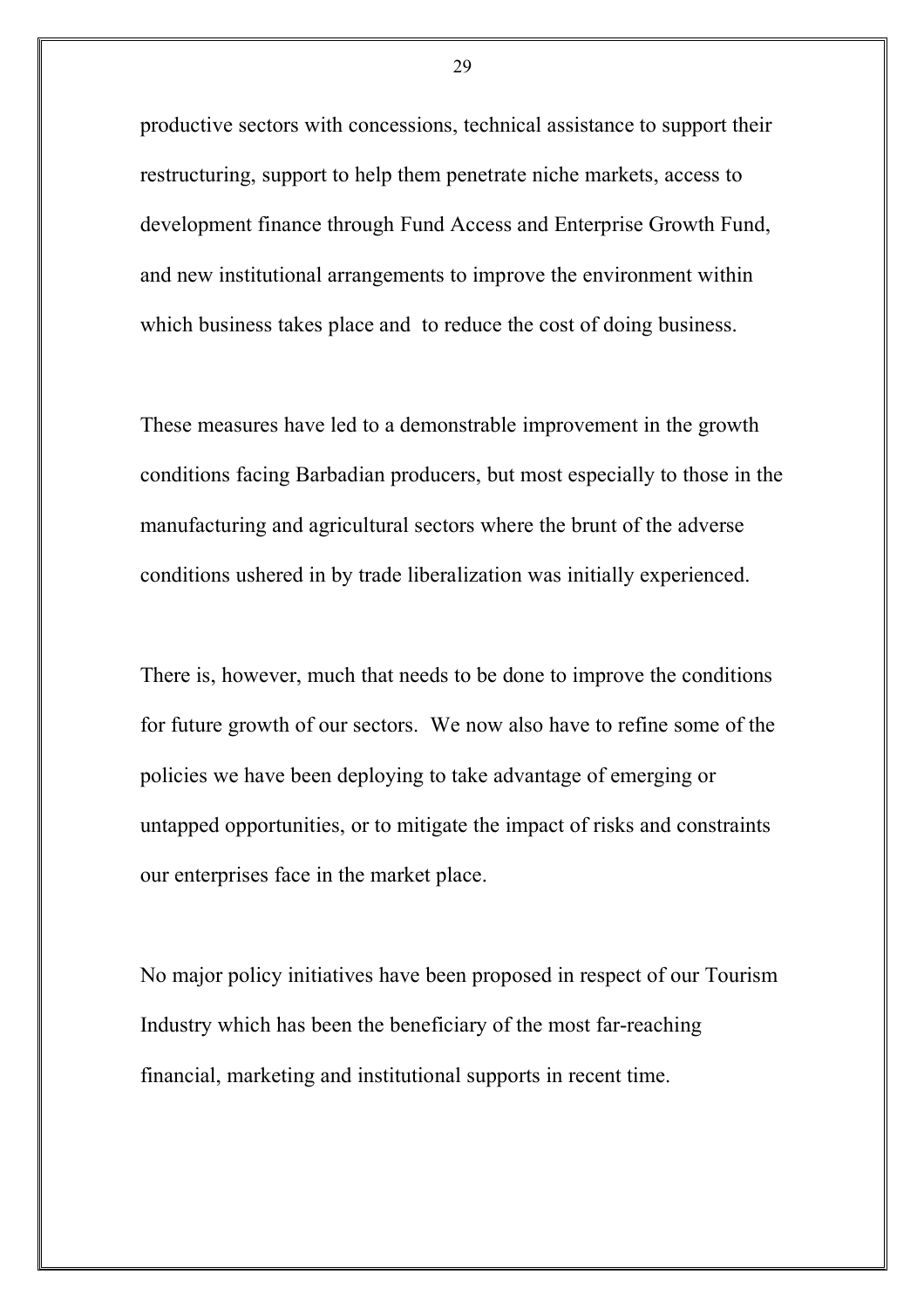productive sectors with concessions, technical assistance to support their restructuring, support to help them penetrate niche markets, access to development finance through Fund Access and Enterprise Growth Fund, and new institutional arrangements to improve the environment within which business takes place and to reduce the cost of doing business.

These measures have led to a demonstrable improvement in the growth conditions facing Barbadian producers, but most especially to those in the manufacturing and agricultural sectors where the brunt of the adverse conditions ushered in by trade liberalization was initially experienced.

There is, however, much that needs to be done to improve the conditions for future growth of our sectors. We now also have to refine some of the policies we have been deploying to take advantage of emerging or untapped opportunities, or to mitigate the impact of risks and constraints our enterprises face in the market place.

No major policy initiatives have been proposed in respect of our Tourism Industry which has been the beneficiary of the most far-reaching financial, marketing and institutional supports in recent time.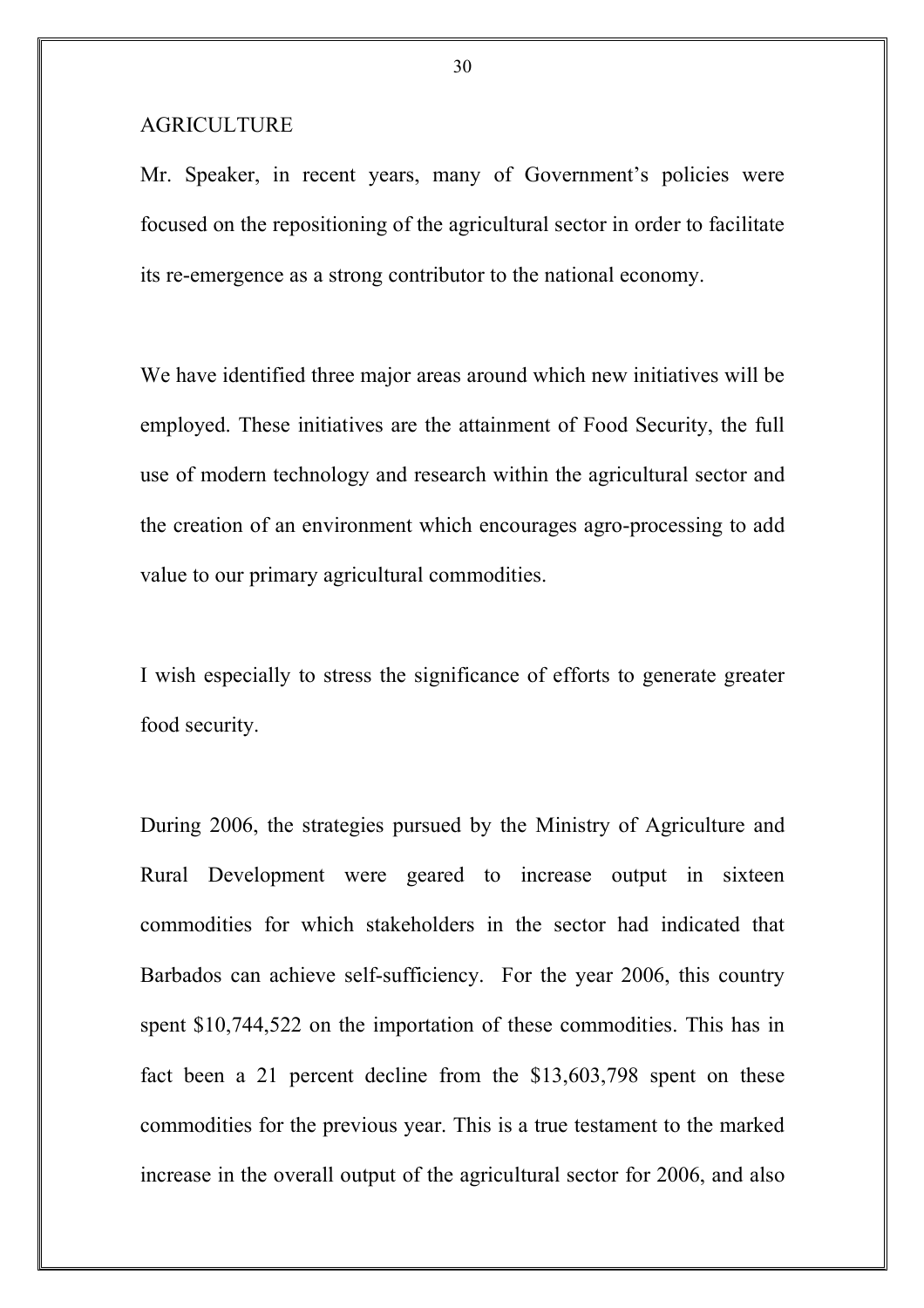## AGRICULTURE

Mr. Speaker, in recent years, many of Government's policies were focused on the repositioning of the agricultural sector in order to facilitate its re-emergence as a strong contributor to the national economy.

We have identified three major areas around which new initiatives will be employed. These initiatives are the attainment of Food Security, the full use of modern technology and research within the agricultural sector and the creation of an environment which encourages agro-processing to add value to our primary agricultural commodities.

I wish especially to stress the significance of efforts to generate greater food security.

During 2006, the strategies pursued by the Ministry of Agriculture and Rural Development were geared to increase output in sixteen commodities for which stakeholders in the sector had indicated that Barbados can achieve self-sufficiency. For the year 2006, this country spent $10,744,522 on the importation of these commodities. This has in fact been a 21 percent decline from the $13,603,798 spent on these commodities for the previous year. This is a true testament to the marked increase in the overall output of the agricultural sector for 2006, and also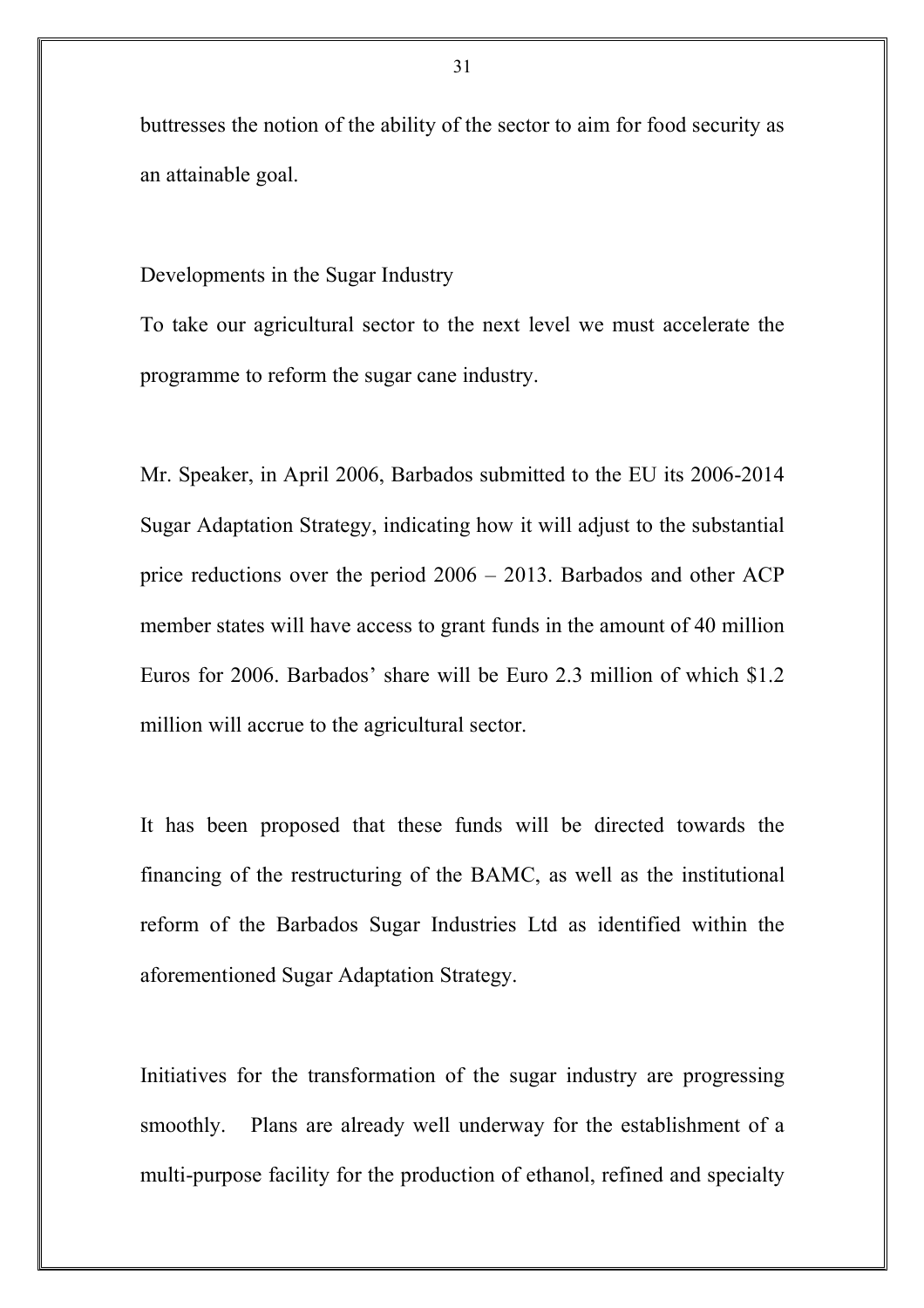buttresses the notion of the ability of the sector to aim for food security as an attainable goal.

## Developments in the Sugar Industry

To take our agricultural sector to the next level we must accelerate the programme to reform the sugar cane industry.

Mr. Speaker, in April 2006, Barbados submitted to the EU its 2006-2014 Sugar Adaptation Strategy, indicating how it will adjust to the substantial price reductions over the period 2006 – 2013. Barbados and other ACP member states will have access to grant funds in the amount of 40 million Euros for 2006. Barbados' share will be Euro 2.3 million of which $1.2 million will accrue to the agricultural sector.

It has been proposed that these funds will be directed towards the financing of the restructuring of the BAMC, as well as the institutional reform of the Barbados Sugar Industries Ltd as identified within the aforementioned Sugar Adaptation Strategy.

Initiatives for the transformation of the sugar industry are progressing smoothly. Plans are already well underway for the establishment of a multi-purpose facility for the production of ethanol, refined and specialty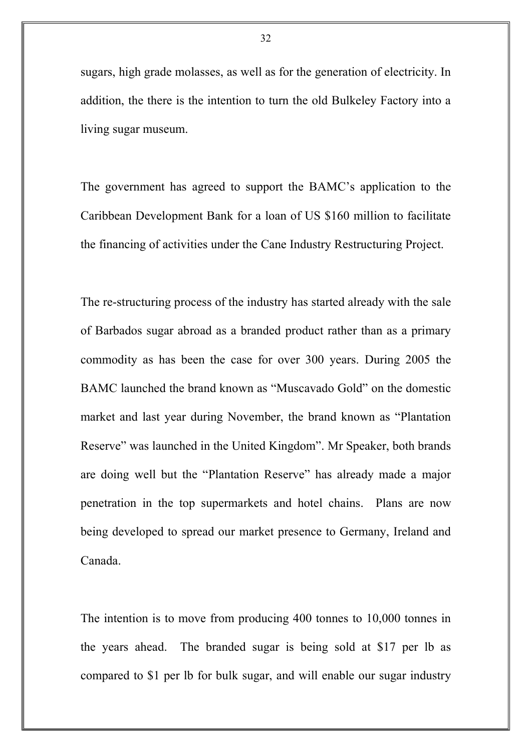sugars, high grade molasses, as well as for the generation of electricity. In addition, the there is the intention to turn the old Bulkeley Factory into a living sugar museum.

The government has agreed to support the BAMC's application to the Caribbean Development Bank for a loan of US $160 million to facilitate the financing of activities under the Cane Industry Restructuring Project.

The re-structuring process of the industry has started already with the sale of Barbados sugar abroad as a branded product rather than as a primary commodity as has been the case for over 300 years. During 2005 the BAMC launched the brand known as "Muscavado Gold" on the domestic market and last year during November, the brand known as "Plantation Reserve" was launched in the United Kingdom". Mr Speaker, both brands are doing well but the "Plantation Reserve" has already made a major penetration in the top supermarkets and hotel chains. Plans are now being developed to spread our market presence to Germany, Ireland and Canada.

The intention is to move from producing 400 tonnes to 10,000 tonnes in the years ahead. The branded sugar is being sold at $17 per lb as compared to $1 per lb for bulk sugar, and will enable our sugar industry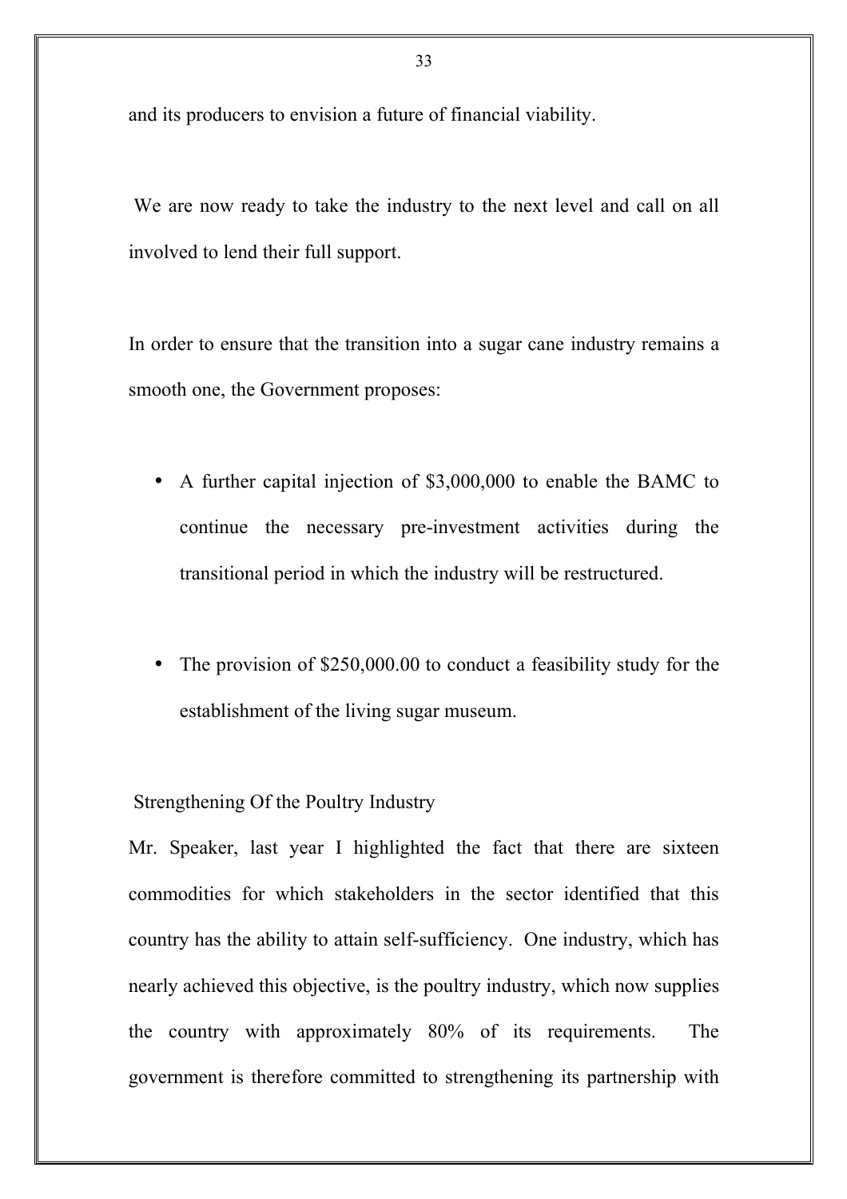and its producers to envision a future of financial viability.

We are now ready to take the industry to the next level and call on all involved to lend their full support.

In order to ensure that the transition into a sugar cane industry remains a smooth one, the Government proposes:

- A further capital injection of $3,000,000 to enable the BAMC to continue the necessary pre-investment activities during the transitional period in which the industry will be restructured.

- The provision of $250,000.00 to conduct a feasibility study for the establishment of the living sugar museum.

## Strengthening Of the Poultry Industry

Mr. Speaker, last year I highlighted the fact that there are sixteen commodities for which stakeholders in the sector identified that this country has the ability to attain self-sufficiency. One industry, which has nearly achieved this objective, is the poultry industry, which now supplies the country with approximately 80% of its requirements. The government is therefore committed to strengthening its partnership with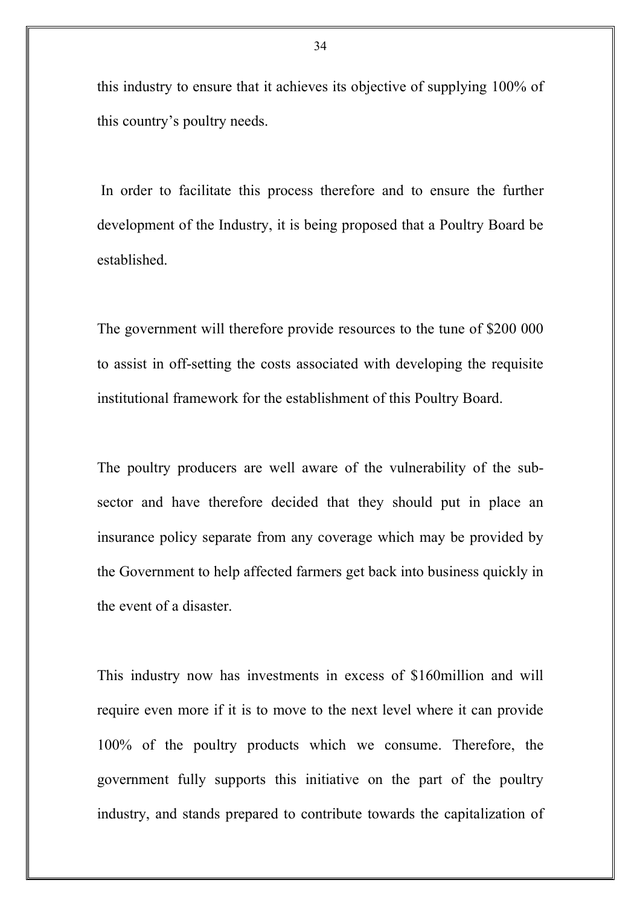this industry to ensure that it achieves its objective of supplying 100% of this country's poultry needs.

In order to facilitate this process therefore and to ensure the further development of the Industry, it is being proposed that a Poultry Board be established.

The government will therefore provide resources to the tune of $200 000 to assist in off-setting the costs associated with developing the requisite institutional framework for the establishment of this Poultry Board.

The poultry producers are well aware of the vulnerability of the sub-sector and have therefore decided that they should put in place an insurance policy separate from any coverage which may be provided by the Government to help affected farmers get back into business quickly in the event of a disaster.

This industry now has investments in excess of $160million and will require even more if it is to move to the next level where it can provide 100% of the poultry products which we consume. Therefore, the government fully supports this initiative on the part of the poultry industry, and stands prepared to contribute towards the capitalization of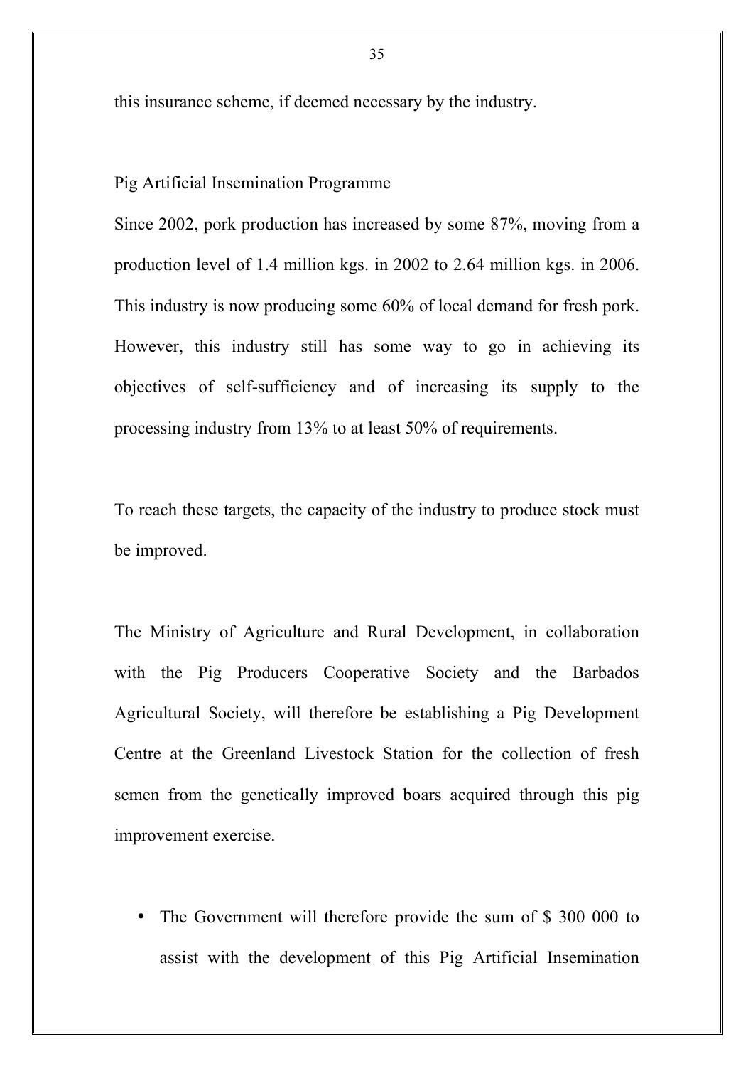this insurance scheme, if deemed necessary by the industry.

## Pig Artificial Insemination Programme

Since 2002, pork production has increased by some 87%, moving from a production level of 1.4 million kgs. in 2002 to 2.64 million kgs. in 2006. This industry is now producing some 60% of local demand for fresh pork. However, this industry still has some way to go in achieving its objectives of self-sufficiency and of increasing its supply to the processing industry from 13% to at least 50% of requirements.

To reach these targets, the capacity of the industry to produce stock must be improved.

The Ministry of Agriculture and Rural Development, in collaboration with the Pig Producers Cooperative Society and the Barbados Agricultural Society, will therefore be establishing a Pig Development Centre at the Greenland Livestock Station for the collection of fresh semen from the genetically improved boars acquired through this pig improvement exercise.

- The Government will therefore provide the sum of $ 300 000 to assist with the development of this Pig Artificial Insemination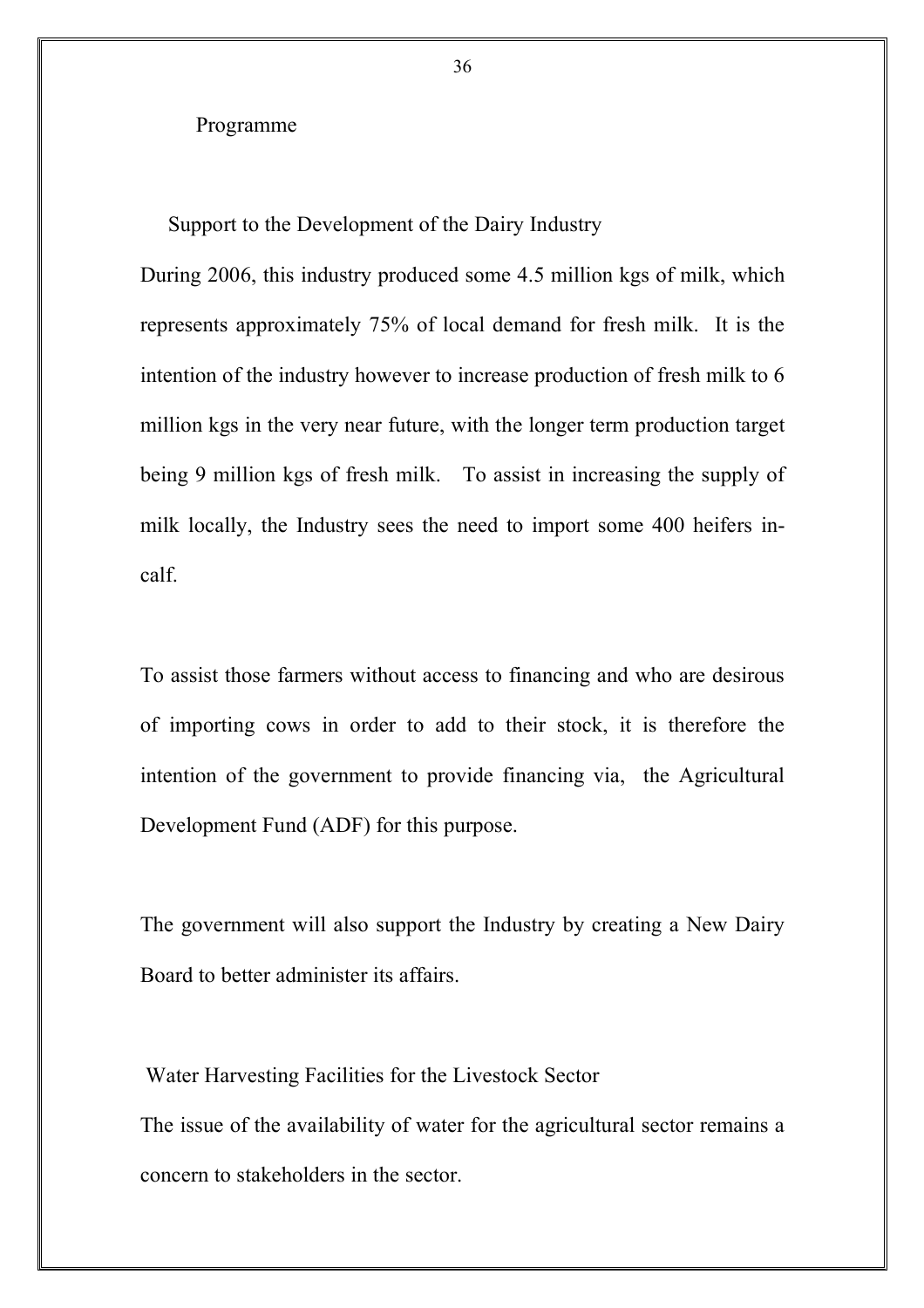Programme

## Support to the Development of the Dairy Industry

During 2006, this industry produced some 4.5 million kgs of milk, which represents approximately 75% of local demand for fresh milk. It is the intention of the industry however to increase production of fresh milk to 6 million kgs in the very near future, with the longer term production target being 9 million kgs of fresh milk. To assist in increasing the supply of milk locally, the Industry sees the need to import some 400 heifers in-calf.

To assist those farmers without access to financing and who are desirous of importing cows in order to add to their stock, it is therefore the intention of the government to provide financing via, the Agricultural Development Fund (ADF) for this purpose.

The government will also support the Industry by creating a New Dairy Board to better administer its affairs.

## Water Harvesting Facilities for the Livestock Sector

The issue of the availability of water for the agricultural sector remains a concern to stakeholders in the sector.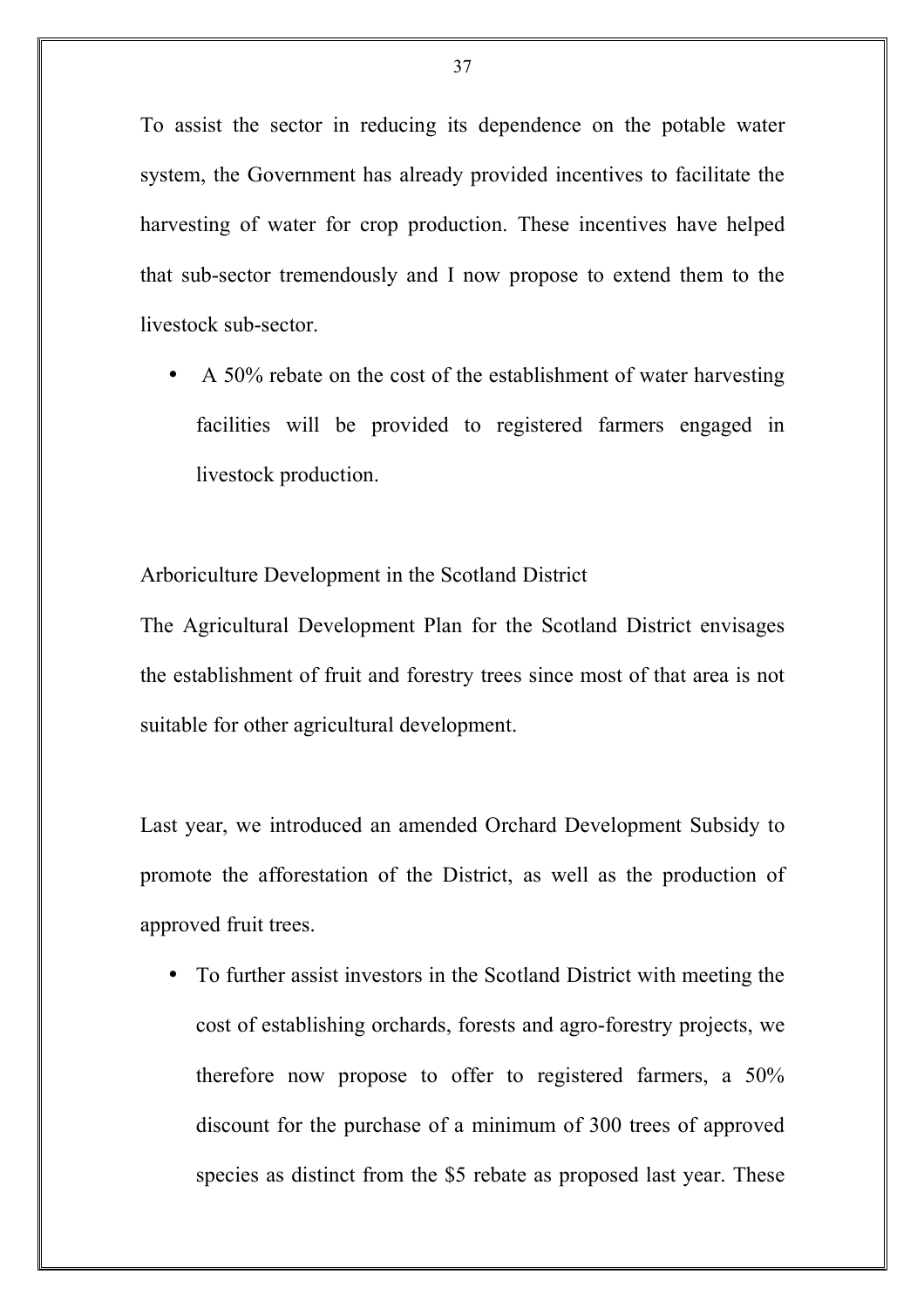To assist the sector in reducing its dependence on the potable water system, the Government has already provided incentives to facilitate the harvesting of water for crop production. These incentives have helped that sub-sector tremendously and I now propose to extend them to the livestock sub-sector.

- A 50% rebate on the cost of the establishment of water harvesting facilities will be provided to registered farmers engaged in livestock production.

Arboriculture Development in the Scotland District

The Agricultural Development Plan for the Scotland District envisages the establishment of fruit and forestry trees since most of that area is not suitable for other agricultural development.

Last year, we introduced an amended Orchard Development Subsidy to promote the afforestation of the District, as well as the production of approved fruit trees.

- To further assist investors in the Scotland District with meeting the cost of establishing orchards, forests and agro-forestry projects, we therefore now propose to offer to registered farmers, a 50% discount for the purchase of a minimum of 300 trees of approved species as distinct from the $5 rebate as proposed last year. These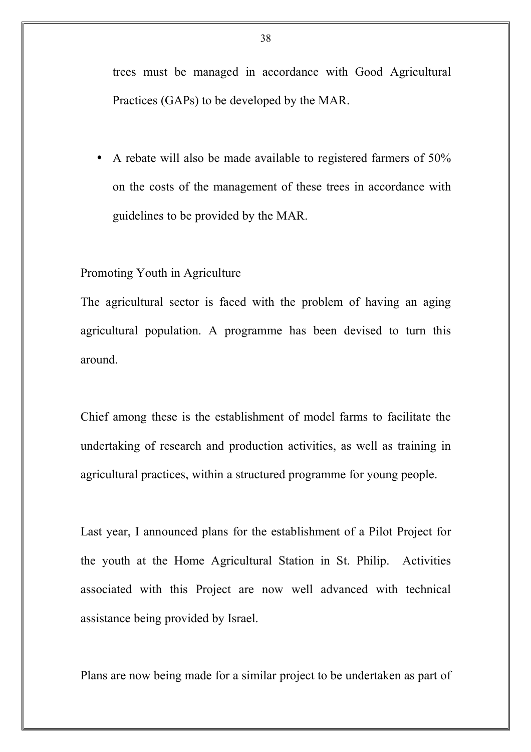trees must be managed in accordance with Good Agricultural Practices (GAPs) to be developed by the MAR.

- A rebate will also be made available to registered farmers of 50% on the costs of the management of these trees in accordance with guidelines to be provided by the MAR.

Promoting Youth in Agriculture

The agricultural sector is faced with the problem of having an aging agricultural population. A programme has been devised to turn this around.

Chief among these is the establishment of model farms to facilitate the undertaking of research and production activities, as well as training in agricultural practices, within a structured programme for young people.

Last year, I announced plans for the establishment of a Pilot Project for the youth at the Home Agricultural Station in St. Philip. Activities associated with this Project are now well advanced with technical assistance being provided by Israel.

Plans are now being made for a similar project to be undertaken as part of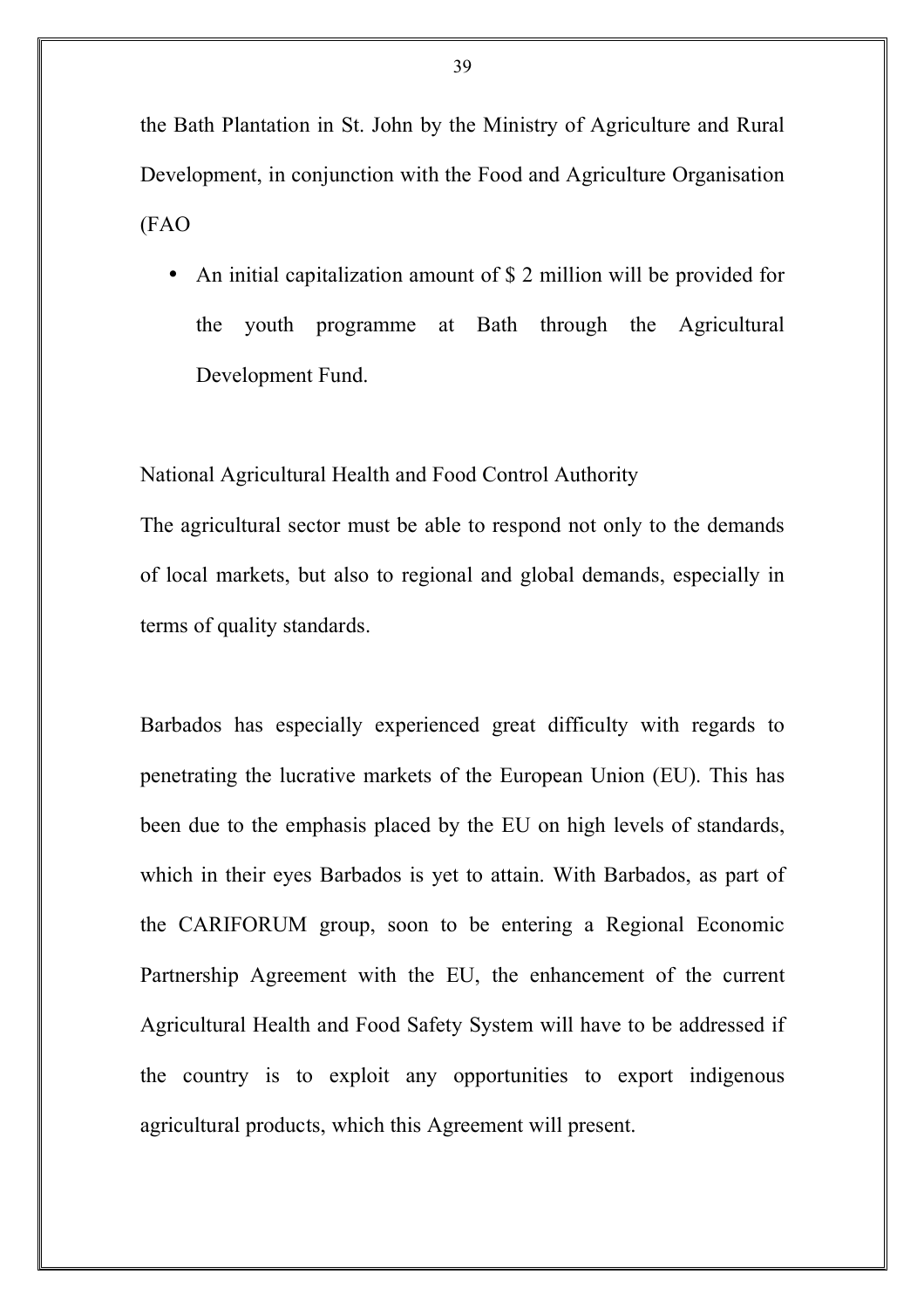the Bath Plantation in St. John by the Ministry of Agriculture and Rural Development, in conjunction with the Food and Agriculture Organisation (FAO

- An initial capitalization amount of $ 2 million will be provided for the youth programme at Bath through the Agricultural Development Fund.

National Agricultural Health and Food Control Authority

The agricultural sector must be able to respond not only to the demands of local markets, but also to regional and global demands, especially in terms of quality standards.

Barbados has especially experienced great difficulty with regards to penetrating the lucrative markets of the European Union (EU). This has been due to the emphasis placed by the EU on high levels of standards, which in their eyes Barbados is yet to attain. With Barbados, as part of the CARIFORUM group, soon to be entering a Regional Economic Partnership Agreement with the EU, the enhancement of the current Agricultural Health and Food Safety System will have to be addressed if the country is to exploit any opportunities to export indigenous agricultural products, which this Agreement will present.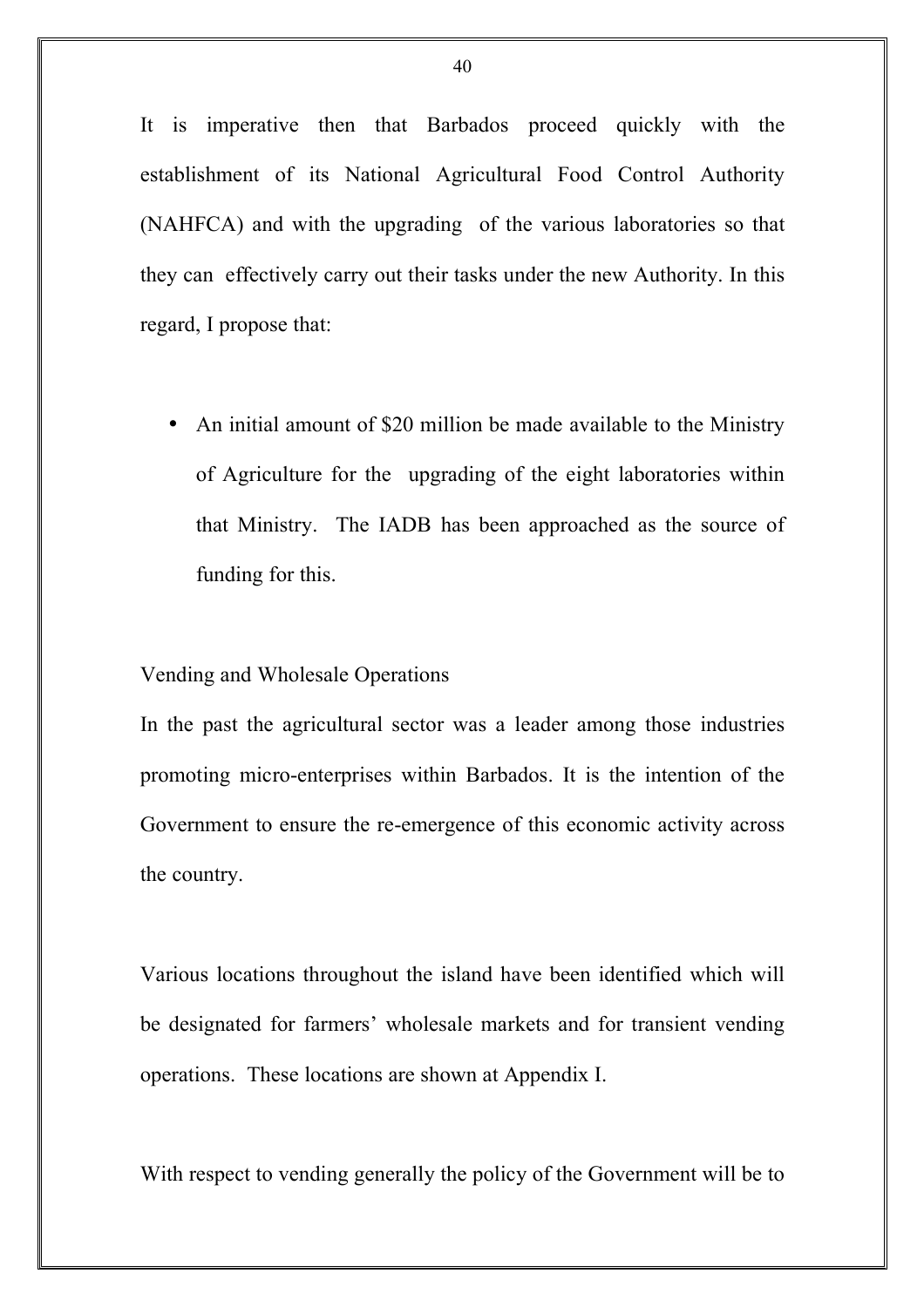It is imperative then that Barbados proceed quickly with the establishment of its National Agricultural Food Control Authority (NAHFCA) and with the upgrading of the various laboratories so that they can effectively carry out their tasks under the new Authority. In this regard, I propose that:

- An initial amount of $20 million be made available to the Ministry of Agriculture for the upgrading of the eight laboratories within that Ministry. The IADB has been approached as the source of funding for this.

Vending and Wholesale Operations

In the past the agricultural sector was a leader among those industries promoting micro-enterprises within Barbados. It is the intention of the Government to ensure the re-emergence of this economic activity across the country.

Various locations throughout the island have been identified which will be designated for farmers' wholesale markets and for transient vending operations. These locations are shown at Appendix I.

With respect to vending generally the policy of the Government will be to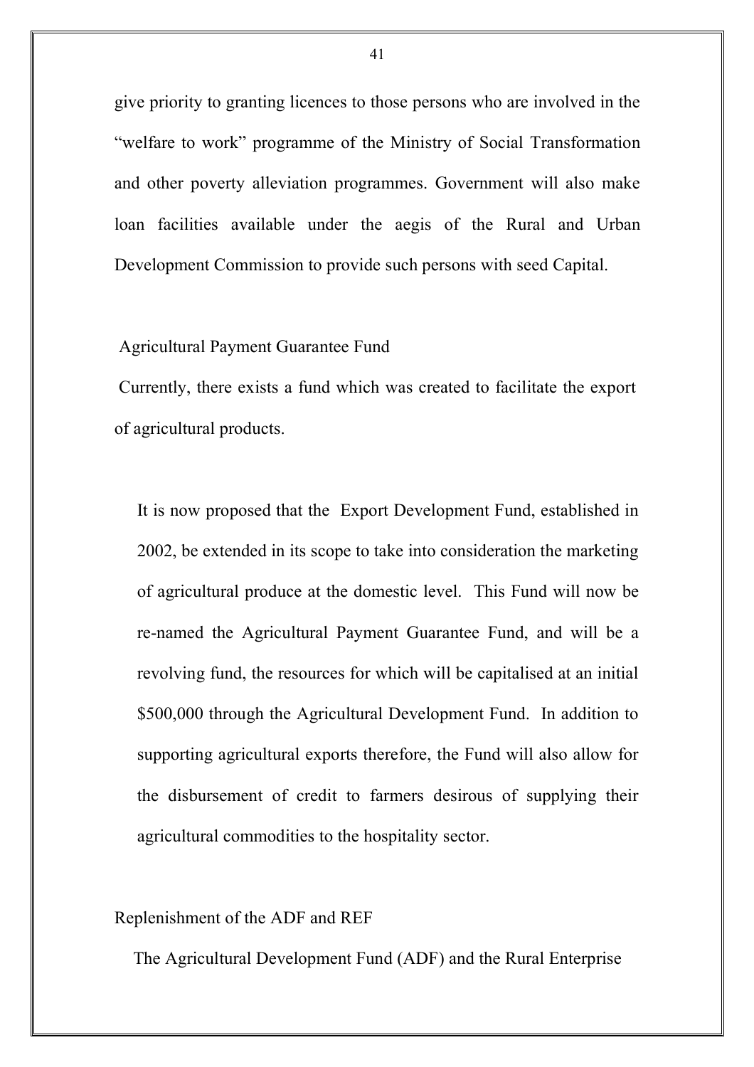give priority to granting licences to those persons who are involved in the "welfare to work" programme of the Ministry of Social Transformation and other poverty alleviation programmes. Government will also make loan facilities available under the aegis of the Rural and Urban Development Commission to provide such persons with seed Capital.

## Agricultural Payment Guarantee Fund

Currently, there exists a fund which was created to facilitate the export of agricultural products.

It is now proposed that the Export Development Fund, established in 2002, be extended in its scope to take into consideration the marketing of agricultural produce at the domestic level. This Fund will now be re-named the Agricultural Payment Guarantee Fund, and will be a revolving fund, the resources for which will be capitalised at an initial $500,000 through the Agricultural Development Fund. In addition to supporting agricultural exports therefore, the Fund will also allow for the disbursement of credit to farmers desirous of supplying their agricultural commodities to the hospitality sector.

## Replenishment of the ADF and REF

The Agricultural Development Fund (ADF) and the Rural Enterprise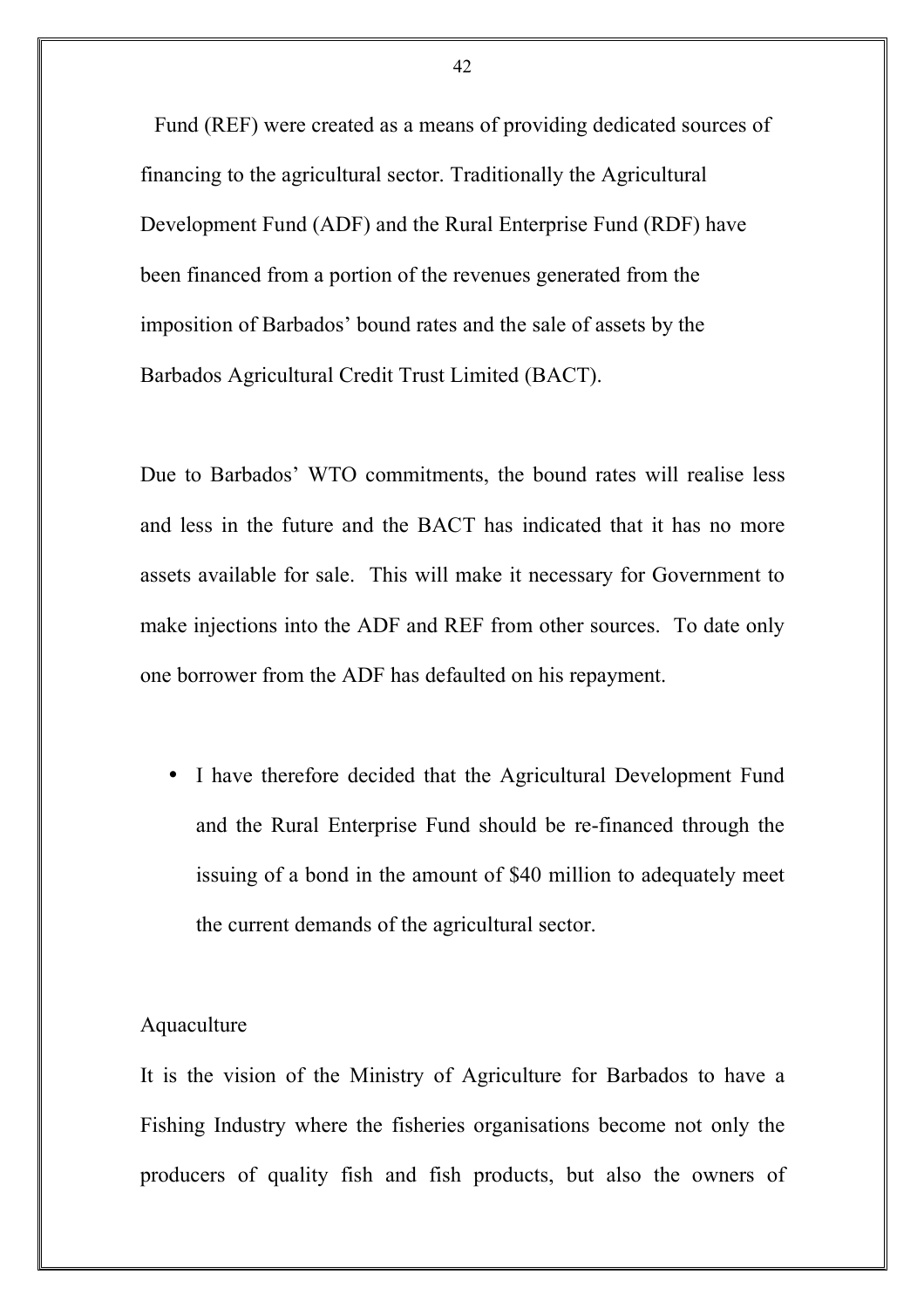Fund (REF) were created as a means of providing dedicated sources of financing to the agricultural sector. Traditionally the Agricultural Development Fund (ADF) and the Rural Enterprise Fund (RDF) have been financed from a portion of the revenues generated from the imposition of Barbados' bound rates and the sale of assets by the Barbados Agricultural Credit Trust Limited (BACT).

Due to Barbados' WTO commitments, the bound rates will realise less and less in the future and the BACT has indicated that it has no more assets available for sale. This will make it necessary for Government to make injections into the ADF and REF from other sources. To date only one borrower from the ADF has defaulted on his repayment.

- I have therefore decided that the Agricultural Development Fund and the Rural Enterprise Fund should be re-financed through the issuing of a bond in the amount of $40 million to adequately meet the current demands of the agricultural sector.

Aquaculture

It is the vision of the Ministry of Agriculture for Barbados to have a Fishing Industry where the fisheries organisations become not only the producers of quality fish and fish products, but also the owners of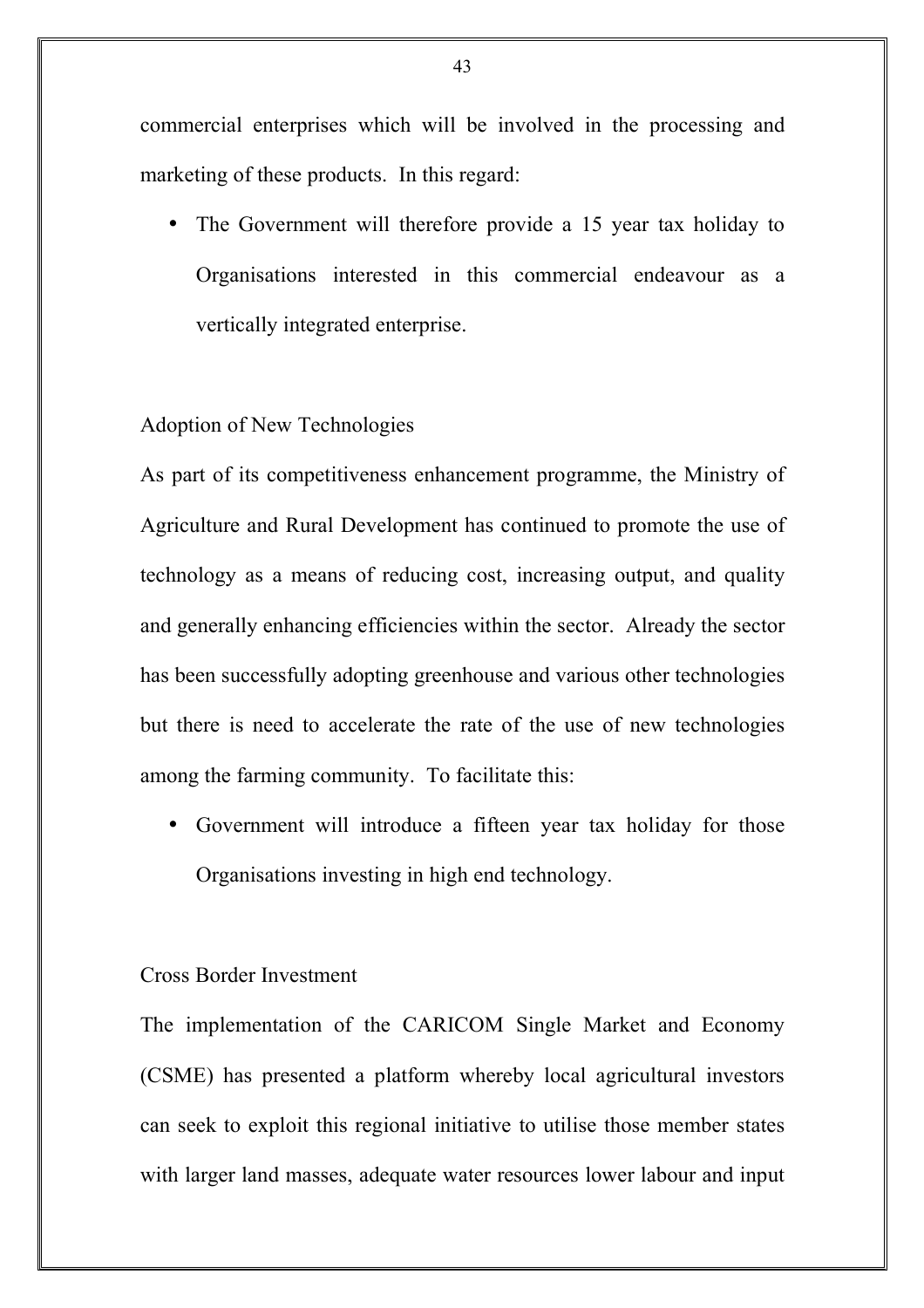commercial enterprises which will be involved in the processing and marketing of these products. In this regard:

- The Government will therefore provide a 15 year tax holiday to Organisations interested in this commercial endeavour as a vertically integrated enterprise.

### Adoption of New Technologies

As part of its competitiveness enhancement programme, the Ministry of Agriculture and Rural Development has continued to promote the use of technology as a means of reducing cost, increasing output, and quality and generally enhancing efficiencies within the sector. Already the sector has been successfully adopting greenhouse and various other technologies but there is need to accelerate the rate of the use of new technologies among the farming community. To facilitate this:

- Government will introduce a fifteen year tax holiday for those Organisations investing in high end technology.

### Cross Border Investment

The implementation of the CARICOM Single Market and Economy (CSME) has presented a platform whereby local agricultural investors can seek to exploit this regional initiative to utilise those member states with larger land masses, adequate water resources lower labour and input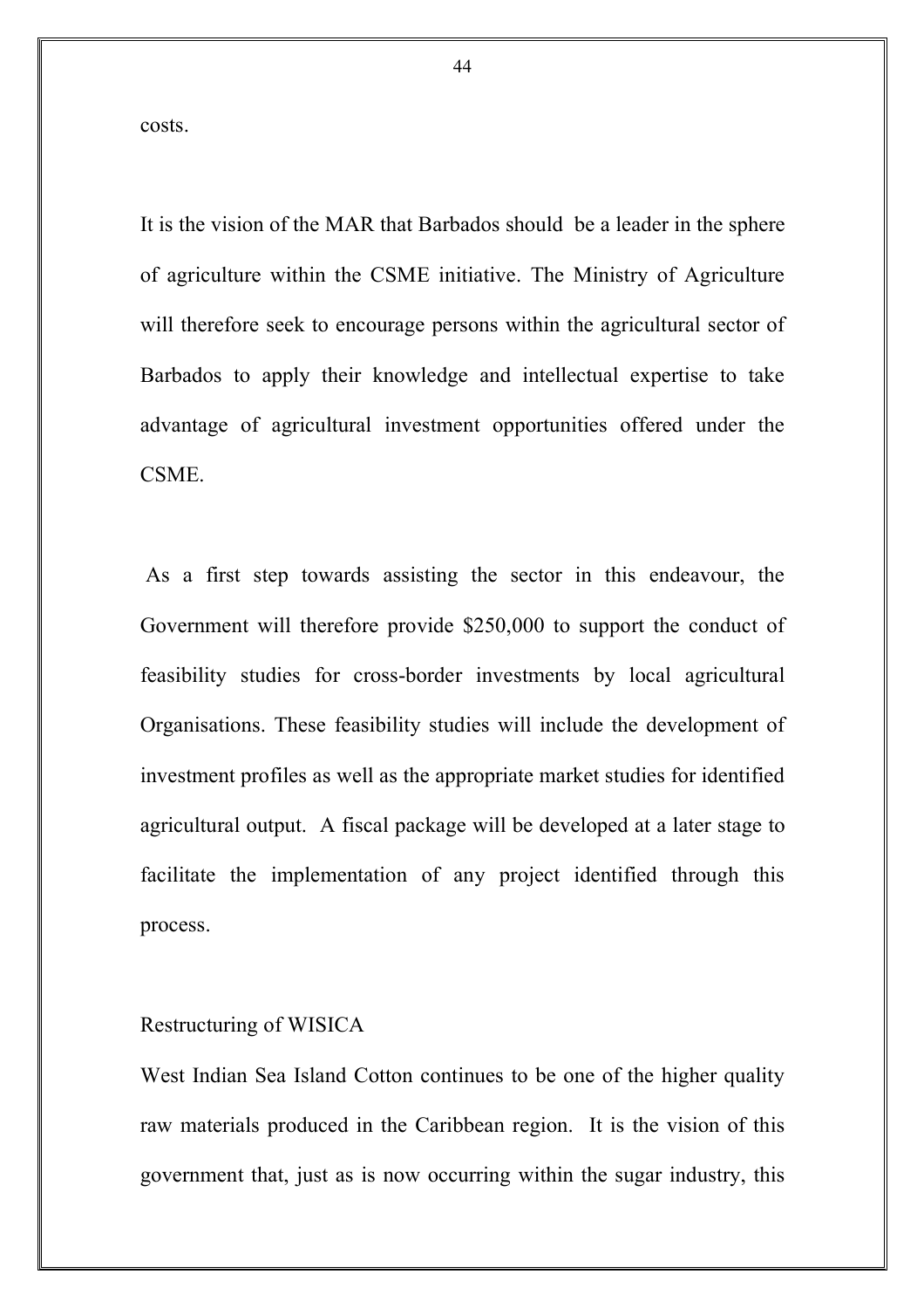costs.

It is the vision of the MAR that Barbados should be a leader in the sphere of agriculture within the CSME initiative. The Ministry of Agriculture will therefore seek to encourage persons within the agricultural sector of Barbados to apply their knowledge and intellectual expertise to take advantage of agricultural investment opportunities offered under the CSME.

As a first step towards assisting the sector in this endeavour, the Government will therefore provide $250,000 to support the conduct of feasibility studies for cross-border investments by local agricultural Organisations. These feasibility studies will include the development of investment profiles as well as the appropriate market studies for identified agricultural output. A fiscal package will be developed at a later stage to facilitate the implementation of any project identified through this process.

Restructuring of WISICA

West Indian Sea Island Cotton continues to be one of the higher quality raw materials produced in the Caribbean region. It is the vision of this government that, just as is now occurring within the sugar industry, this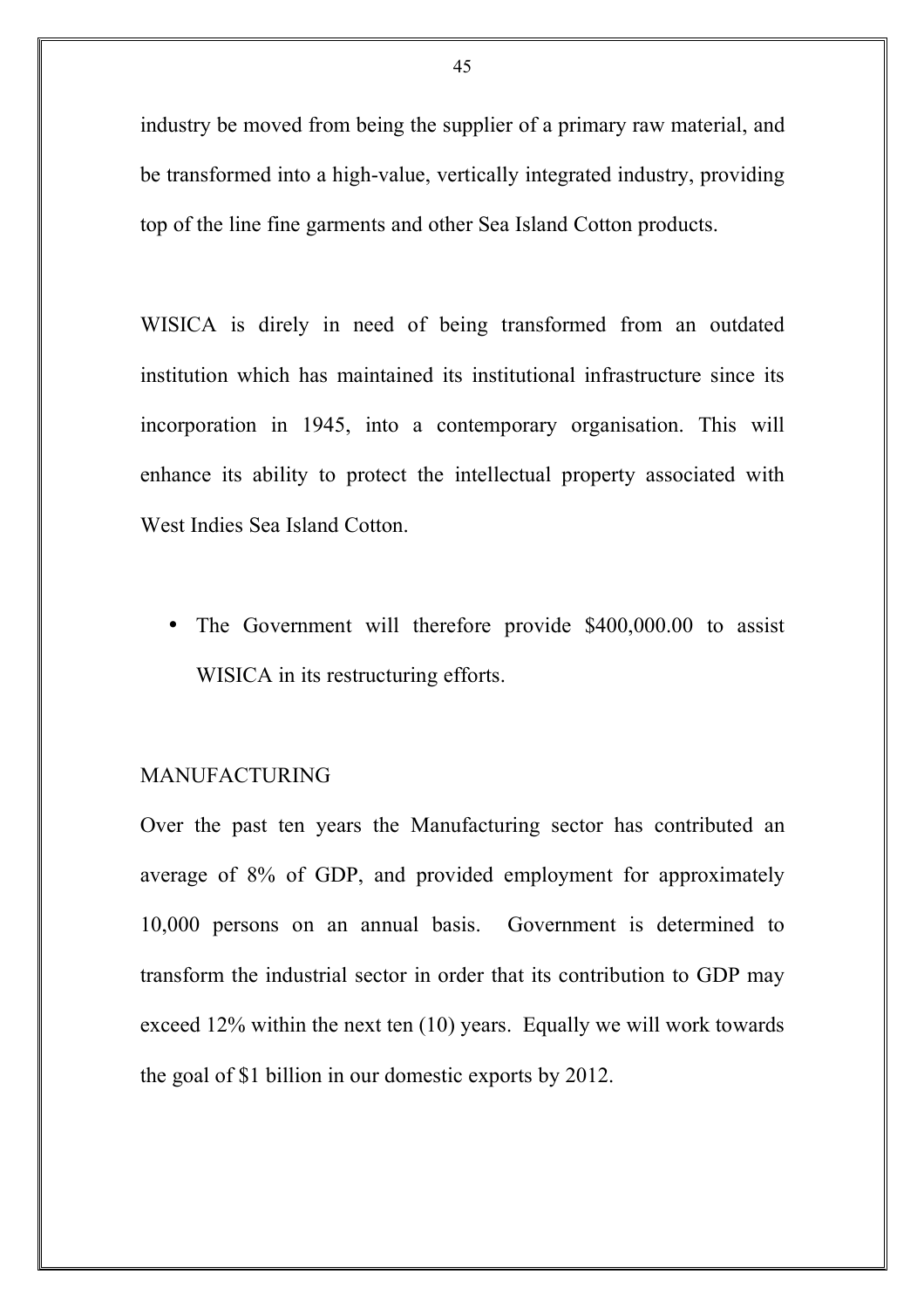industry be moved from being the supplier of a primary raw material, and be transformed into a high-value, vertically integrated industry, providing top of the line fine garments and other Sea Island Cotton products.

WISICA is direly in need of being transformed from an outdated institution which has maintained its institutional infrastructure since its incorporation in 1945, into a contemporary organisation. This will enhance its ability to protect the intellectual property associated with West Indies Sea Island Cotton.

- The Government will therefore provide $400,000.00 to assist WISICA in its restructuring efforts.

## MANUFACTURING

Over the past ten years the Manufacturing sector has contributed an average of 8% of GDP, and provided employment for approximately 10,000 persons on an annual basis. Government is determined to transform the industrial sector in order that its contribution to GDP may exceed 12% within the next ten (10) years. Equally we will work towards the goal of $1 billion in our domestic exports by 2012.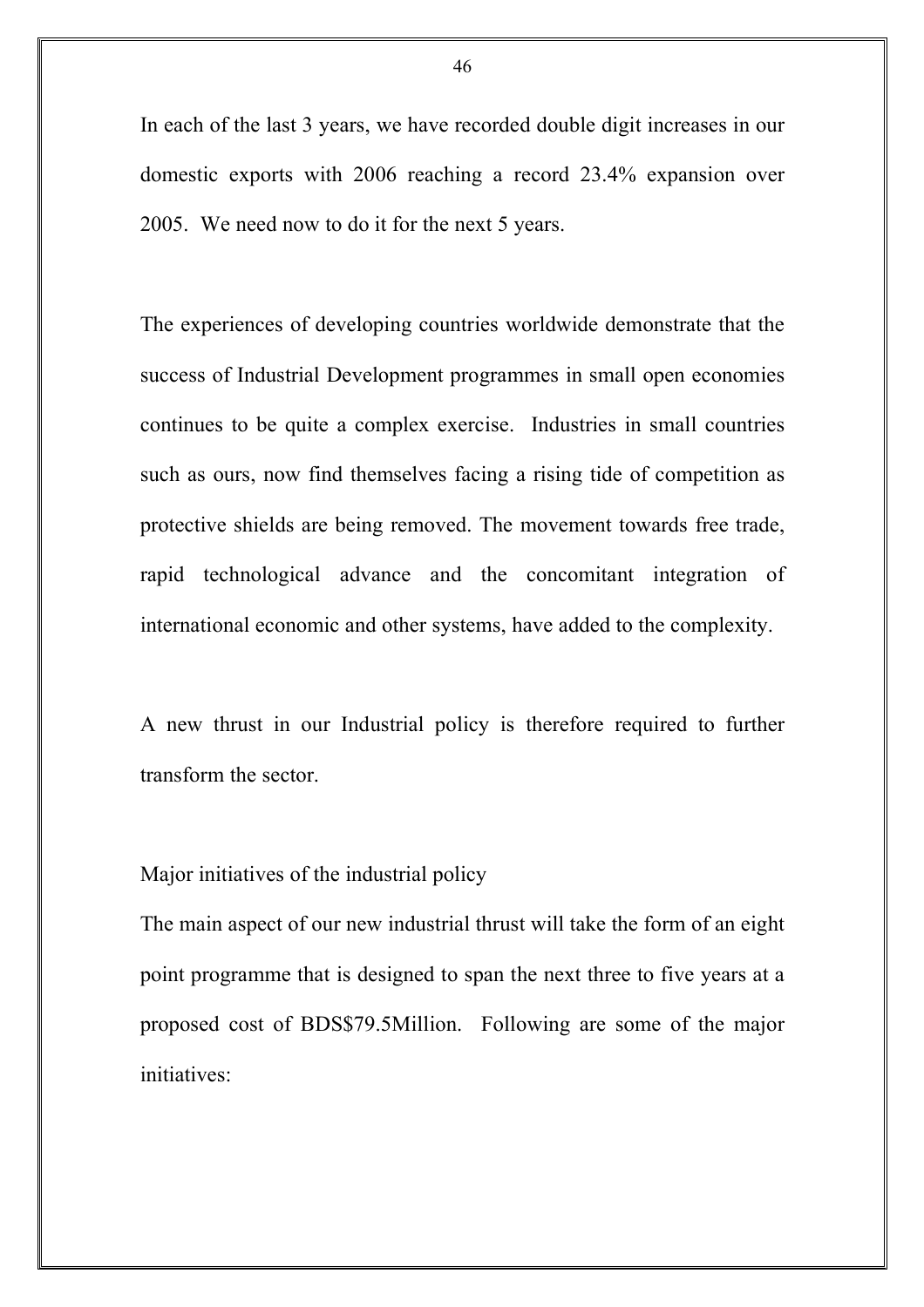In each of the last 3 years, we have recorded double digit increases in our domestic exports with 2006 reaching a record 23.4% expansion over 2005. We need now to do it for the next 5 years.

The experiences of developing countries worldwide demonstrate that the success of Industrial Development programmes in small open economies continues to be quite a complex exercise. Industries in small countries such as ours, now find themselves facing a rising tide of competition as protective shields are being removed. The movement towards free trade, rapid technological advance and the concomitant integration of international economic and other systems, have added to the complexity.

A new thrust in our Industrial policy is therefore required to further transform the sector.

## Major initiatives of the industrial policy

The main aspect of our new industrial thrust will take the form of an eight point programme that is designed to span the next three to five years at a proposed cost of BDS$79.5Million. Following are some of the major initiatives: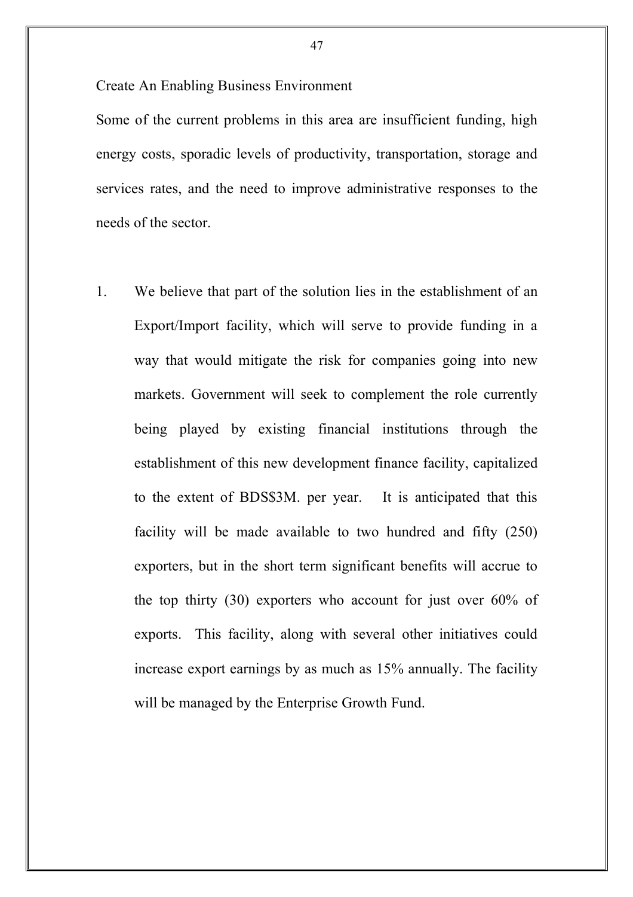Create An Enabling Business Environment

Some of the current problems in this area are insufficient funding, high energy costs, sporadic levels of productivity, transportation, storage and services rates, and the need to improve administrative responses to the needs of the sector.

1. We believe that part of the solution lies in the establishment of an Export/Import facility, which will serve to provide funding in a way that would mitigate the risk for companies going into new markets. Government will seek to complement the role currently being played by existing financial institutions through the establishment of this new development finance facility, capitalized to the extent of BDS$3M. per year. It is anticipated that this facility will be made available to two hundred and fifty (250) exporters, but in the short term significant benefits will accrue to the top thirty (30) exporters who account for just over 60% of exports. This facility, along with several other initiatives could increase export earnings by as much as 15% annually. The facility will be managed by the Enterprise Growth Fund.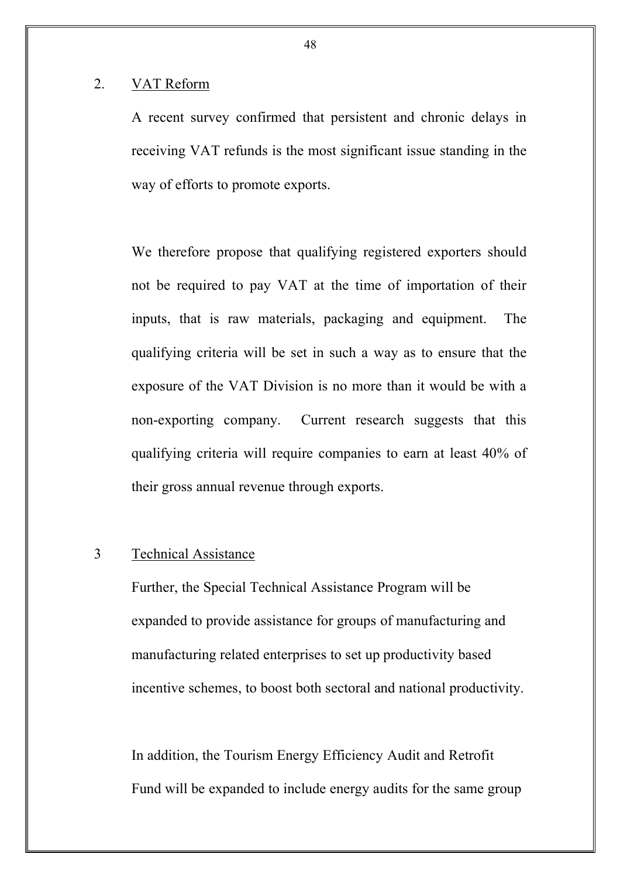2. <u>VAT Reform</u>

A recent survey confirmed that persistent and chronic delays in receiving VAT refunds is the most significant issue standing in the way of efforts to promote exports.

We therefore propose that qualifying registered exporters should not be required to pay VAT at the time of importation of their inputs, that is raw materials, packaging and equipment. The qualifying criteria will be set in such a way as to ensure that the exposure of the VAT Division is no more than it would be with a non-exporting company. Current research suggests that this qualifying criteria will require companies to earn at least 40% of their gross annual revenue through exports.

3 <u>Technical Assistance</u>

Further, the Special Technical Assistance Program will be expanded to provide assistance for groups of manufacturing and manufacturing related enterprises to set up productivity based incentive schemes, to boost both sectoral and national productivity.

In addition, the Tourism Energy Efficiency Audit and Retrofit Fund will be expanded to include energy audits for the same group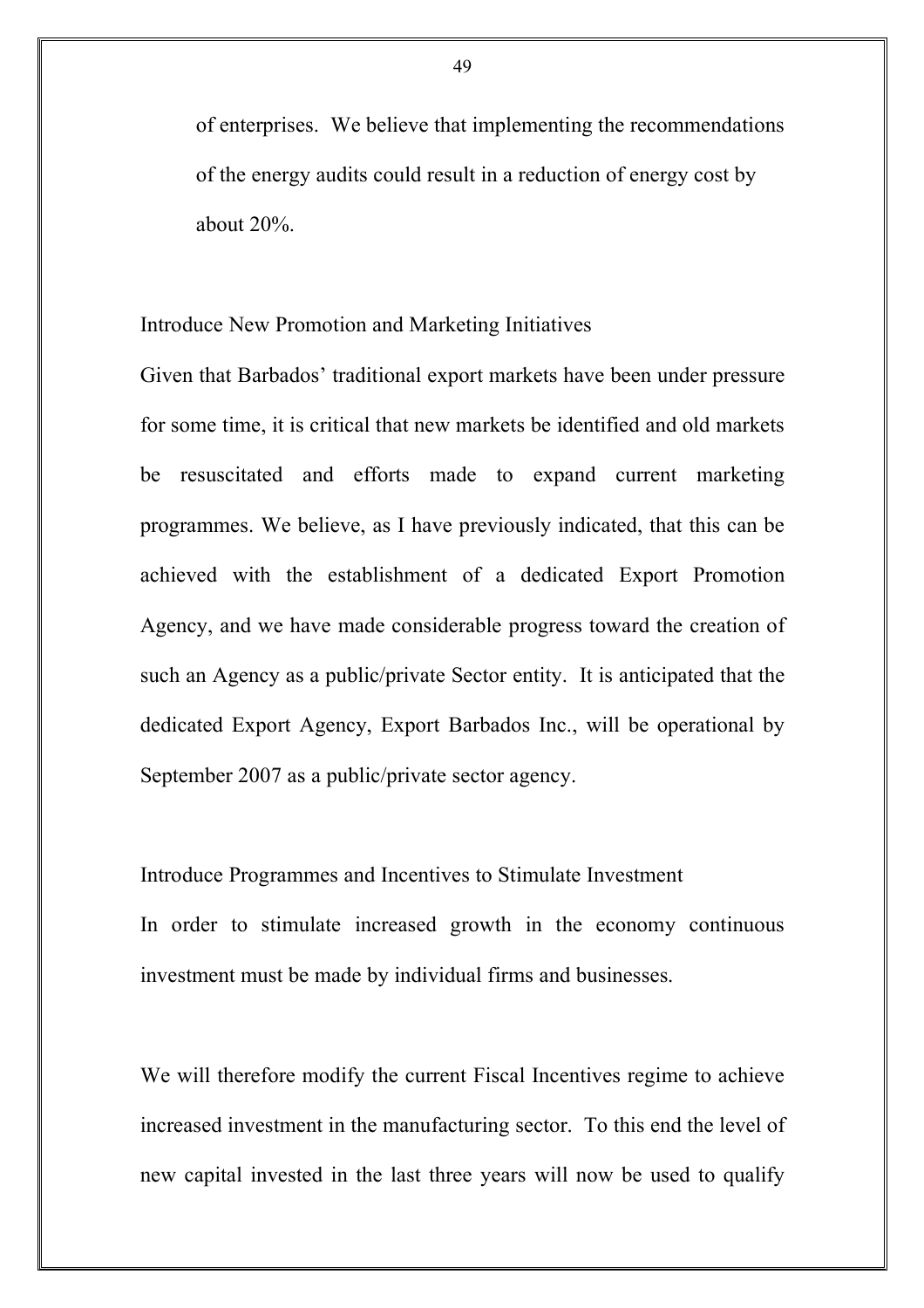of enterprises. We believe that implementing the recommendations of the energy audits could result in a reduction of energy cost by about 20%.

Introduce New Promotion and Marketing Initiatives

Given that Barbados' traditional export markets have been under pressure for some time, it is critical that new markets be identified and old markets be resuscitated and efforts made to expand current marketing programmes. We believe, as I have previously indicated, that this can be achieved with the establishment of a dedicated Export Promotion Agency, and we have made considerable progress toward the creation of such an Agency as a public/private Sector entity. It is anticipated that the dedicated Export Agency, Export Barbados Inc., will be operational by September 2007 as a public/private sector agency.

Introduce Programmes and Incentives to Stimulate Investment

In order to stimulate increased growth in the economy continuous investment must be made by individual firms and businesses.

We will therefore modify the current Fiscal Incentives regime to achieve increased investment in the manufacturing sector. To this end the level of new capital invested in the last three years will now be used to qualify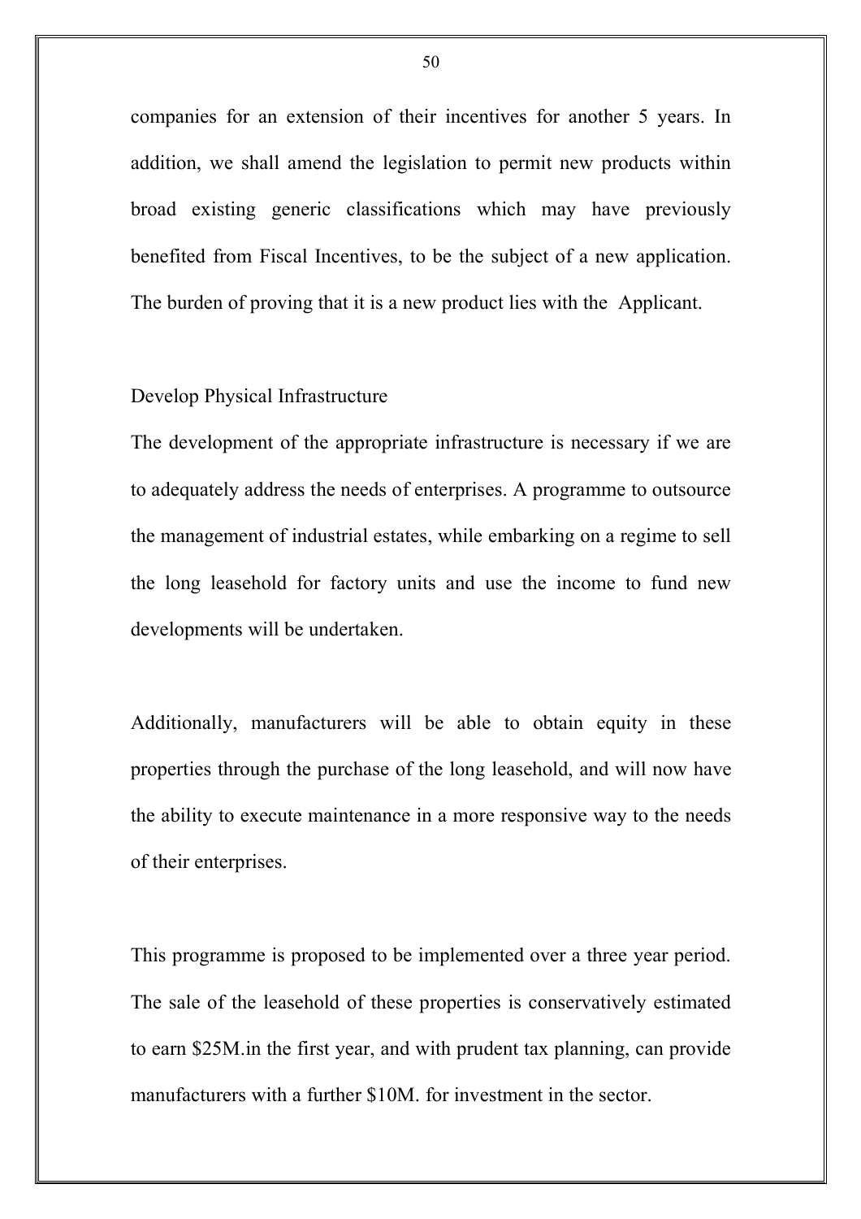companies for an extension of their incentives for another 5 years. In addition, we shall amend the legislation to permit new products within broad existing generic classifications which may have previously benefited from Fiscal Incentives, to be the subject of a new application. The burden of proving that it is a new product lies with the Applicant.

Develop Physical Infrastructure

The development of the appropriate infrastructure is necessary if we are to adequately address the needs of enterprises. A programme to outsource the management of industrial estates, while embarking on a regime to sell the long leasehold for factory units and use the income to fund new developments will be undertaken.

Additionally, manufacturers will be able to obtain equity in these properties through the purchase of the long leasehold, and will now have the ability to execute maintenance in a more responsive way to the needs of their enterprises.

This programme is proposed to be implemented over a three year period. The sale of the leasehold of these properties is conservatively estimated to earn $25M.in the first year, and with prudent tax planning, can provide manufacturers with a further $10M. for investment in the sector.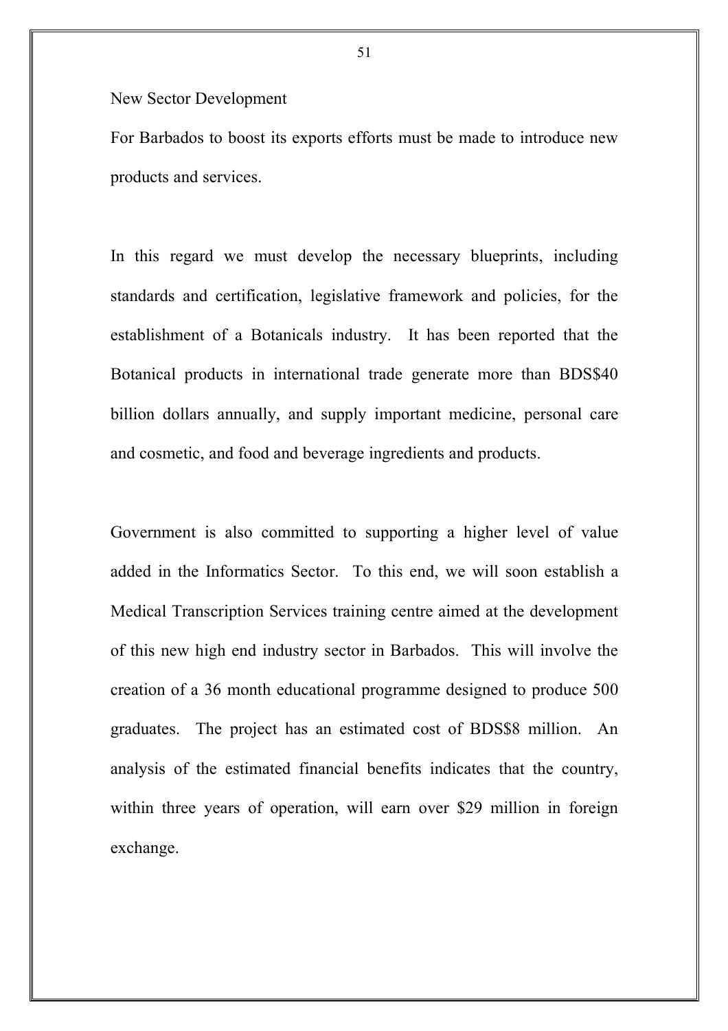## New Sector Development

For Barbados to boost its exports efforts must be made to introduce new products and services.

In this regard we must develop the necessary blueprints, including standards and certification, legislative framework and policies, for the establishment of a Botanicals industry. It has been reported that the Botanical products in international trade generate more than BDS$40 billion dollars annually, and supply important medicine, personal care and cosmetic, and food and beverage ingredients and products.

Government is also committed to supporting a higher level of value added in the Informatics Sector. To this end, we will soon establish a Medical Transcription Services training centre aimed at the development of this new high end industry sector in Barbados. This will involve the creation of a 36 month educational programme designed to produce 500 graduates. The project has an estimated cost of BDS$8 million. An analysis of the estimated financial benefits indicates that the country, within three years of operation, will earn over $29 million in foreign exchange.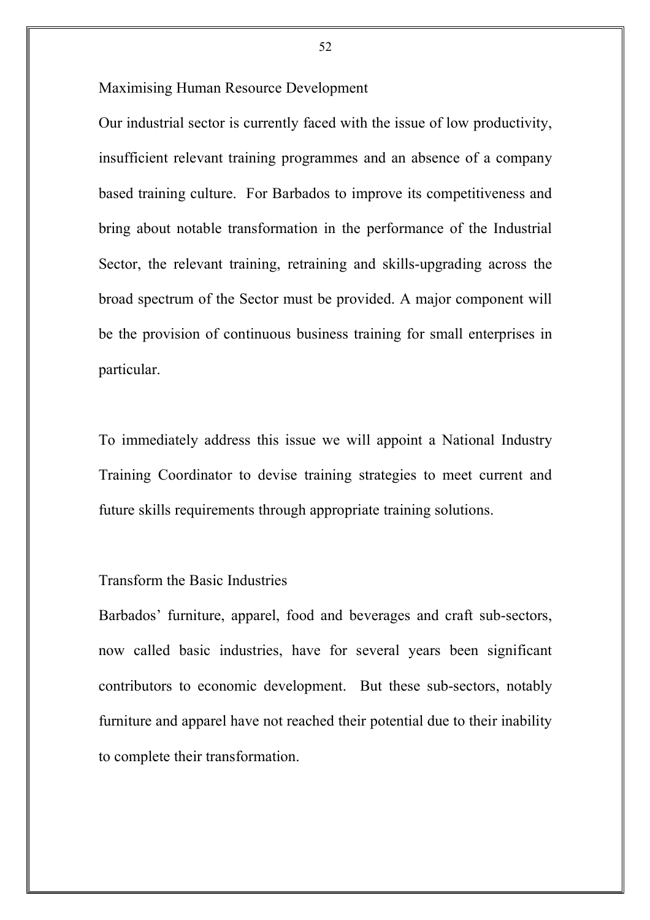## Maximising Human Resource Development

Our industrial sector is currently faced with the issue of low productivity, insufficient relevant training programmes and an absence of a company based training culture. For Barbados to improve its competitiveness and bring about notable transformation in the performance of the Industrial Sector, the relevant training, retraining and skills-upgrading across the broad spectrum of the Sector must be provided. A major component will be the provision of continuous business training for small enterprises in particular.

To immediately address this issue we will appoint a National Industry Training Coordinator to devise training strategies to meet current and future skills requirements through appropriate training solutions.

## Transform the Basic Industries

Barbados' furniture, apparel, food and beverages and craft sub-sectors, now called basic industries, have for several years been significant contributors to economic development. But these sub-sectors, notably furniture and apparel have not reached their potential due to their inability to complete their transformation.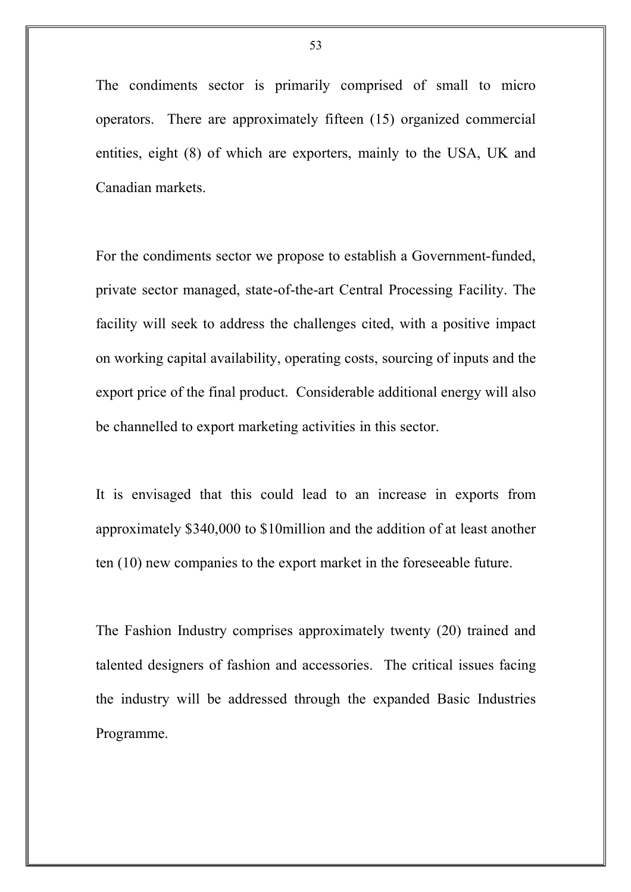The condiments sector is primarily comprised of small to micro operators. There are approximately fifteen (15) organized commercial entities, eight (8) of which are exporters, mainly to the USA, UK and Canadian markets.

For the condiments sector we propose to establish a Government-funded, private sector managed, state-of-the-art Central Processing Facility. The facility will seek to address the challenges cited, with a positive impact on working capital availability, operating costs, sourcing of inputs and the export price of the final product. Considerable additional energy will also be channelled to export marketing activities in this sector.

It is envisaged that this could lead to an increase in exports from approximately $340,000 to $10million and the addition of at least another ten (10) new companies to the export market in the foreseeable future.

The Fashion Industry comprises approximately twenty (20) trained and talented designers of fashion and accessories. The critical issues facing the industry will be addressed through the expanded Basic Industries Programme.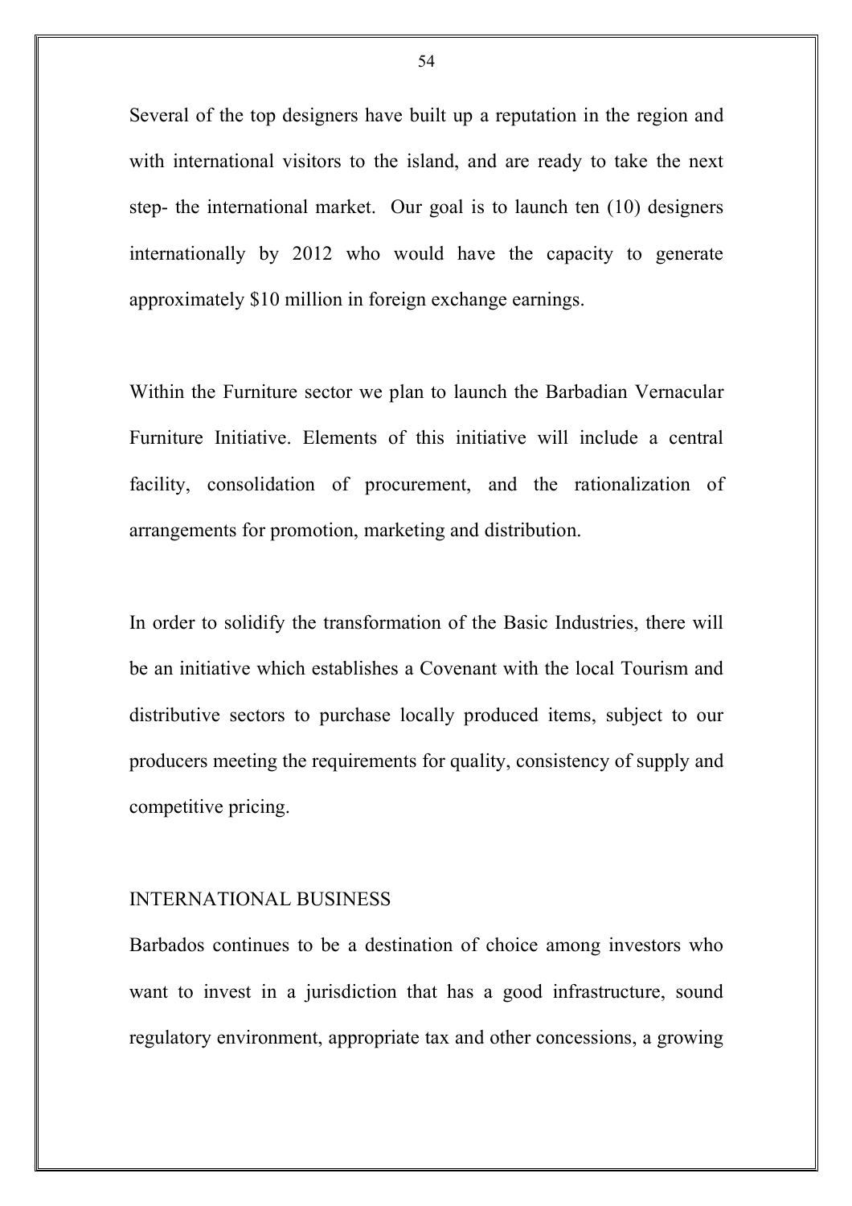Several of the top designers have built up a reputation in the region and with international visitors to the island, and are ready to take the next step- the international market. Our goal is to launch ten (10) designers internationally by 2012 who would have the capacity to generate approximately $10 million in foreign exchange earnings.

Within the Furniture sector we plan to launch the Barbadian Vernacular Furniture Initiative. Elements of this initiative will include a central facility, consolidation of procurement, and the rationalization of arrangements for promotion, marketing and distribution.

In order to solidify the transformation of the Basic Industries, there will be an initiative which establishes a Covenant with the local Tourism and distributive sectors to purchase locally produced items, subject to our producers meeting the requirements for quality, consistency of supply and competitive pricing.

## INTERNATIONAL BUSINESS

Barbados continues to be a destination of choice among investors who want to invest in a jurisdiction that has a good infrastructure, sound regulatory environment, appropriate tax and other concessions, a growing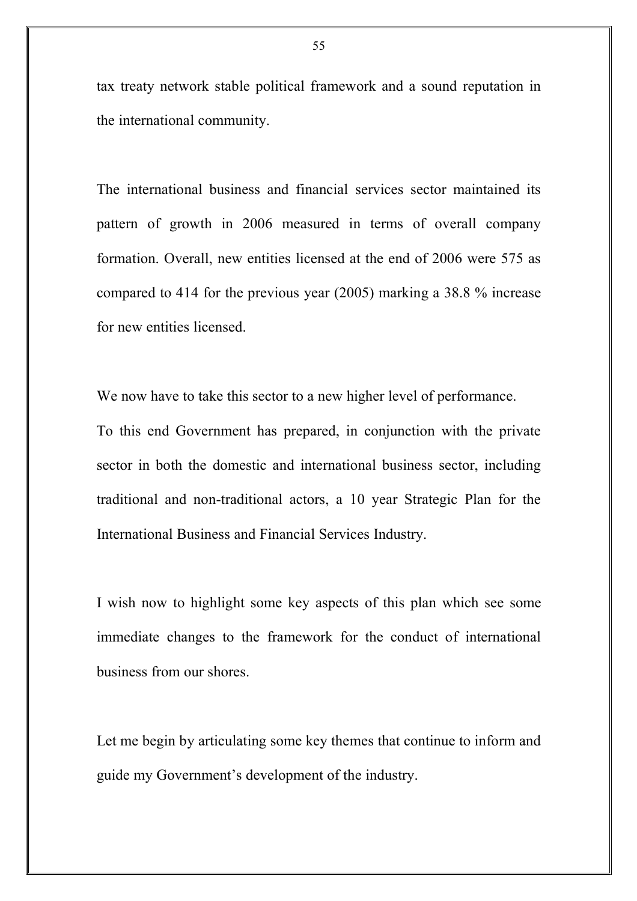tax treaty network stable political framework and a sound reputation in the international community.

The international business and financial services sector maintained its pattern of growth in 2006 measured in terms of overall company formation. Overall, new entities licensed at the end of 2006 were 575 as compared to 414 for the previous year (2005) marking a 38.8 % increase for new entities licensed.

We now have to take this sector to a new higher level of performance.
To this end Government has prepared, in conjunction with the private sector in both the domestic and international business sector, including traditional and non-traditional actors, a 10 year Strategic Plan for the International Business and Financial Services Industry.

I wish now to highlight some key aspects of this plan which see some immediate changes to the framework for the conduct of international business from our shores.

Let me begin by articulating some key themes that continue to inform and guide my Government's development of the industry.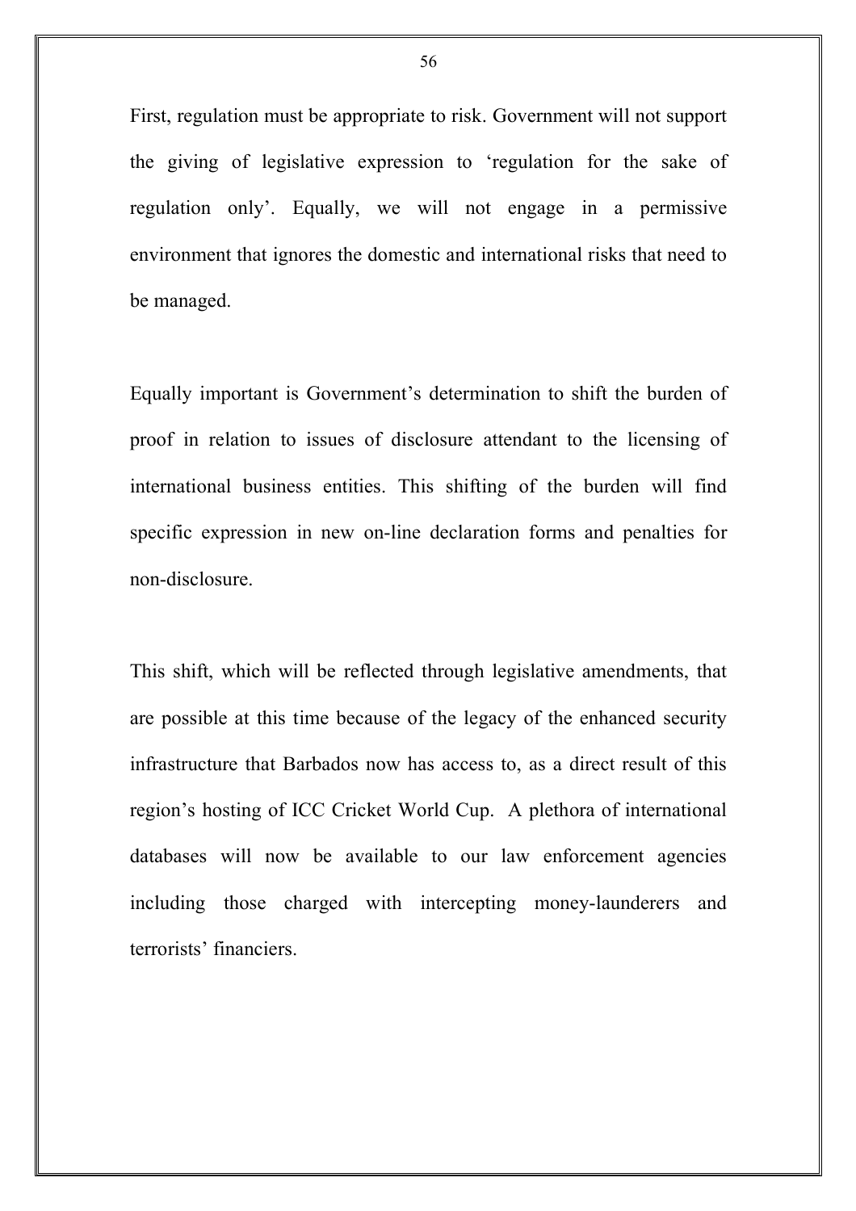First, regulation must be appropriate to risk. Government will not support the giving of legislative expression to 'regulation for the sake of regulation only'. Equally, we will not engage in a permissive environment that ignores the domestic and international risks that need to be managed.

Equally important is Government's determination to shift the burden of proof in relation to issues of disclosure attendant to the licensing of international business entities. This shifting of the burden will find specific expression in new on-line declaration forms and penalties for non-disclosure.

This shift, which will be reflected through legislative amendments, that are possible at this time because of the legacy of the enhanced security infrastructure that Barbados now has access to, as a direct result of this region's hosting of ICC Cricket World Cup. A plethora of international databases will now be available to our law enforcement agencies including those charged with intercepting money-launderers and terrorists' financiers.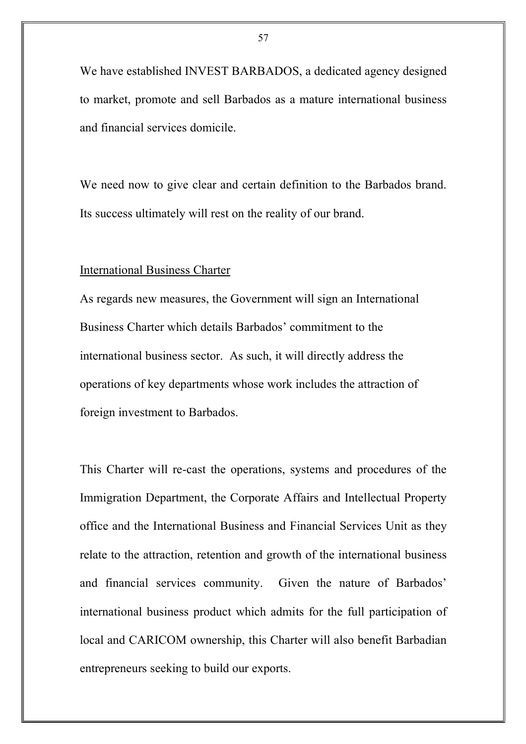We have established INVEST BARBADOS, a dedicated agency designed to market, promote and sell Barbados as a mature international business and financial services domicile.

We need now to give clear and certain definition to the Barbados brand. Its success ultimately will rest on the reality of our brand.

### International Business Charter

As regards new measures, the Government will sign an International Business Charter which details Barbados' commitment to the international business sector. As such, it will directly address the operations of key departments whose work includes the attraction of foreign investment to Barbados.

This Charter will re-cast the operations, systems and procedures of the Immigration Department, the Corporate Affairs and Intellectual Property office and the International Business and Financial Services Unit as they relate to the attraction, retention and growth of the international business and financial services community. Given the nature of Barbados' international business product which admits for the full participation of local and CARICOM ownership, this Charter will also benefit Barbadian entrepreneurs seeking to build our exports.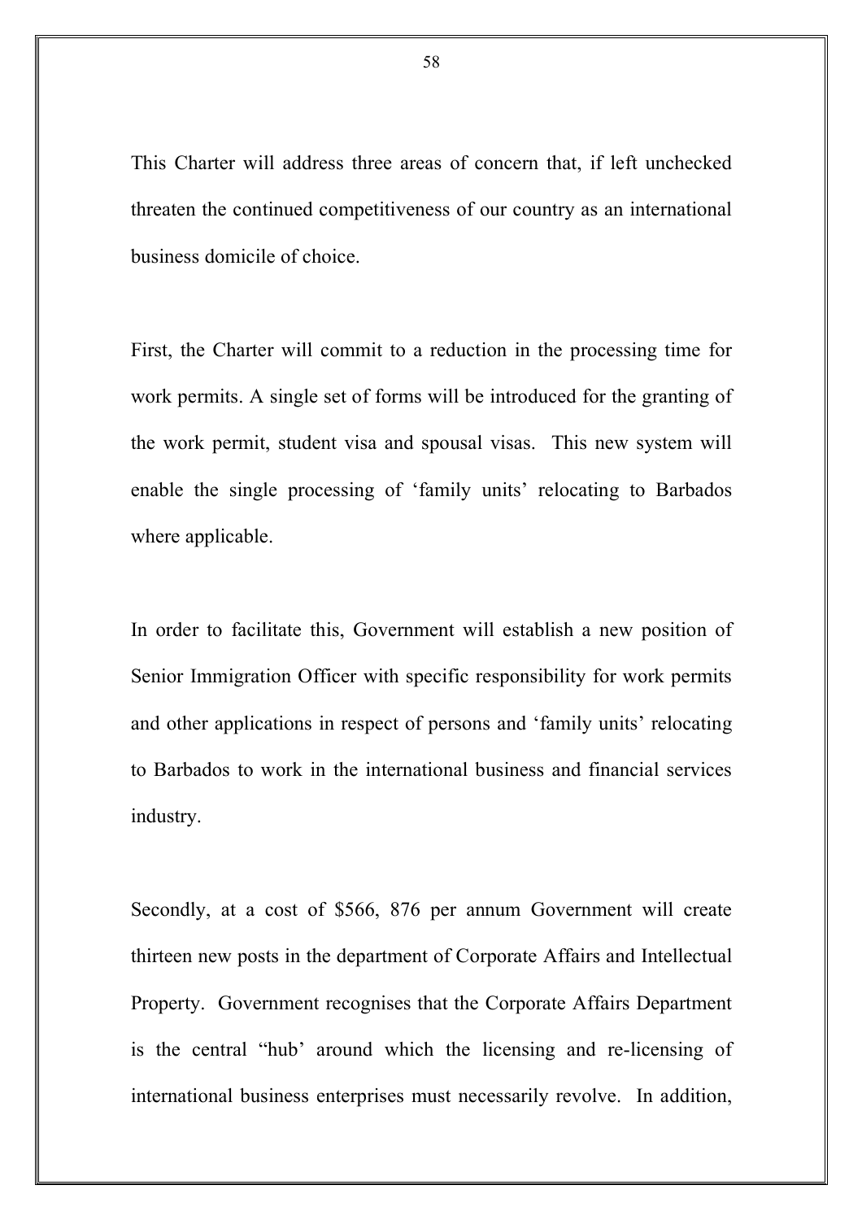This Charter will address three areas of concern that, if left unchecked threaten the continued competitiveness of our country as an international business domicile of choice.

First, the Charter will commit to a reduction in the processing time for work permits. A single set of forms will be introduced for the granting of the work permit, student visa and spousal visas. This new system will enable the single processing of 'family units' relocating to Barbados where applicable.

In order to facilitate this, Government will establish a new position of Senior Immigration Officer with specific responsibility for work permits and other applications in respect of persons and 'family units' relocating to Barbados to work in the international business and financial services industry.

Secondly, at a cost of $566, 876 per annum Government will create thirteen new posts in the department of Corporate Affairs and Intellectual Property. Government recognises that the Corporate Affairs Department is the central "hub' around which the licensing and re-licensing of international business enterprises must necessarily revolve. In addition,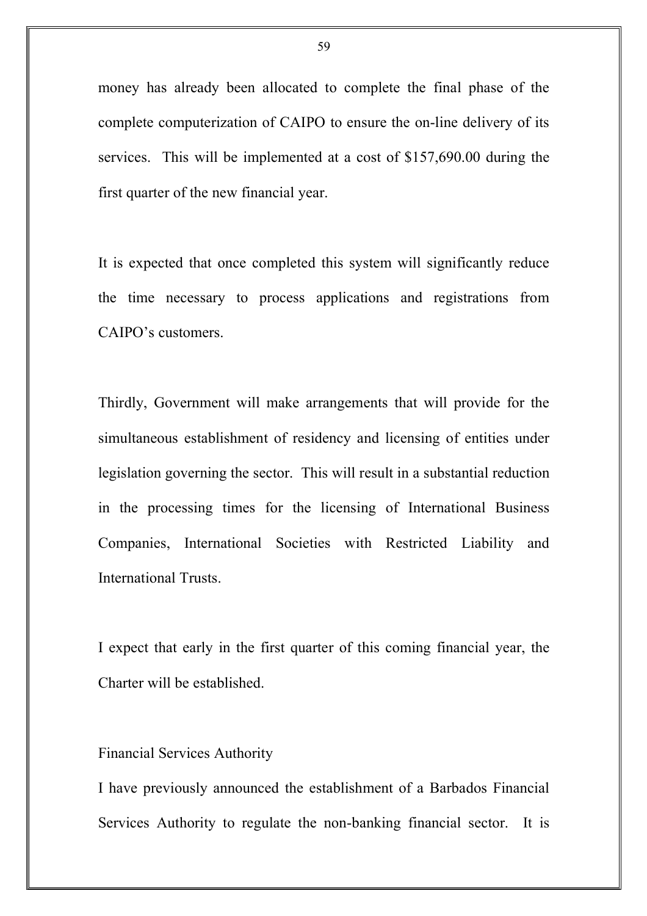money has already been allocated to complete the final phase of the complete computerization of CAIPO to ensure the on-line delivery of its services. This will be implemented at a cost of $157,690.00 during the first quarter of the new financial year.

It is expected that once completed this system will significantly reduce the time necessary to process applications and registrations from CAIPO's customers.

Thirdly, Government will make arrangements that will provide for the simultaneous establishment of residency and licensing of entities under legislation governing the sector. This will result in a substantial reduction in the processing times for the licensing of International Business Companies, International Societies with Restricted Liability and International Trusts.

I expect that early in the first quarter of this coming financial year, the Charter will be established.

Financial Services Authority

I have previously announced the establishment of a Barbados Financial Services Authority to regulate the non-banking financial sector. It is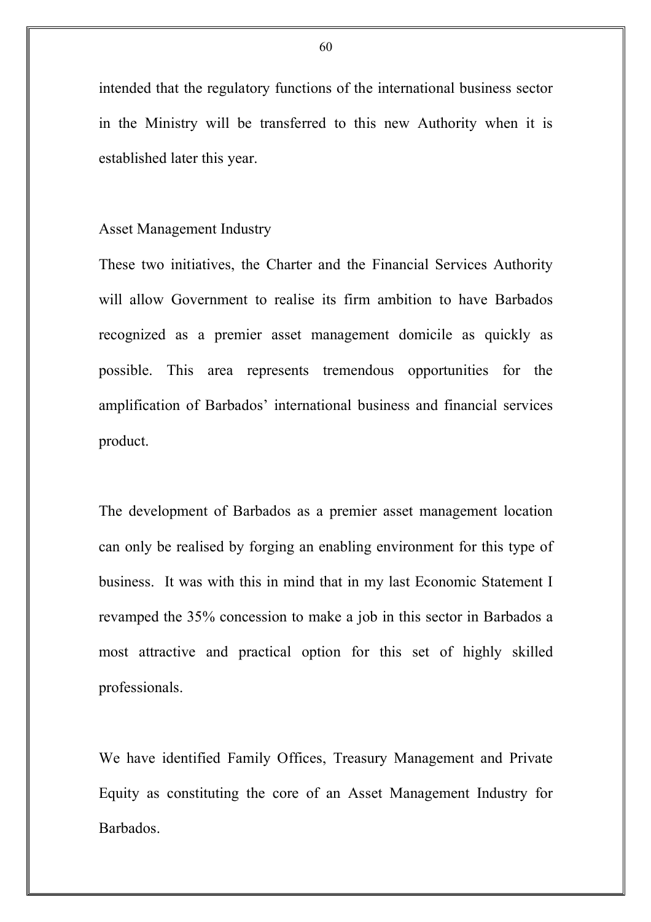intended that the regulatory functions of the international business sector in the Ministry will be transferred to this new Authority when it is established later this year.

## Asset Management Industry

These two initiatives, the Charter and the Financial Services Authority will allow Government to realise its firm ambition to have Barbados recognized as a premier asset management domicile as quickly as possible. This area represents tremendous opportunities for the amplification of Barbados' international business and financial services product.

The development of Barbados as a premier asset management location can only be realised by forging an enabling environment for this type of business. It was with this in mind that in my last Economic Statement I revamped the 35% concession to make a job in this sector in Barbados a most attractive and practical option for this set of highly skilled professionals.

We have identified Family Offices, Treasury Management and Private Equity as constituting the core of an Asset Management Industry for Barbados.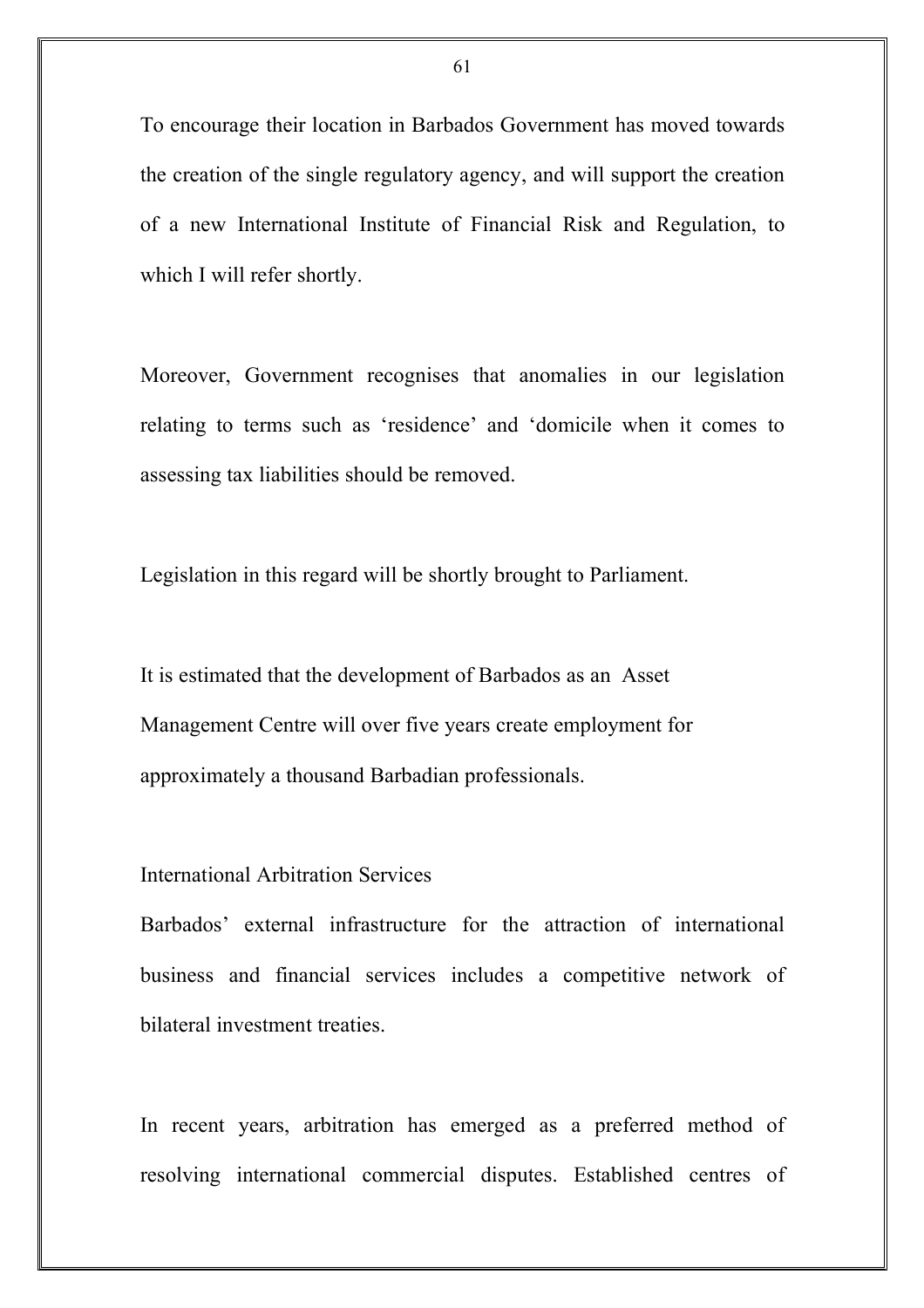To encourage their location in Barbados Government has moved towards the creation of the single regulatory agency, and will support the creation of a new International Institute of Financial Risk and Regulation, to which I will refer shortly.

Moreover, Government recognises that anomalies in our legislation relating to terms such as 'residence' and 'domicile when it comes to assessing tax liabilities should be removed.

Legislation in this regard will be shortly brought to Parliament.

It is estimated that the development of Barbados as an Asset Management Centre will over five years create employment for approximately a thousand Barbadian professionals.

International Arbitration Services

Barbados' external infrastructure for the attraction of international business and financial services includes a competitive network of bilateral investment treaties.

In recent years, arbitration has emerged as a preferred method of resolving international commercial disputes. Established centres of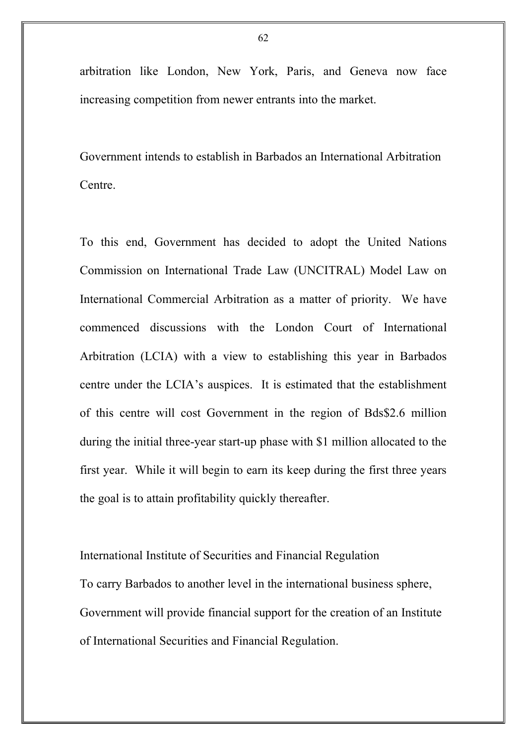arbitration like London, New York, Paris, and Geneva now face increasing competition from newer entrants into the market.

Government intends to establish in Barbados an International Arbitration Centre.

To this end, Government has decided to adopt the United Nations Commission on International Trade Law (UNCITRAL) Model Law on International Commercial Arbitration as a matter of priority. We have commenced discussions with the London Court of International Arbitration (LCIA) with a view to establishing this year in Barbados centre under the LCIA's auspices. It is estimated that the establishment of this centre will cost Government in the region of Bds$2.6 million during the initial three-year start-up phase with $1 million allocated to the first year. While it will begin to earn its keep during the first three years the goal is to attain profitability quickly thereafter.

International Institute of Securities and Financial Regulation

To carry Barbados to another level in the international business sphere, Government will provide financial support for the creation of an Institute of International Securities and Financial Regulation.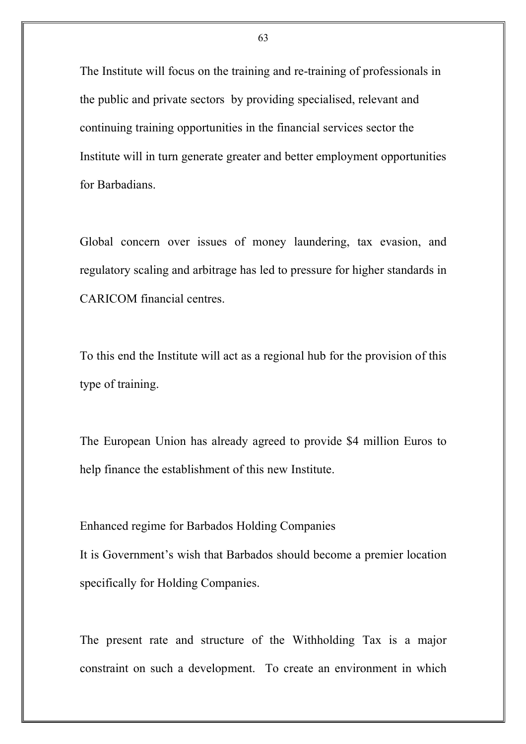The Institute will focus on the training and re-training of professionals in the public and private sectors by providing specialised, relevant and continuing training opportunities in the financial services sector the Institute will in turn generate greater and better employment opportunities for Barbadians.

Global concern over issues of money laundering, tax evasion, and regulatory scaling and arbitrage has led to pressure for higher standards in CARICOM financial centres.

To this end the Institute will act as a regional hub for the provision of this type of training.

The European Union has already agreed to provide $4 million Euros to help finance the establishment of this new Institute.

Enhanced regime for Barbados Holding Companies

It is Government's wish that Barbados should become a premier location specifically for Holding Companies.

The present rate and structure of the Withholding Tax is a major constraint on such a development. To create an environment in which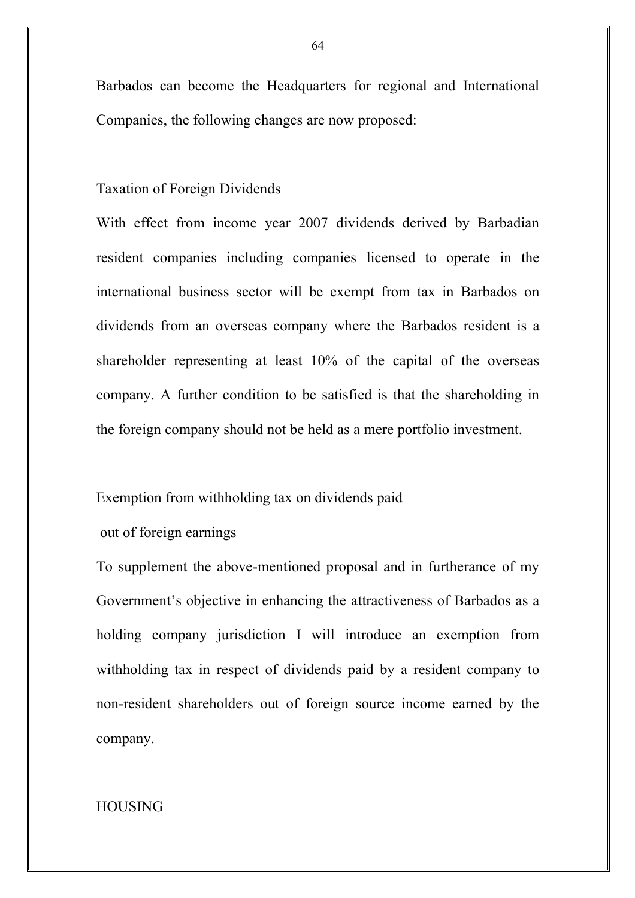Barbados can become the Headquarters for regional and International Companies, the following changes are now proposed:

### Taxation of Foreign Dividends

With effect from income year 2007 dividends derived by Barbadian resident companies including companies licensed to operate in the international business sector will be exempt from tax in Barbados on dividends from an overseas company where the Barbados resident is a shareholder representing at least 10% of the capital of the overseas company. A further condition to be satisfied is that the shareholding in the foreign company should not be held as a mere portfolio investment.

### Exemption from withholding tax on dividends paid out of foreign earnings

To supplement the above-mentioned proposal and in furtherance of my Government's objective in enhancing the attractiveness of Barbados as a holding company jurisdiction I will introduce an exemption from withholding tax in respect of dividends paid by a resident company to non-resident shareholders out of foreign source income earned by the company.

## HOUSING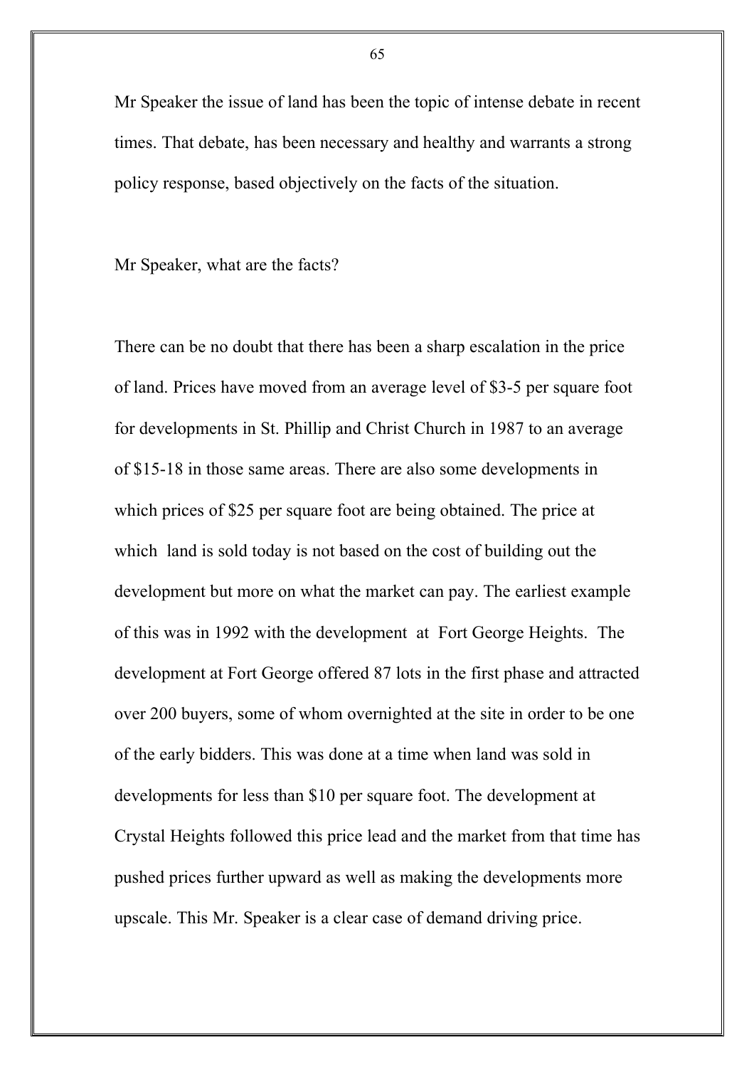Mr Speaker the issue of land has been the topic of intense debate in recent times. That debate, has been necessary and healthy and warrants a strong policy response, based objectively on the facts of the situation.

Mr Speaker, what are the facts?

There can be no doubt that there has been a sharp escalation in the price of land. Prices have moved from an average level of $3-5 per square foot for developments in St. Phillip and Christ Church in 1987 to an average of $15-18 in those same areas. There are also some developments in which prices of $25 per square foot are being obtained. The price at which land is sold today is not based on the cost of building out the development but more on what the market can pay. The earliest example of this was in 1992 with the development at Fort George Heights. The development at Fort George offered 87 lots in the first phase and attracted over 200 buyers, some of whom overnighted at the site in order to be one of the early bidders. This was done at a time when land was sold in developments for less than $10 per square foot. The development at Crystal Heights followed this price lead and the market from that time has pushed prices further upward as well as making the developments more upscale. This Mr. Speaker is a clear case of demand driving price.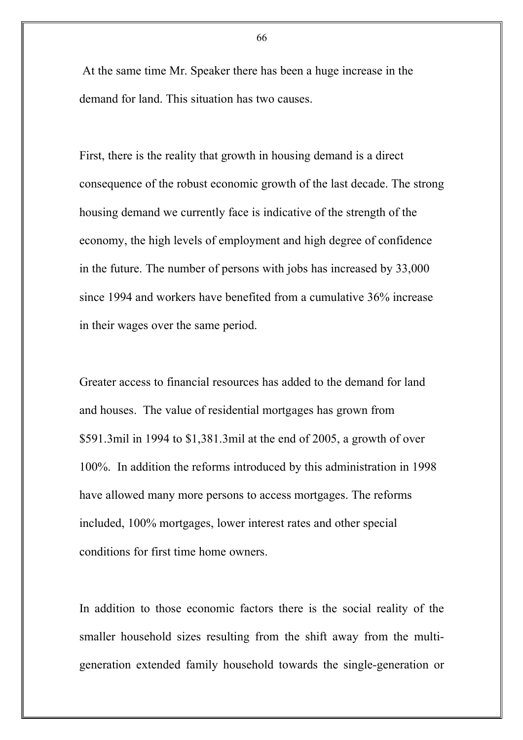At the same time Mr. Speaker there has been a huge increase in the demand for land. This situation has two causes.

First, there is the reality that growth in housing demand is a direct consequence of the robust economic growth of the last decade. The strong housing demand we currently face is indicative of the strength of the economy, the high levels of employment and high degree of confidence in the future. The number of persons with jobs has increased by 33,000 since 1994 and workers have benefited from a cumulative 36% increase in their wages over the same period.

Greater access to financial resources has added to the demand for land and houses. The value of residential mortgages has grown from $591.3mil in 1994 to $1,381.3mil at the end of 2005, a growth of over 100%. In addition the reforms introduced by this administration in 1998 have allowed many more persons to access mortgages. The reforms included, 100% mortgages, lower interest rates and other special conditions for first time home owners.

In addition to those economic factors there is the social reality of the smaller household sizes resulting from the shift away from the multi-generation extended family household towards the single-generation or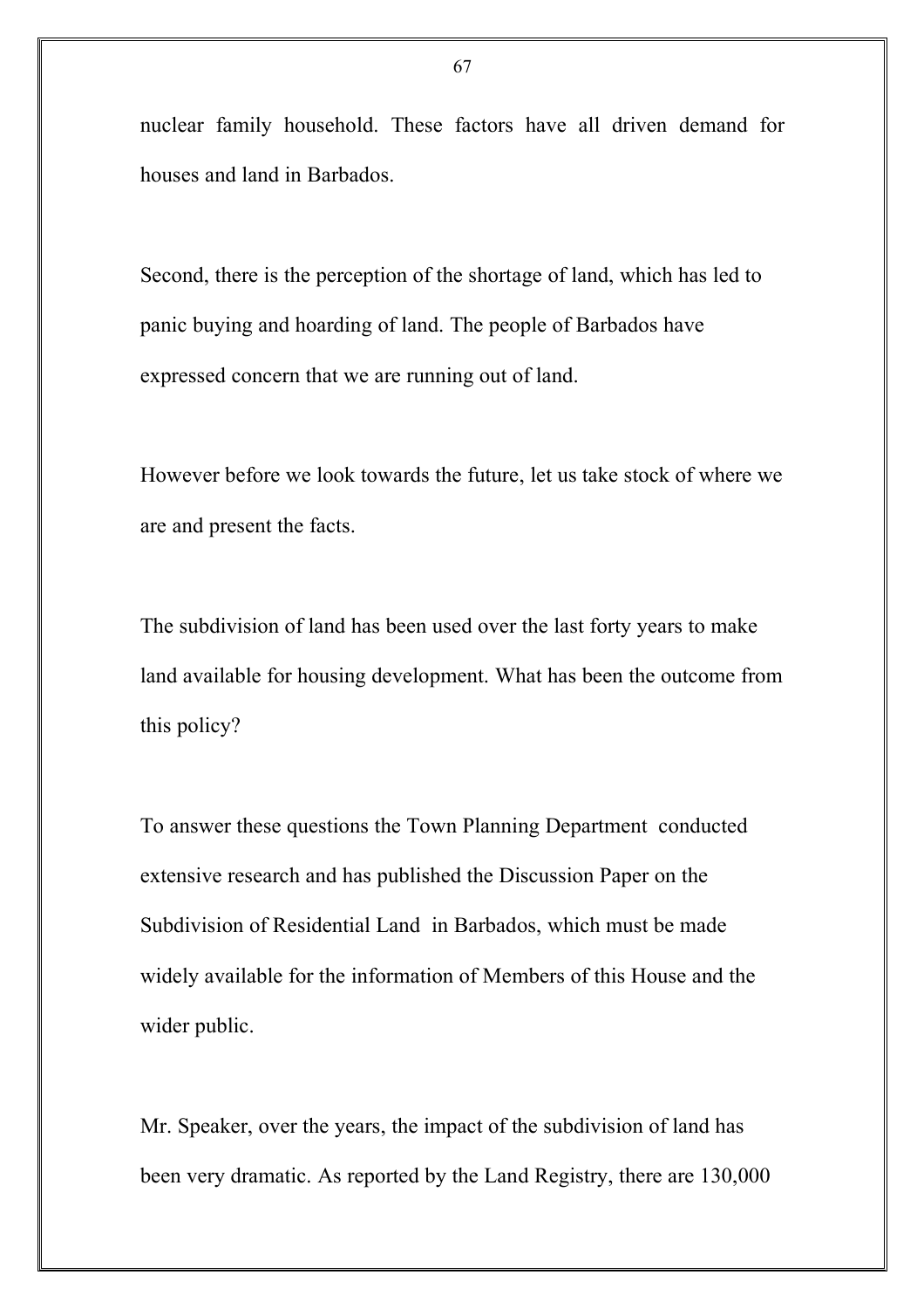nuclear family household. These factors have all driven demand for houses and land in Barbados.

Second, there is the perception of the shortage of land, which has led to panic buying and hoarding of land. The people of Barbados have expressed concern that we are running out of land.

However before we look towards the future, let us take stock of where we are and present the facts.

The subdivision of land has been used over the last forty years to make land available for housing development. What has been the outcome from this policy?

To answer these questions the Town Planning Department conducted extensive research and has published the Discussion Paper on the Subdivision of Residential Land in Barbados, which must be made widely available for the information of Members of this House and the wider public.

Mr. Speaker, over the years, the impact of the subdivision of land has been very dramatic. As reported by the Land Registry, there are 130,000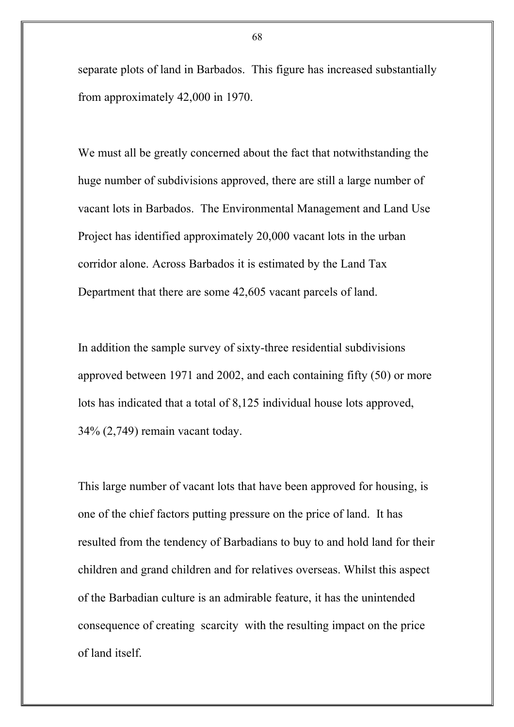separate plots of land in Barbados. This figure has increased substantially from approximately 42,000 in 1970.

We must all be greatly concerned about the fact that notwithstanding the huge number of subdivisions approved, there are still a large number of vacant lots in Barbados. The Environmental Management and Land Use Project has identified approximately 20,000 vacant lots in the urban corridor alone. Across Barbados it is estimated by the Land Tax Department that there are some 42,605 vacant parcels of land.

In addition the sample survey of sixty-three residential subdivisions approved between 1971 and 2002, and each containing fifty (50) or more lots has indicated that a total of 8,125 individual house lots approved, 34% (2,749) remain vacant today.

This large number of vacant lots that have been approved for housing, is one of the chief factors putting pressure on the price of land. It has resulted from the tendency of Barbadians to buy to and hold land for their children and grand children and for relatives overseas. Whilst this aspect of the Barbadian culture is an admirable feature, it has the unintended consequence of creating scarcity with the resulting impact on the price of land itself.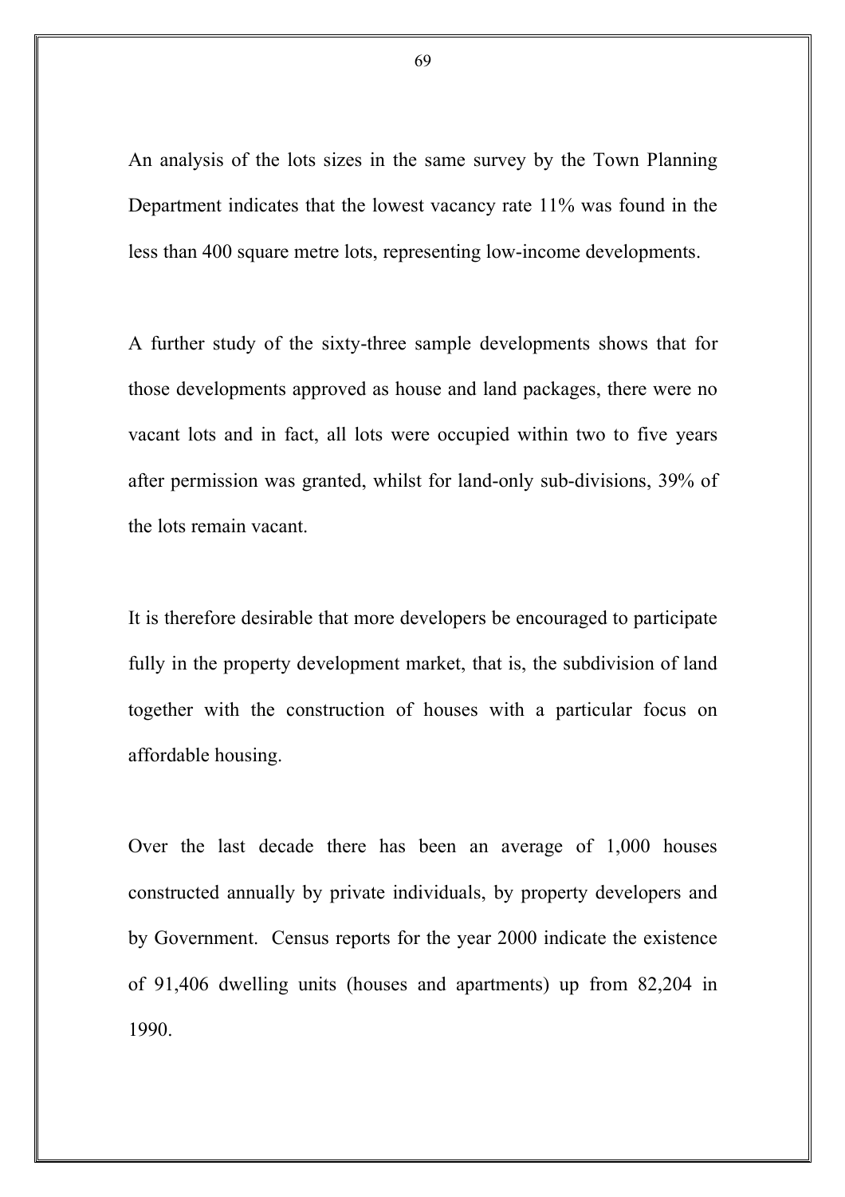An analysis of the lots sizes in the same survey by the Town Planning Department indicates that the lowest vacancy rate 11% was found in the less than 400 square metre lots, representing low-income developments.

A further study of the sixty-three sample developments shows that for those developments approved as house and land packages, there were no vacant lots and in fact, all lots were occupied within two to five years after permission was granted, whilst for land-only sub-divisions, 39% of the lots remain vacant.

It is therefore desirable that more developers be encouraged to participate fully in the property development market, that is, the subdivision of land together with the construction of houses with a particular focus on affordable housing.

Over the last decade there has been an average of 1,000 houses constructed annually by private individuals, by property developers and by Government. Census reports for the year 2000 indicate the existence of 91,406 dwelling units (houses and apartments) up from 82,204 in 1990.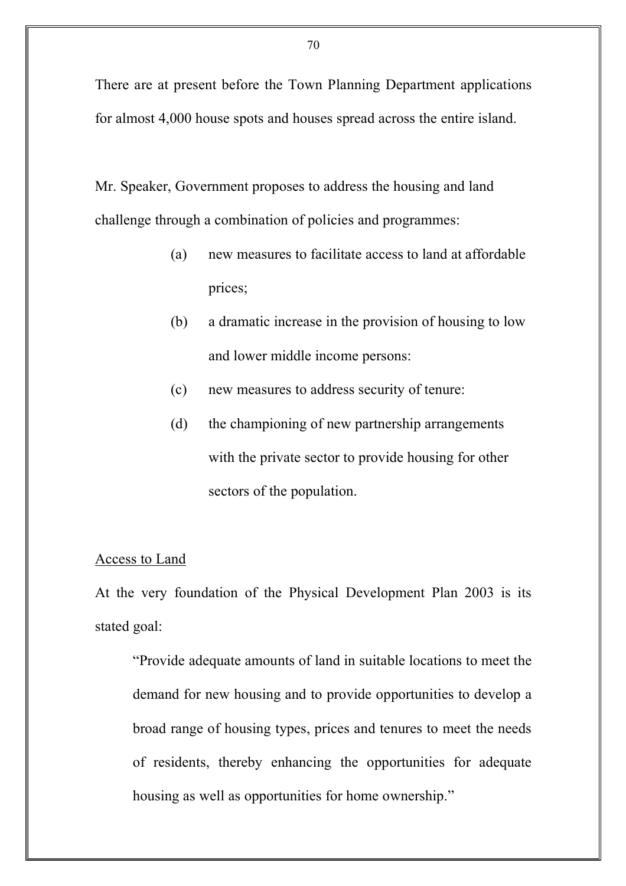There are at present before the Town Planning Department applications for almost 4,000 house spots and houses spread across the entire island.

Mr. Speaker, Government proposes to address the housing and land challenge through a combination of policies and programmes:

(a) new measures to facilitate access to land at affordable prices;

(b) a dramatic increase in the provision of housing to low and lower middle income persons:

(c) new measures to address security of tenure:

(d) the championing of new partnership arrangements with the private sector to provide housing for other sectors of the population.

<u>Access to Land</u>

At the very foundation of the Physical Development Plan 2003 is its stated goal:

> "Provide adequate amounts of land in suitable locations to meet the demand for new housing and to provide opportunities to develop a broad range of housing types, prices and tenures to meet the needs of residents, thereby enhancing the opportunities for adequate housing as well as opportunities for home ownership."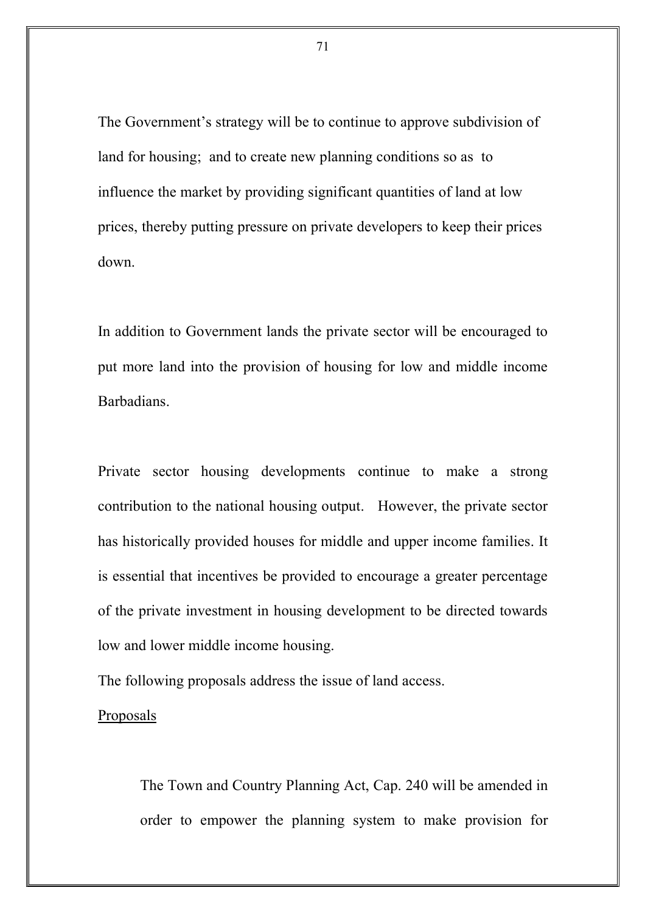The Government's strategy will be to continue to approve subdivision of land for housing; and to create new planning conditions so as to influence the market by providing significant quantities of land at low prices, thereby putting pressure on private developers to keep their prices down.

In addition to Government lands the private sector will be encouraged to put more land into the provision of housing for low and middle income Barbadians.

Private sector housing developments continue to make a strong contribution to the national housing output. However, the private sector has historically provided houses for middle and upper income families. It is essential that incentives be provided to encourage a greater percentage of the private investment in housing development to be directed towards low and lower middle income housing.

The following proposals address the issue of land access.

<u>Proposals</u>

The Town and Country Planning Act, Cap. 240 will be amended in order to empower the planning system to make provision for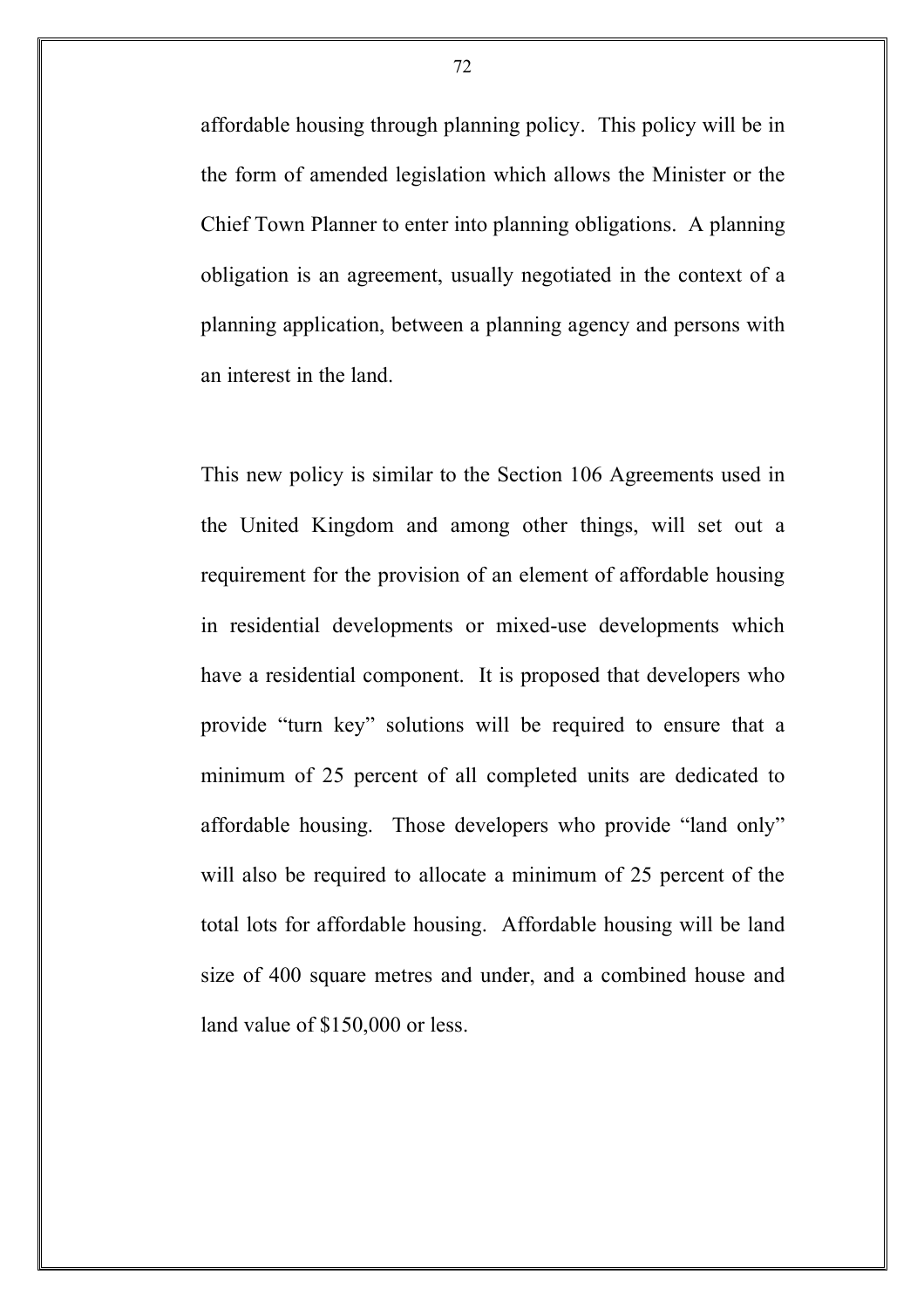affordable housing through planning policy. This policy will be in the form of amended legislation which allows the Minister or the Chief Town Planner to enter into planning obligations. A planning obligation is an agreement, usually negotiated in the context of a planning application, between a planning agency and persons with an interest in the land.

This new policy is similar to the Section 106 Agreements used in the United Kingdom and among other things, will set out a requirement for the provision of an element of affordable housing in residential developments or mixed-use developments which have a residential component. It is proposed that developers who provide "turn key" solutions will be required to ensure that a minimum of 25 percent of all completed units are dedicated to affordable housing. Those developers who provide "land only" will also be required to allocate a minimum of 25 percent of the total lots for affordable housing. Affordable housing will be land size of 400 square metres and under, and a combined house and land value of $150,000 or less.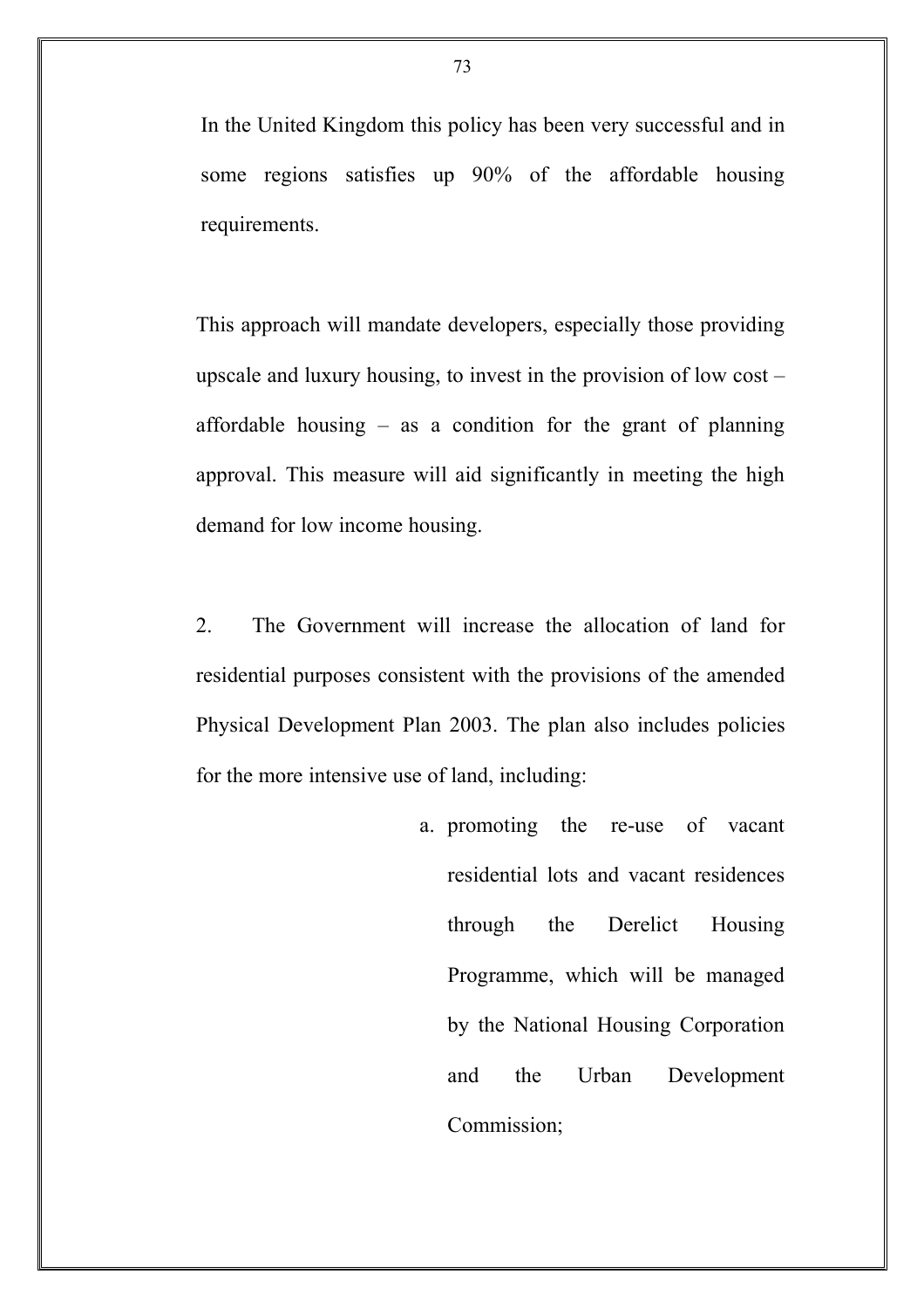In the United Kingdom this policy has been very successful and in some regions satisfies up 90% of the affordable housing requirements.

This approach will mandate developers, especially those providing upscale and luxury housing, to invest in the provision of low cost – affordable housing – as a condition for the grant of planning approval. This measure will aid significantly in meeting the high demand for low income housing.

2. The Government will increase the allocation of land for residential purposes consistent with the provisions of the amended Physical Development Plan 2003. The plan also includes policies for the more intensive use of land, including:

   a. promoting the re-use of vacant residential lots and vacant residences through the Derelict Housing Programme, which will be managed by the National Housing Corporation and the Urban Development Commission;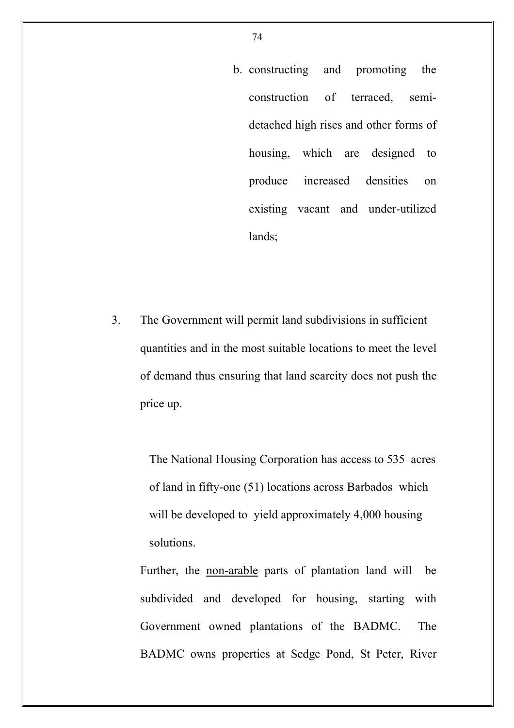b. constructing and promoting the construction of terraced, semi-detached high rises and other forms of housing, which are designed to produce increased densities on existing vacant and under-utilized lands;

3. The Government will permit land subdivisions in sufficient quantities and in the most suitable locations to meet the level of demand thus ensuring that land scarcity does not push the price up.

   The National Housing Corporation has access to 535 acres of land in fifty-one (51) locations across Barbados which will be developed to yield approximately 4,000 housing solutions.

   Further, the <u>non-arable</u> parts of plantation land will be subdivided and developed for housing, starting with Government owned plantations of the BADMC. The BADMC owns properties at Sedge Pond, St Peter, River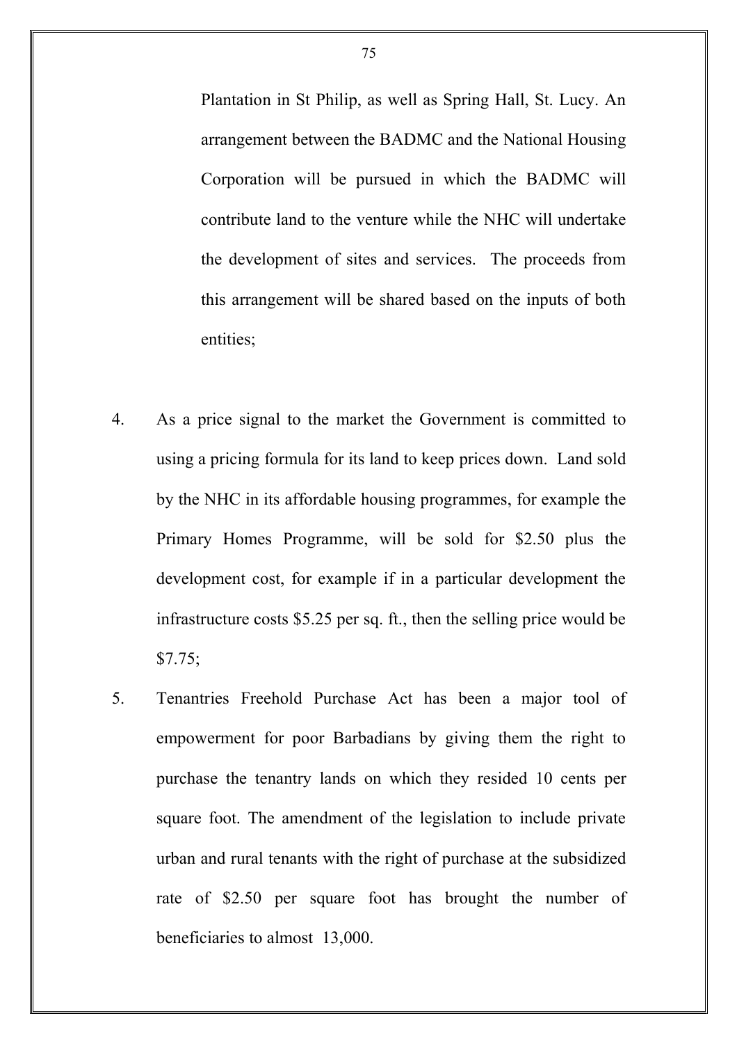Plantation in St Philip, as well as Spring Hall, St. Lucy. An arrangement between the BADMC and the National Housing Corporation will be pursued in which the BADMC will contribute land to the venture while the NHC will undertake the development of sites and services. The proceeds from this arrangement will be shared based on the inputs of both entities;

4. As a price signal to the market the Government is committed to using a pricing formula for its land to keep prices down. Land sold by the NHC in its affordable housing programmes, for example the Primary Homes Programme, will be sold for $2.50 plus the development cost, for example if in a particular development the infrastructure costs $5.25 per sq. ft., then the selling price would be $7.75;

5. Tenantries Freehold Purchase Act has been a major tool of empowerment for poor Barbadians by giving them the right to purchase the tenantry lands on which they resided 10 cents per square foot. The amendment of the legislation to include private urban and rural tenants with the right of purchase at the subsidized rate of $2.50 per square foot has brought the number of beneficiaries to almost 13,000.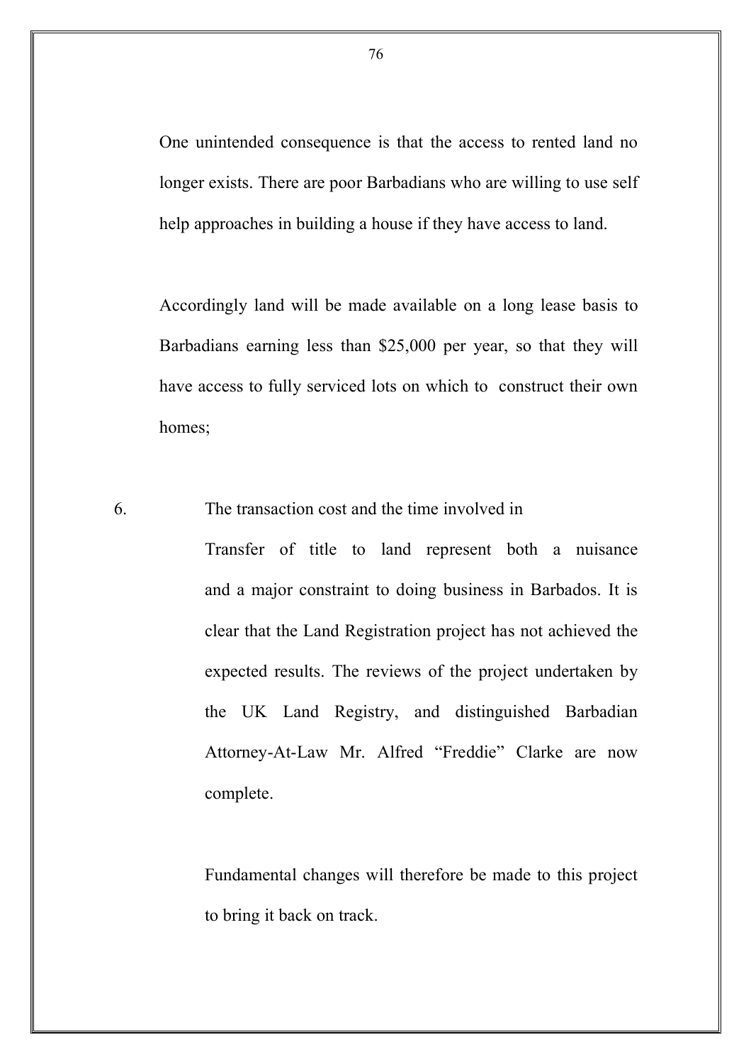One unintended consequence is that the access to rented land no longer exists. There are poor Barbadians who are willing to use self help approaches in building a house if they have access to land.

Accordingly land will be made available on a long lease basis to Barbadians earning less than $25,000 per year, so that they will have access to fully serviced lots on which to construct their own homes;

6. The transaction cost and the time involved in Transfer of title to land represent both a nuisance and a major constraint to doing business in Barbados. It is clear that the Land Registration project has not achieved the expected results. The reviews of the project undertaken by the UK Land Registry, and distinguished Barbadian Attorney-At-Law Mr. Alfred "Freddie" Clarke are now complete.

   Fundamental changes will therefore be made to this project to bring it back on track.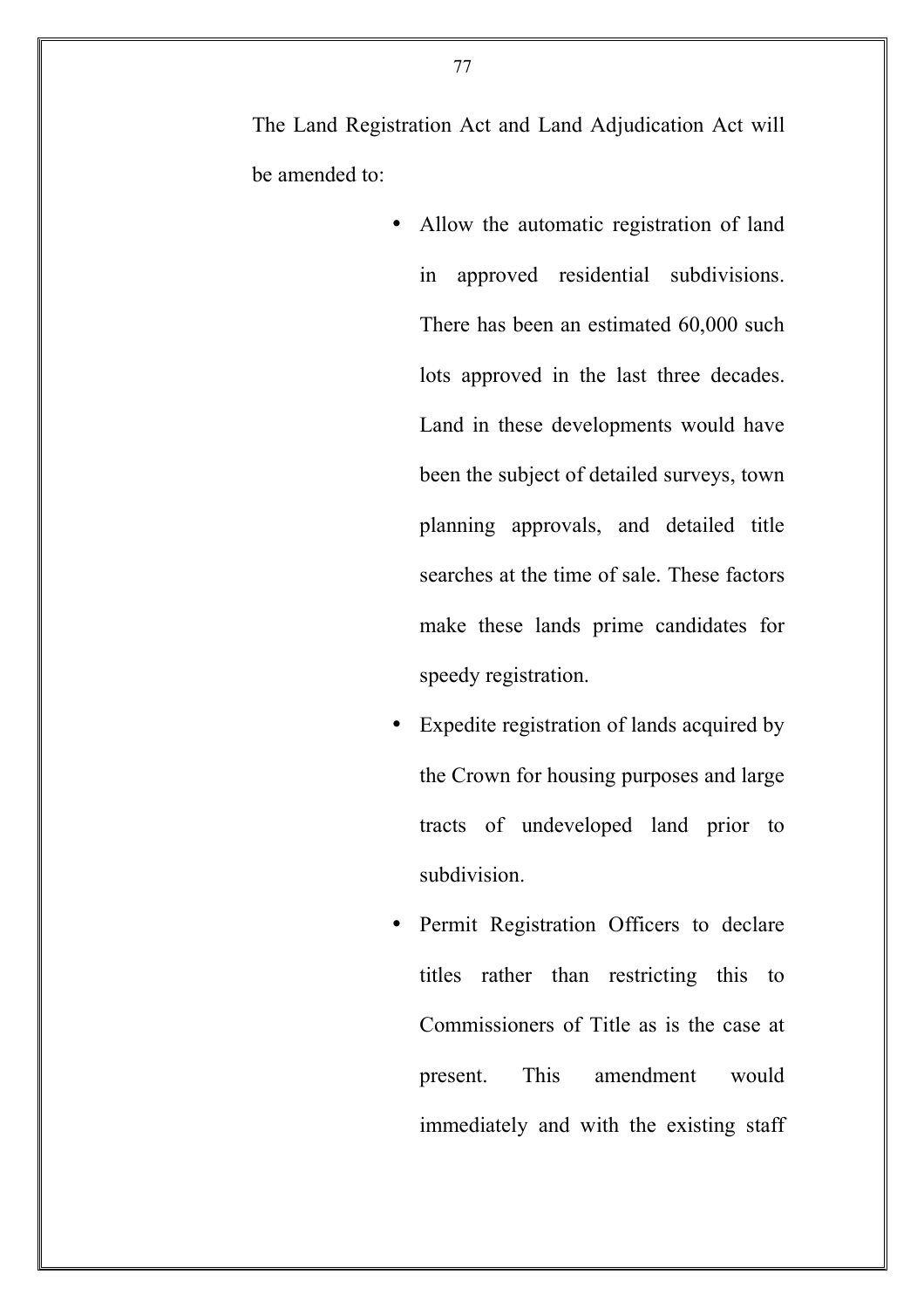The Land Registration Act and Land Adjudication Act will be amended to:

- Allow the automatic registration of land in approved residential subdivisions. There has been an estimated 60,000 such lots approved in the last three decades. Land in these developments would have been the subject of detailed surveys, town planning approvals, and detailed title searches at the time of sale. These factors make these lands prime candidates for speedy registration.
- Expedite registration of lands acquired by the Crown for housing purposes and large tracts of undeveloped land prior to subdivision.
- Permit Registration Officers to declare titles rather than restricting this to Commissioners of Title as is the case at present. This amendment would immediately and with the existing staff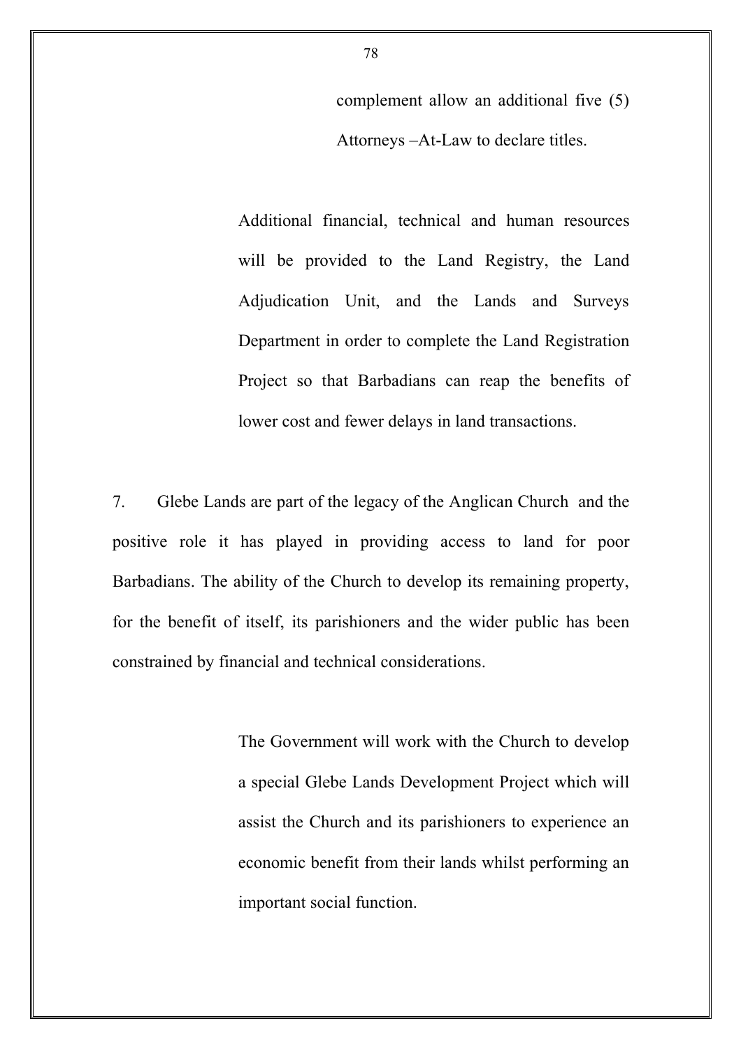complement allow an additional five (5) Attorneys –At-Law to declare titles.

Additional financial, technical and human resources will be provided to the Land Registry, the Land Adjudication Unit, and the Lands and Surveys Department in order to complete the Land Registration Project so that Barbadians can reap the benefits of lower cost and fewer delays in land transactions.

7. Glebe Lands are part of the legacy of the Anglican Church and the positive role it has played in providing access to land for poor Barbadians. The ability of the Church to develop its remaining property, for the benefit of itself, its parishioners and the wider public has been constrained by financial and technical considerations.

The Government will work with the Church to develop a special Glebe Lands Development Project which will assist the Church and its parishioners to experience an economic benefit from their lands whilst performing an important social function.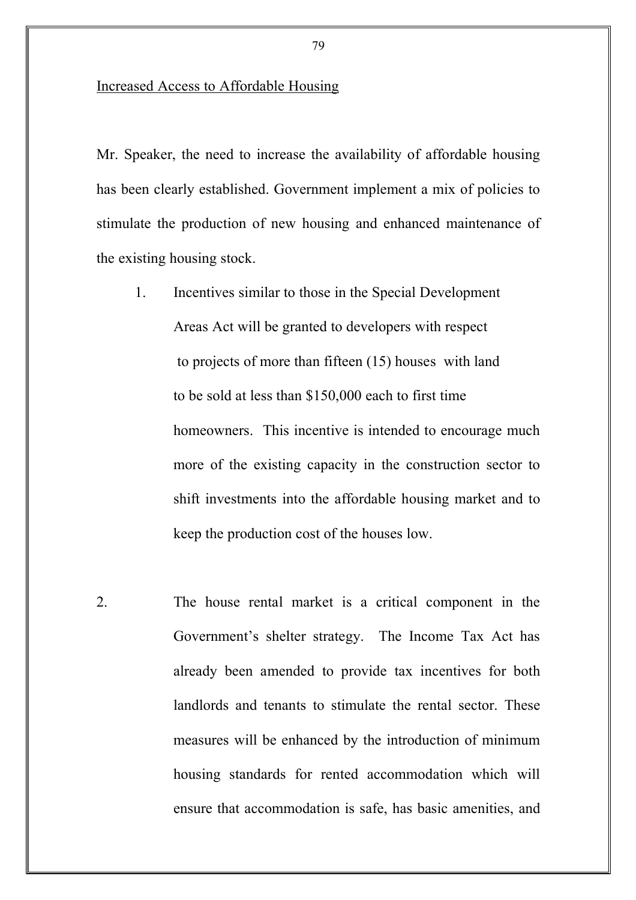Increased Access to Affordable Housing

Mr. Speaker, the need to increase the availability of affordable housing has been clearly established. Government implement a mix of policies to stimulate the production of new housing and enhanced maintenance of the existing housing stock.

1. Incentives similar to those in the Special Development Areas Act will be granted to developers with respect to projects of more than fifteen (15) houses with land to be sold at less than $150,000 each to first time homeowners. This incentive is intended to encourage much more of the existing capacity in the construction sector to shift investments into the affordable housing market and to keep the production cost of the houses low.

2. The house rental market is a critical component in the Government's shelter strategy. The Income Tax Act has already been amended to provide tax incentives for both landlords and tenants to stimulate the rental sector. These measures will be enhanced by the introduction of minimum housing standards for rented accommodation which will ensure that accommodation is safe, has basic amenities, and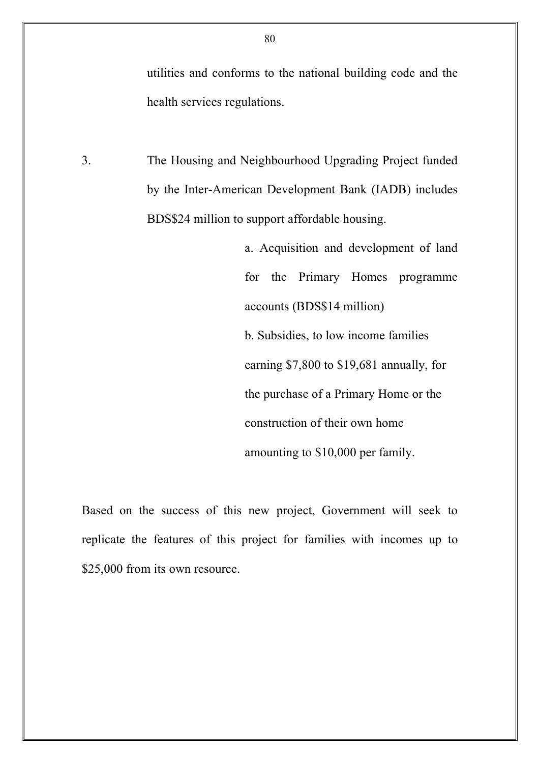utilities and conforms to the national building code and the health services regulations.

3. The Housing and Neighbourhood Upgrading Project funded by the Inter-American Development Bank (IADB) includes BDS$24 million to support affordable housing.

   a. Acquisition and development of land for the Primary Homes programme accounts (BDS$14 million)

   b. Subsidies, to low income families earning $7,800 to $19,681 annually, for the purchase of a Primary Home or the construction of their own home amounting to $10,000 per family.

Based on the success of this new project, Government will seek to replicate the features of this project for families with incomes up to $25,000 from its own resource.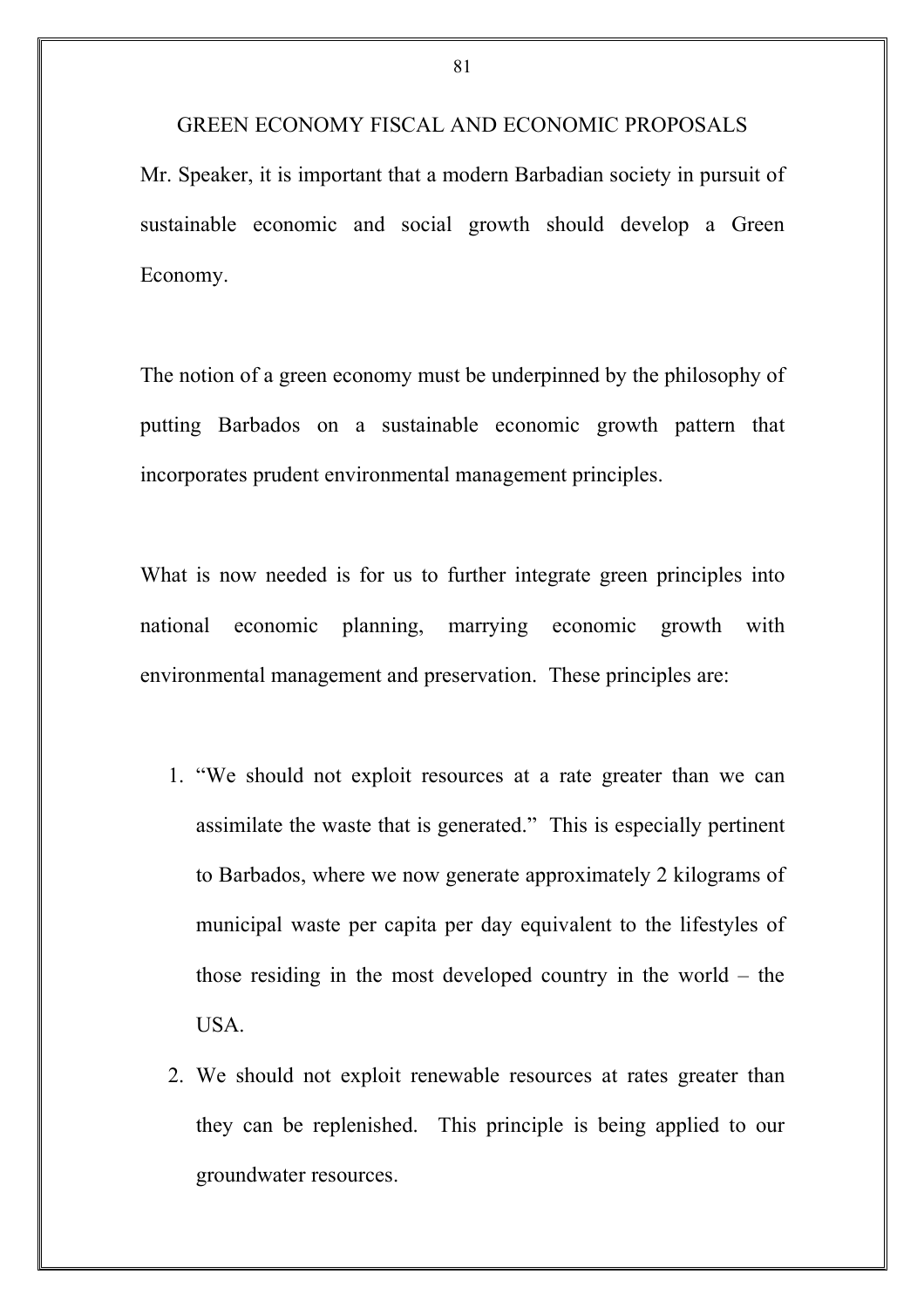## GREEN ECONOMY FISCAL AND ECONOMIC PROPOSALS

Mr. Speaker, it is important that a modern Barbadian society in pursuit of sustainable economic and social growth should develop a Green Economy.

The notion of a green economy must be underpinned by the philosophy of putting Barbados on a sustainable economic growth pattern that incorporates prudent environmental management principles.

What is now needed is for us to further integrate green principles into national economic planning, marrying economic growth with environmental management and preservation. These principles are:

1. "We should not exploit resources at a rate greater than we can assimilate the waste that is generated." This is especially pertinent to Barbados, where we now generate approximately 2 kilograms of municipal waste per capita per day equivalent to the lifestyles of those residing in the most developed country in the world – the USA.
2. We should not exploit renewable resources at rates greater than they can be replenished. This principle is being applied to our groundwater resources.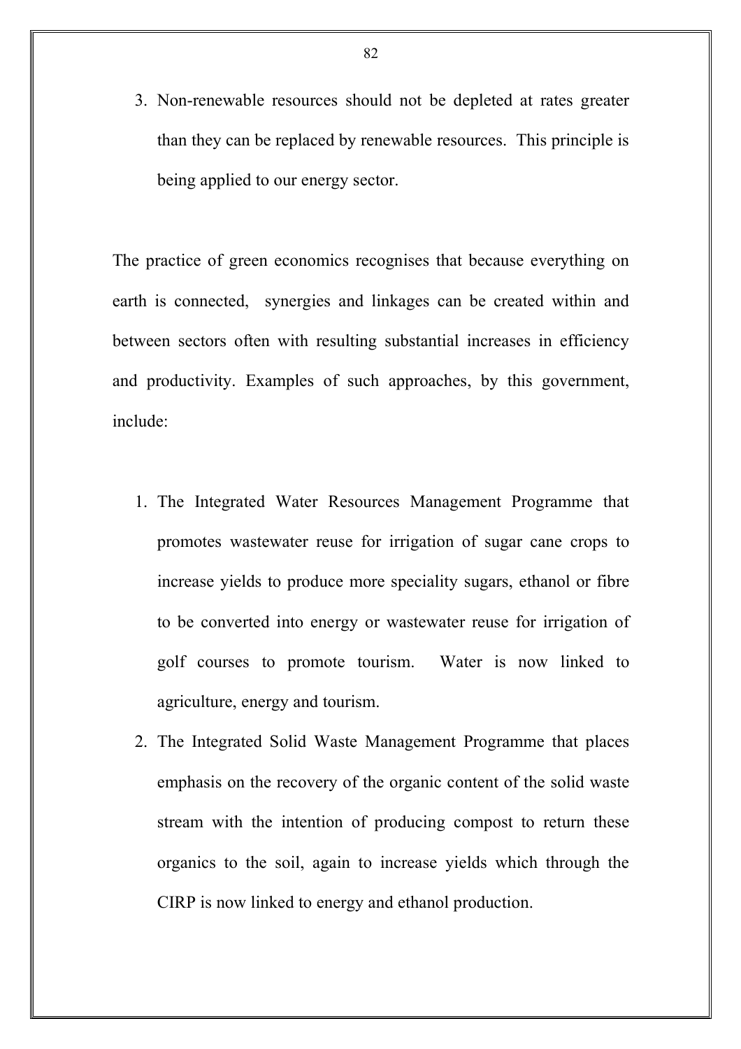3. Non-renewable resources should not be depleted at rates greater than they can be replaced by renewable resources. This principle is being applied to our energy sector.

The practice of green economics recognises that because everything on earth is connected, synergies and linkages can be created within and between sectors often with resulting substantial increases in efficiency and productivity. Examples of such approaches, by this government, include:

1. The Integrated Water Resources Management Programme that promotes wastewater reuse for irrigation of sugar cane crops to increase yields to produce more speciality sugars, ethanol or fibre to be converted into energy or wastewater reuse for irrigation of golf courses to promote tourism. Water is now linked to agriculture, energy and tourism.
2. The Integrated Solid Waste Management Programme that places emphasis on the recovery of the organic content of the solid waste stream with the intention of producing compost to return these organics to the soil, again to increase yields which through the CIRP is now linked to energy and ethanol production.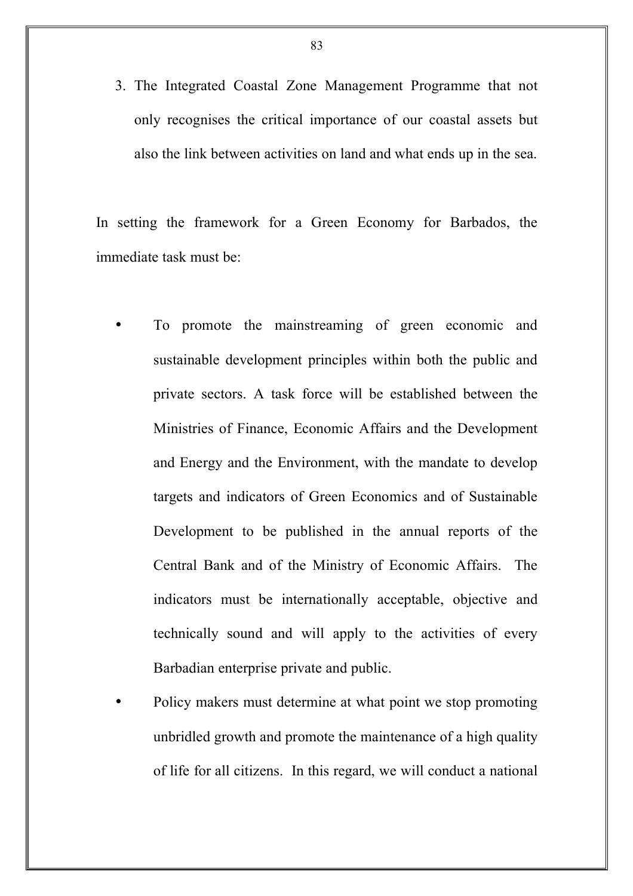3. The Integrated Coastal Zone Management Programme that not only recognises the critical importance of our coastal assets but also the link between activities on land and what ends up in the sea.

In setting the framework for a Green Economy for Barbados, the immediate task must be:

- To promote the mainstreaming of green economic and sustainable development principles within both the public and private sectors. A task force will be established between the Ministries of Finance, Economic Affairs and the Development and Energy and the Environment, with the mandate to develop targets and indicators of Green Economics and of Sustainable Development to be published in the annual reports of the Central Bank and of the Ministry of Economic Affairs. The indicators must be internationally acceptable, objective and technically sound and will apply to the activities of every Barbadian enterprise private and public.
- Policy makers must determine at what point we stop promoting unbridled growth and promote the maintenance of a high quality of life for all citizens. In this regard, we will conduct a national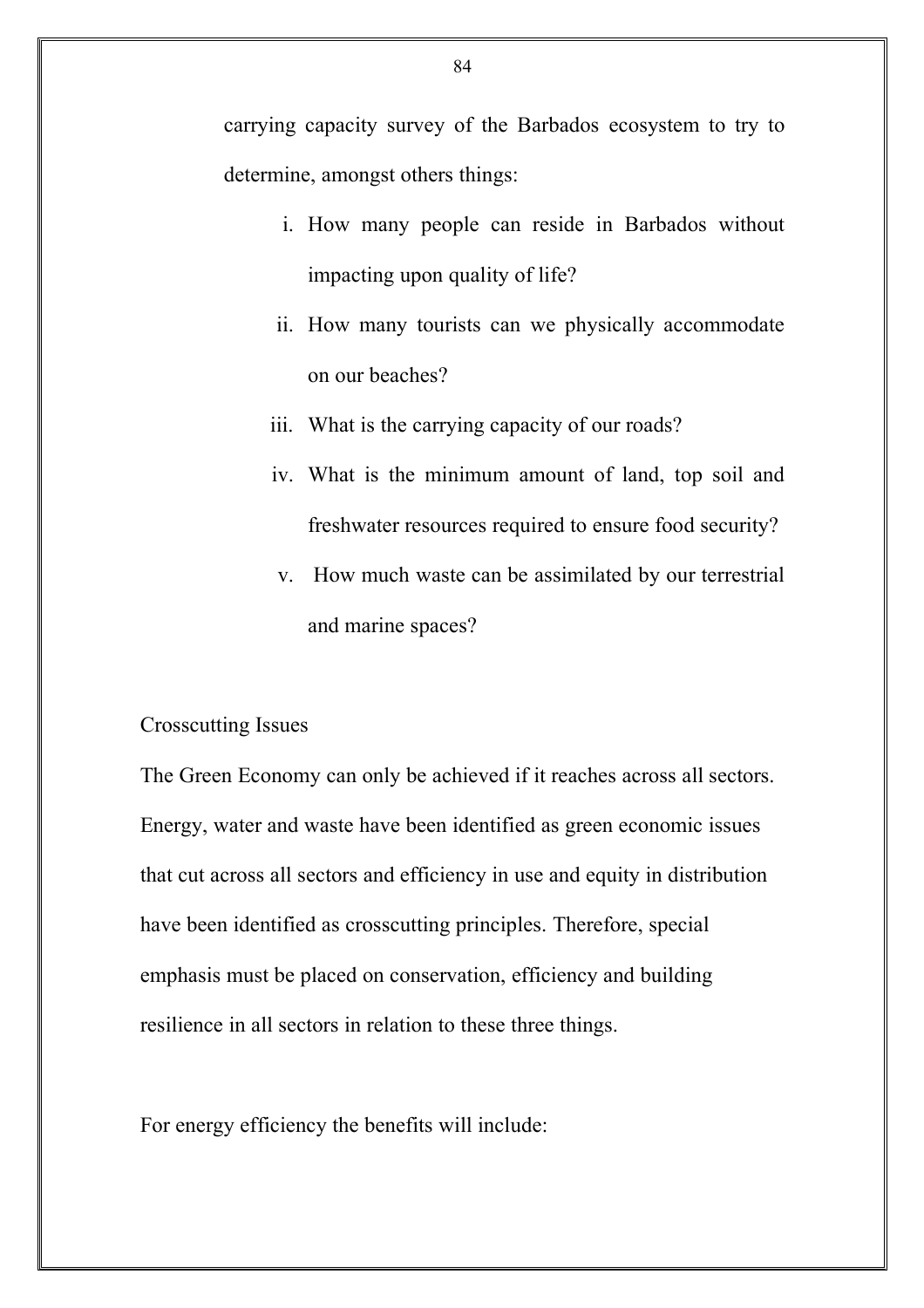carrying capacity survey of the Barbados ecosystem to try to determine, amongst others things:

i. How many people can reside in Barbados without impacting upon quality of life?
ii. How many tourists can we physically accommodate on our beaches?
iii. What is the carrying capacity of our roads?
iv. What is the minimum amount of land, top soil and freshwater resources required to ensure food security?
v. How much waste can be assimilated by our terrestrial and marine spaces?

Crosscutting Issues

The Green Economy can only be achieved if it reaches across all sectors. Energy, water and waste have been identified as green economic issues that cut across all sectors and efficiency in use and equity in distribution have been identified as crosscutting principles. Therefore, special emphasis must be placed on conservation, efficiency and building resilience in all sectors in relation to these three things.

For energy efficiency the benefits will include: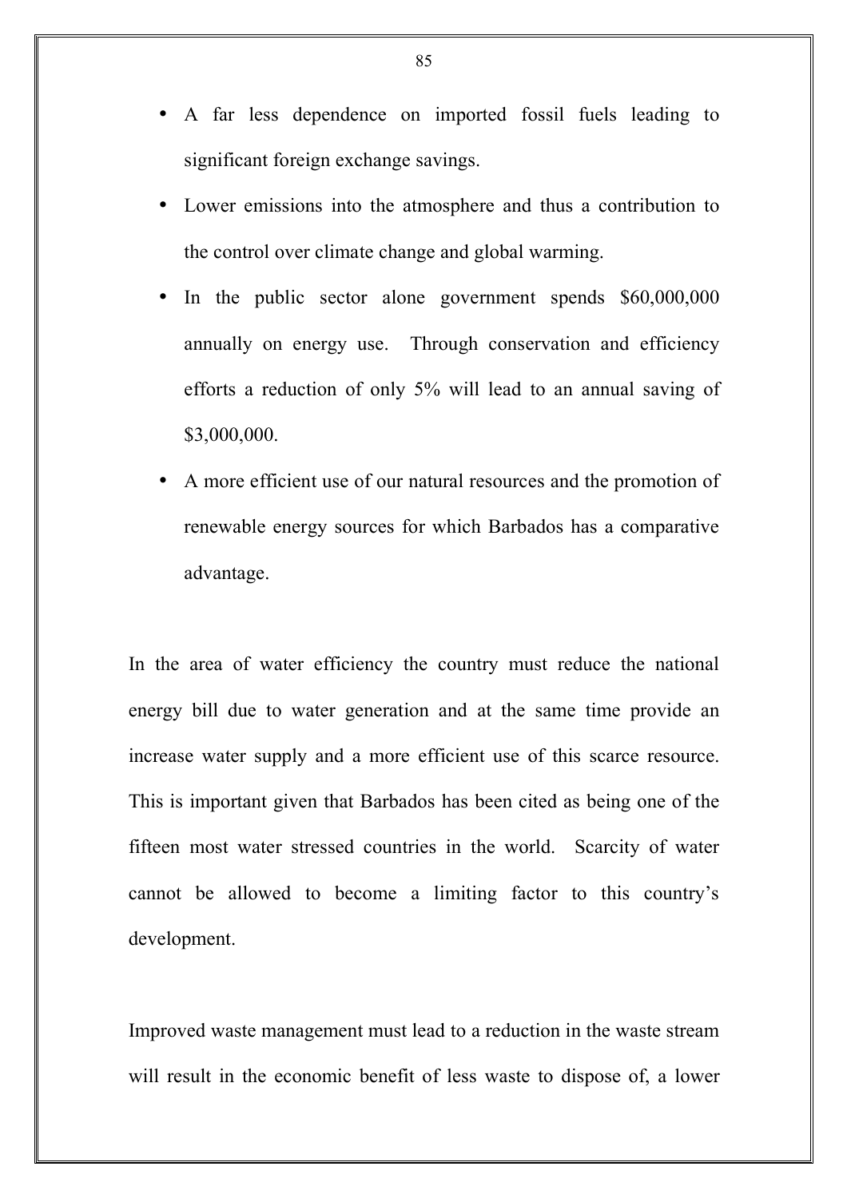- A far less dependence on imported fossil fuels leading to significant foreign exchange savings.
- Lower emissions into the atmosphere and thus a contribution to the control over climate change and global warming.
- In the public sector alone government spends $60,000,000 annually on energy use. Through conservation and efficiency efforts a reduction of only 5% will lead to an annual saving of $3,000,000.
- A more efficient use of our natural resources and the promotion of renewable energy sources for which Barbados has a comparative advantage.

In the area of water efficiency the country must reduce the national energy bill due to water generation and at the same time provide an increase water supply and a more efficient use of this scarce resource. This is important given that Barbados has been cited as being one of the fifteen most water stressed countries in the world. Scarcity of water cannot be allowed to become a limiting factor to this country's development.

Improved waste management must lead to a reduction in the waste stream will result in the economic benefit of less waste to dispose of, a lower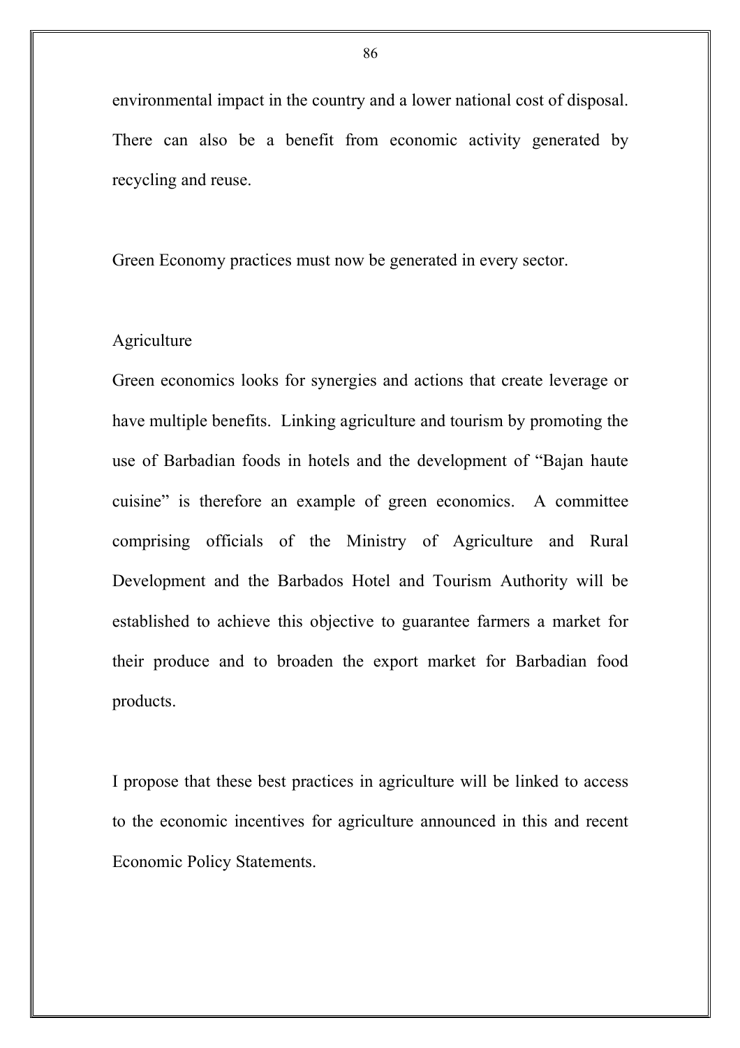environmental impact in the country and a lower national cost of disposal. There can also be a benefit from economic activity generated by recycling and reuse.

Green Economy practices must now be generated in every sector.

## Agriculture

Green economics looks for synergies and actions that create leverage or have multiple benefits. Linking agriculture and tourism by promoting the use of Barbadian foods in hotels and the development of "Bajan haute cuisine" is therefore an example of green economics. A committee comprising officials of the Ministry of Agriculture and Rural Development and the Barbados Hotel and Tourism Authority will be established to achieve this objective to guarantee farmers a market for their produce and to broaden the export market for Barbadian food products.

I propose that these best practices in agriculture will be linked to access to the economic incentives for agriculture announced in this and recent Economic Policy Statements.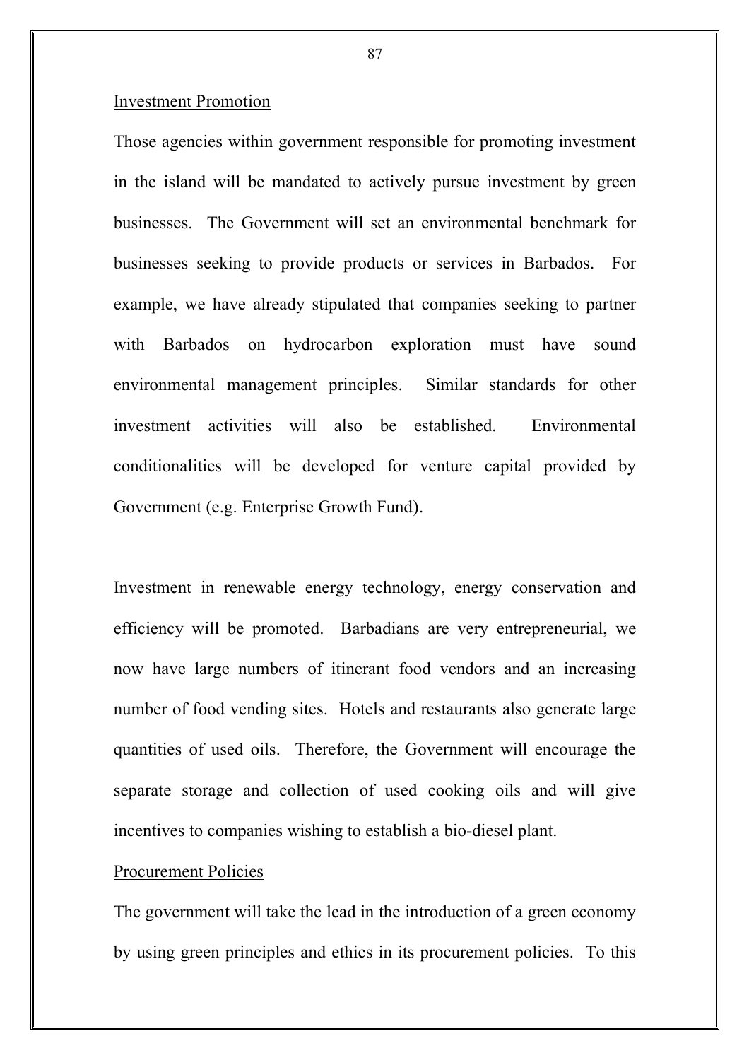## Investment Promotion

Those agencies within government responsible for promoting investment in the island will be mandated to actively pursue investment by green businesses. The Government will set an environmental benchmark for businesses seeking to provide products or services in Barbados. For example, we have already stipulated that companies seeking to partner with Barbados on hydrocarbon exploration must have sound environmental management principles. Similar standards for other investment activities will also be established. Environmental conditionalities will be developed for venture capital provided by Government (e.g. Enterprise Growth Fund).

Investment in renewable energy technology, energy conservation and efficiency will be promoted. Barbadians are very entrepreneurial, we now have large numbers of itinerant food vendors and an increasing number of food vending sites. Hotels and restaurants also generate large quantities of used oils. Therefore, the Government will encourage the separate storage and collection of used cooking oils and will give incentives to companies wishing to establish a bio-diesel plant.

## Procurement Policies

The government will take the lead in the introduction of a green economy by using green principles and ethics in its procurement policies. To this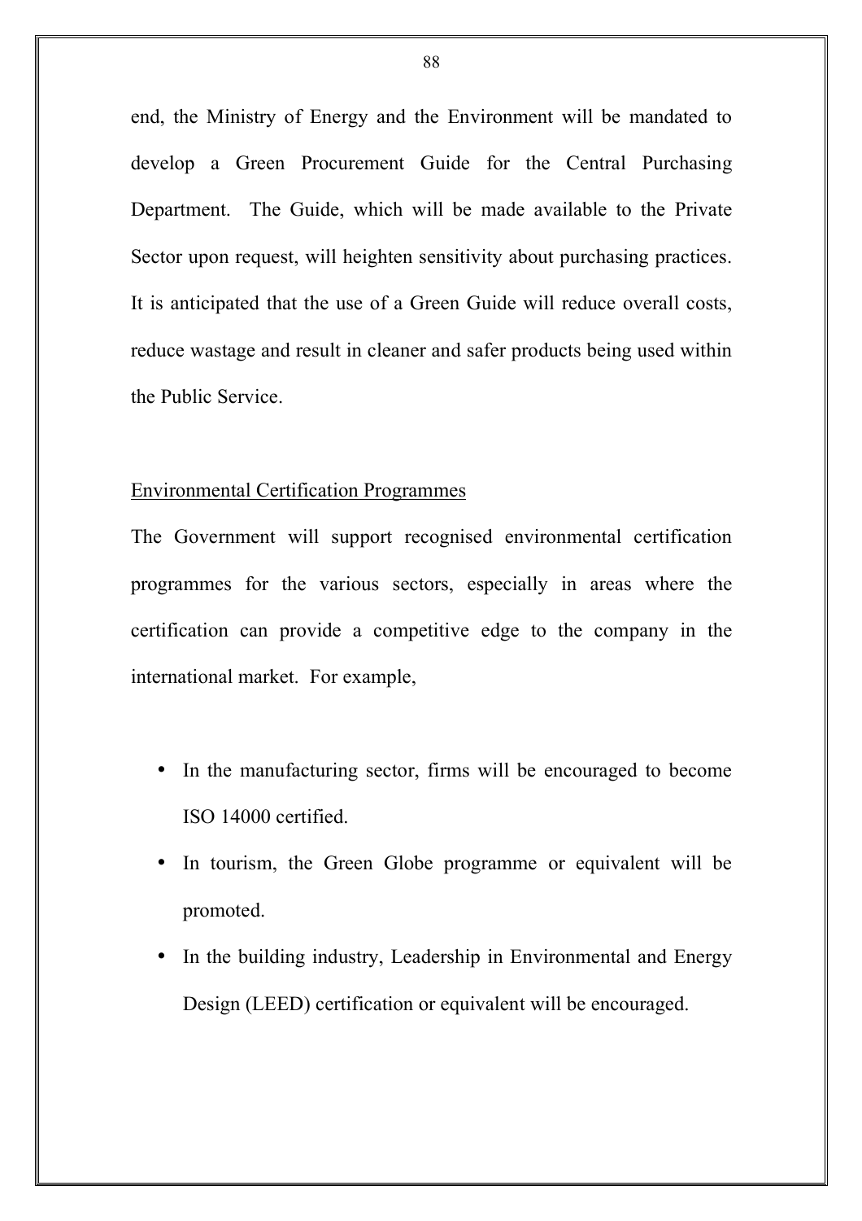end, the Ministry of Energy and the Environment will be mandated to develop a Green Procurement Guide for the Central Purchasing Department. The Guide, which will be made available to the Private Sector upon request, will heighten sensitivity about purchasing practices. It is anticipated that the use of a Green Guide will reduce overall costs, reduce wastage and result in cleaner and safer products being used within the Public Service.

<u>Environmental Certification Programmes</u>

The Government will support recognised environmental certification programmes for the various sectors, especially in areas where the certification can provide a competitive edge to the company in the international market. For example,

- In the manufacturing sector, firms will be encouraged to become ISO 14000 certified.
- In tourism, the Green Globe programme or equivalent will be promoted.
- In the building industry, Leadership in Environmental and Energy Design (LEED) certification or equivalent will be encouraged.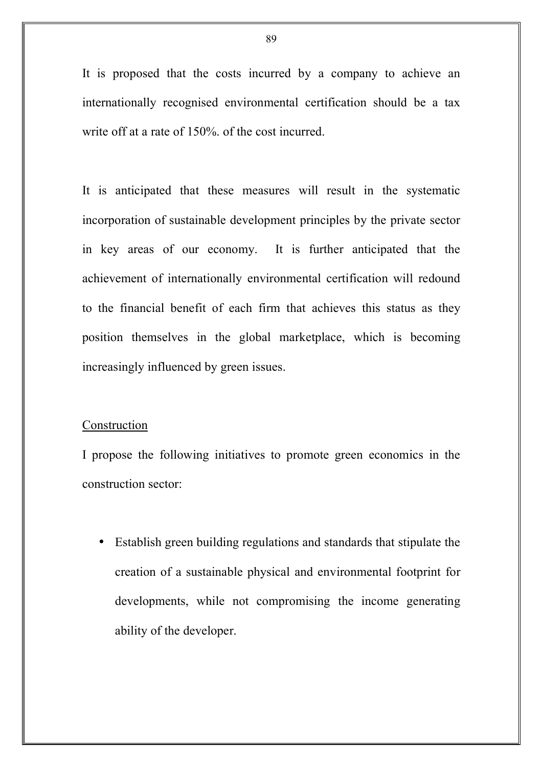It is proposed that the costs incurred by a company to achieve an internationally recognised environmental certification should be a tax write off at a rate of 150%. of the cost incurred.

It is anticipated that these measures will result in the systematic incorporation of sustainable development principles by the private sector in key areas of our economy. It is further anticipated that the achievement of internationally environmental certification will redound to the financial benefit of each firm that achieves this status as they position themselves in the global marketplace, which is becoming increasingly influenced by green issues.

<u>Construction</u>

I propose the following initiatives to promote green economics in the construction sector:

- Establish green building regulations and standards that stipulate the creation of a sustainable physical and environmental footprint for developments, while not compromising the income generating ability of the developer.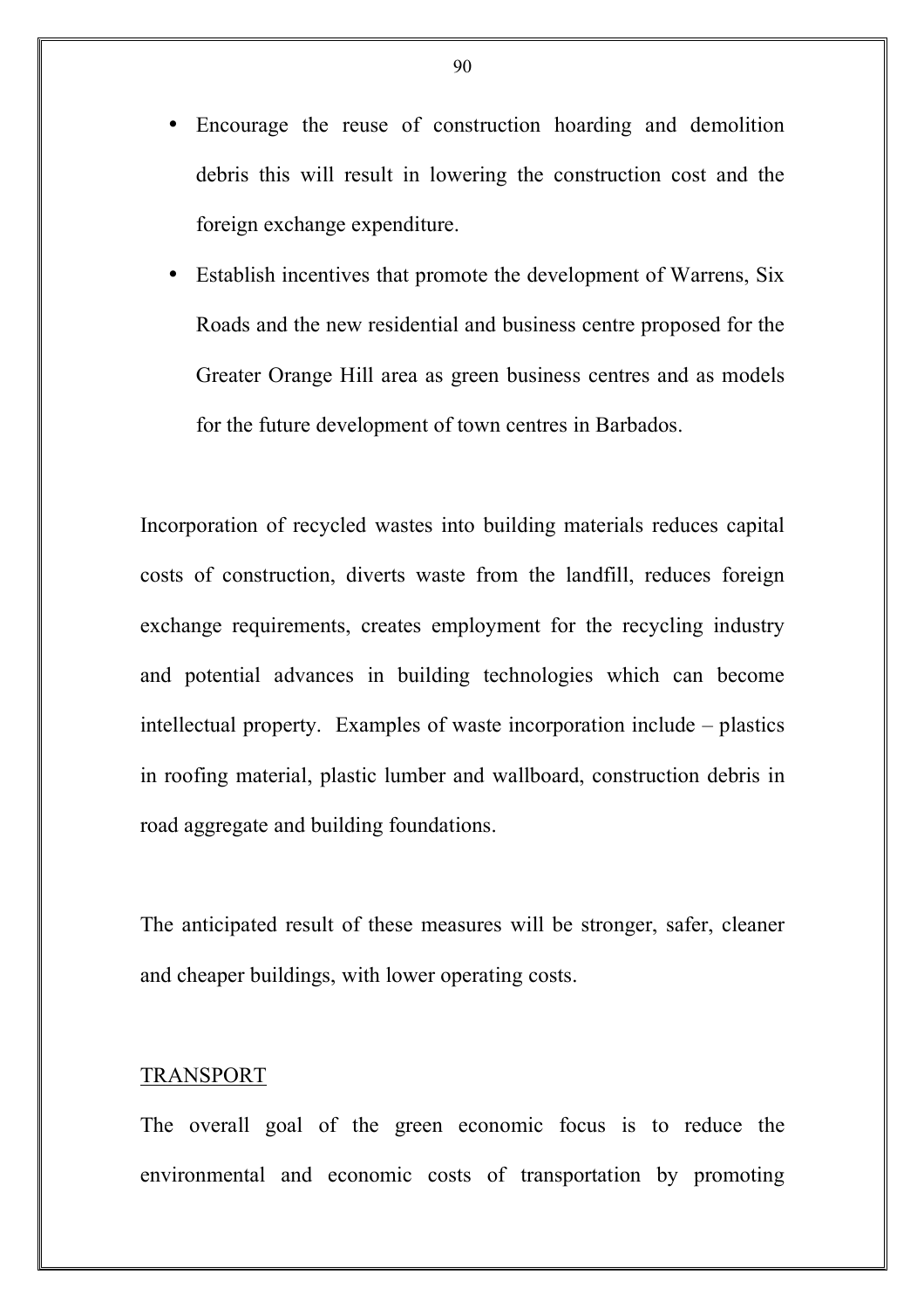- Encourage the reuse of construction hoarding and demolition debris this will result in lowering the construction cost and the foreign exchange expenditure.
- Establish incentives that promote the development of Warrens, Six Roads and the new residential and business centre proposed for the Greater Orange Hill area as green business centres and as models for the future development of town centres in Barbados.

Incorporation of recycled wastes into building materials reduces capital costs of construction, diverts waste from the landfill, reduces foreign exchange requirements, creates employment for the recycling industry and potential advances in building technologies which can become intellectual property. Examples of waste incorporation include – plastics in roofing material, plastic lumber and wallboard, construction debris in road aggregate and building foundations.

The anticipated result of these measures will be stronger, safer, cleaner and cheaper buildings, with lower operating costs.

## TRANSPORT

The overall goal of the green economic focus is to reduce the environmental and economic costs of transportation by promoting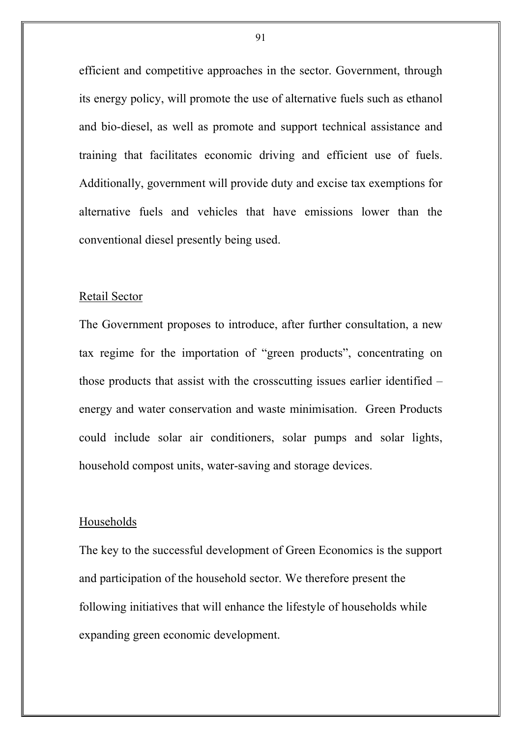efficient and competitive approaches in the sector. Government, through its energy policy, will promote the use of alternative fuels such as ethanol and bio-diesel, as well as promote and support technical assistance and training that facilitates economic driving and efficient use of fuels. Additionally, government will provide duty and excise tax exemptions for alternative fuels and vehicles that have emissions lower than the conventional diesel presently being used.

<u>Retail Sector</u>

The Government proposes to introduce, after further consultation, a new tax regime for the importation of "green products", concentrating on those products that assist with the crosscutting issues earlier identified – energy and water conservation and waste minimisation. Green Products could include solar air conditioners, solar pumps and solar lights, household compost units, water-saving and storage devices.

<u>Households</u>

The key to the successful development of Green Economics is the support and participation of the household sector. We therefore present the following initiatives that will enhance the lifestyle of households while expanding green economic development.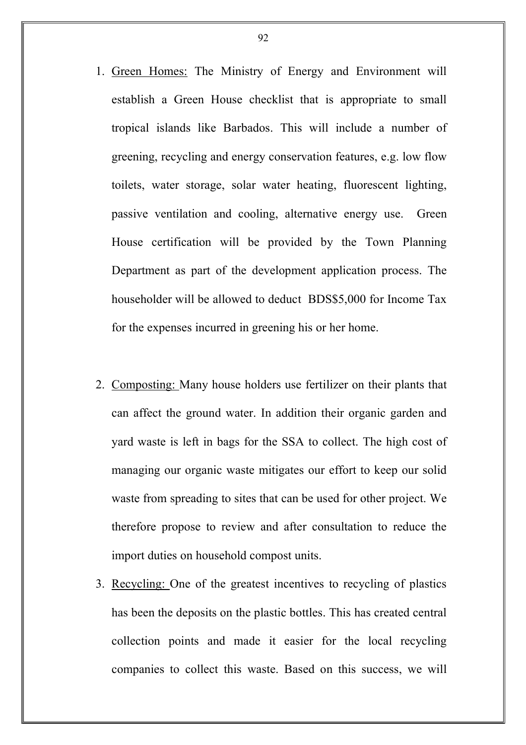1. Green Homes: The Ministry of Energy and Environment will establish a Green House checklist that is appropriate to small tropical islands like Barbados. This will include a number of greening, recycling and energy conservation features, e.g. low flow toilets, water storage, solar water heating, fluorescent lighting, passive ventilation and cooling, alternative energy use. Green House certification will be provided by the Town Planning Department as part of the development application process. The householder will be allowed to deduct BDS$5,000 for Income Tax for the expenses incurred in greening his or her home.

2. Composting: Many house holders use fertilizer on their plants that can affect the ground water. In addition their organic garden and yard waste is left in bags for the SSA to collect. The high cost of managing our organic waste mitigates our effort to keep our solid waste from spreading to sites that can be used for other project. We therefore propose to review and after consultation to reduce the import duties on household compost units.

3. Recycling: One of the greatest incentives to recycling of plastics has been the deposits on the plastic bottles. This has created central collection points and made it easier for the local recycling companies to collect this waste. Based on this success, we will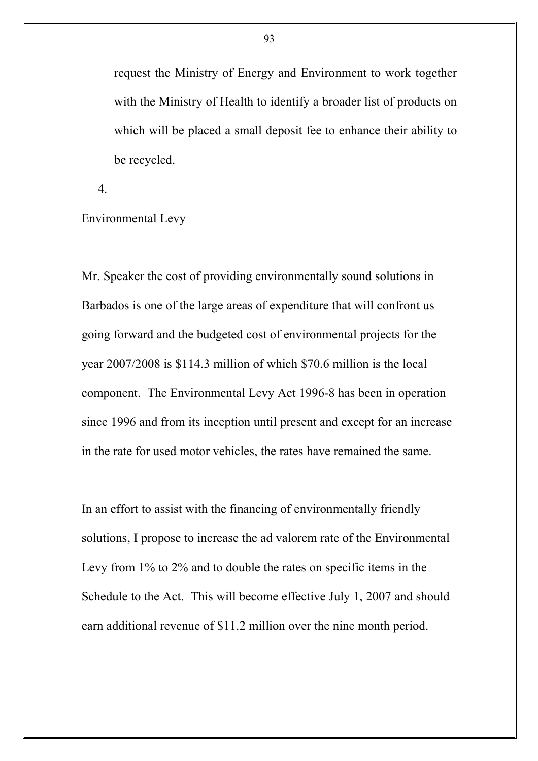request the Ministry of Energy and Environment to work together with the Ministry of Health to identify a broader list of products on which will be placed a small deposit fee to enhance their ability to be recycled.

4.

Environmental Levy

Mr. Speaker the cost of providing environmentally sound solutions in Barbados is one of the large areas of expenditure that will confront us going forward and the budgeted cost of environmental projects for the year 2007/2008 is $114.3 million of which $70.6 million is the local component. The Environmental Levy Act 1996-8 has been in operation since 1996 and from its inception until present and except for an increase in the rate for used motor vehicles, the rates have remained the same.

In an effort to assist with the financing of environmentally friendly solutions, I propose to increase the ad valorem rate of the Environmental Levy from 1% to 2% and to double the rates on specific items in the Schedule to the Act. This will become effective July 1, 2007 and should earn additional revenue of $11.2 million over the nine month period.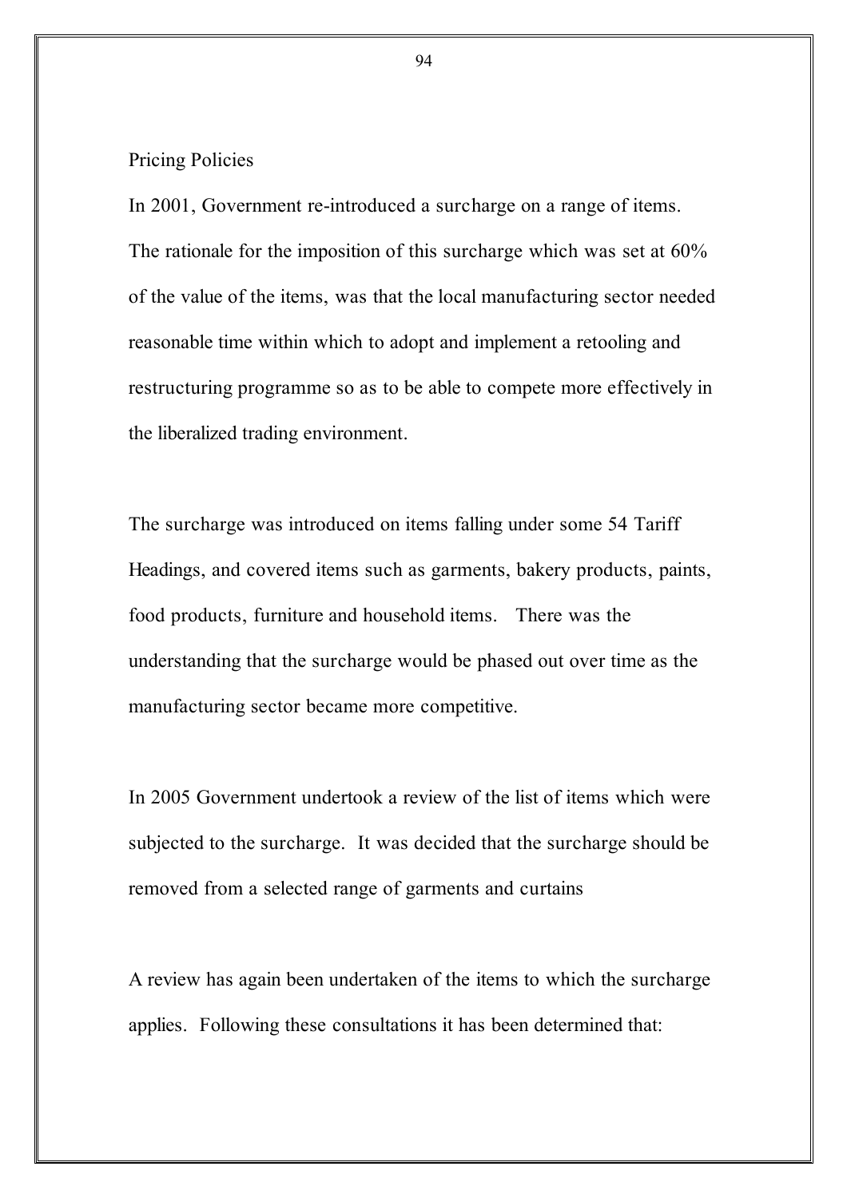## Pricing Policies

In 2001, Government re-introduced a surcharge on a range of items. The rationale for the imposition of this surcharge which was set at 60% of the value of the items, was that the local manufacturing sector needed reasonable time within which to adopt and implement a retooling and restructuring programme so as to be able to compete more effectively in the liberalized trading environment.

The surcharge was introduced on items falling under some 54 Tariff Headings, and covered items such as garments, bakery products, paints, food products, furniture and household items. There was the understanding that the surcharge would be phased out over time as the manufacturing sector became more competitive.

In 2005 Government undertook a review of the list of items which were subjected to the surcharge. It was decided that the surcharge should be removed from a selected range of garments and curtains

A review has again been undertaken of the items to which the surcharge applies. Following these consultations it has been determined that: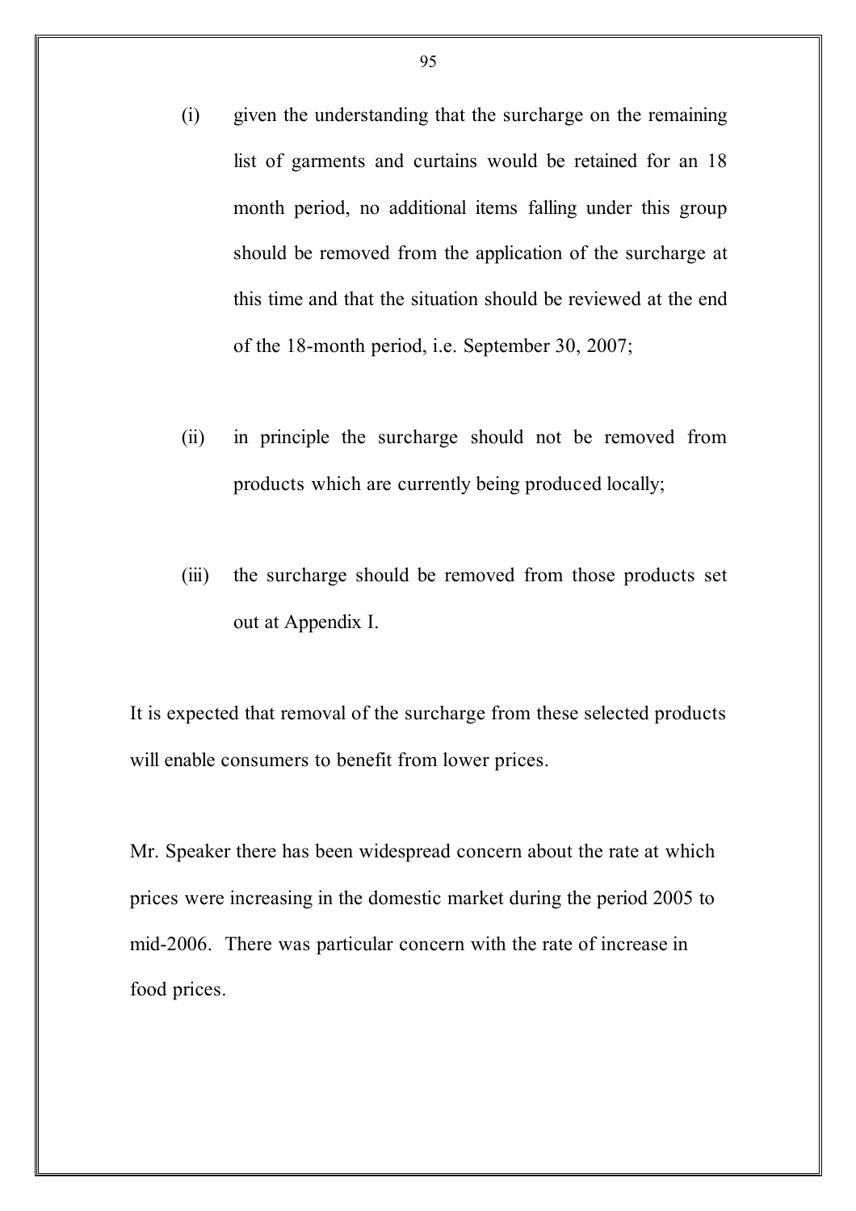(i) given the understanding that the surcharge on the remaining list of garments and curtains would be retained for an 18 month period, no additional items falling under this group should be removed from the application of the surcharge at this time and that the situation should be reviewed at the end of the 18-month period, i.e. September 30, 2007;

(ii) in principle the surcharge should not be removed from products which are currently being produced locally;

(iii) the surcharge should be removed from those products set out at Appendix I.

It is expected that removal of the surcharge from these selected products will enable consumers to benefit from lower prices.

Mr. Speaker there has been widespread concern about the rate at which prices were increasing in the domestic market during the period 2005 to mid-2006. There was particular concern with the rate of increase in food prices.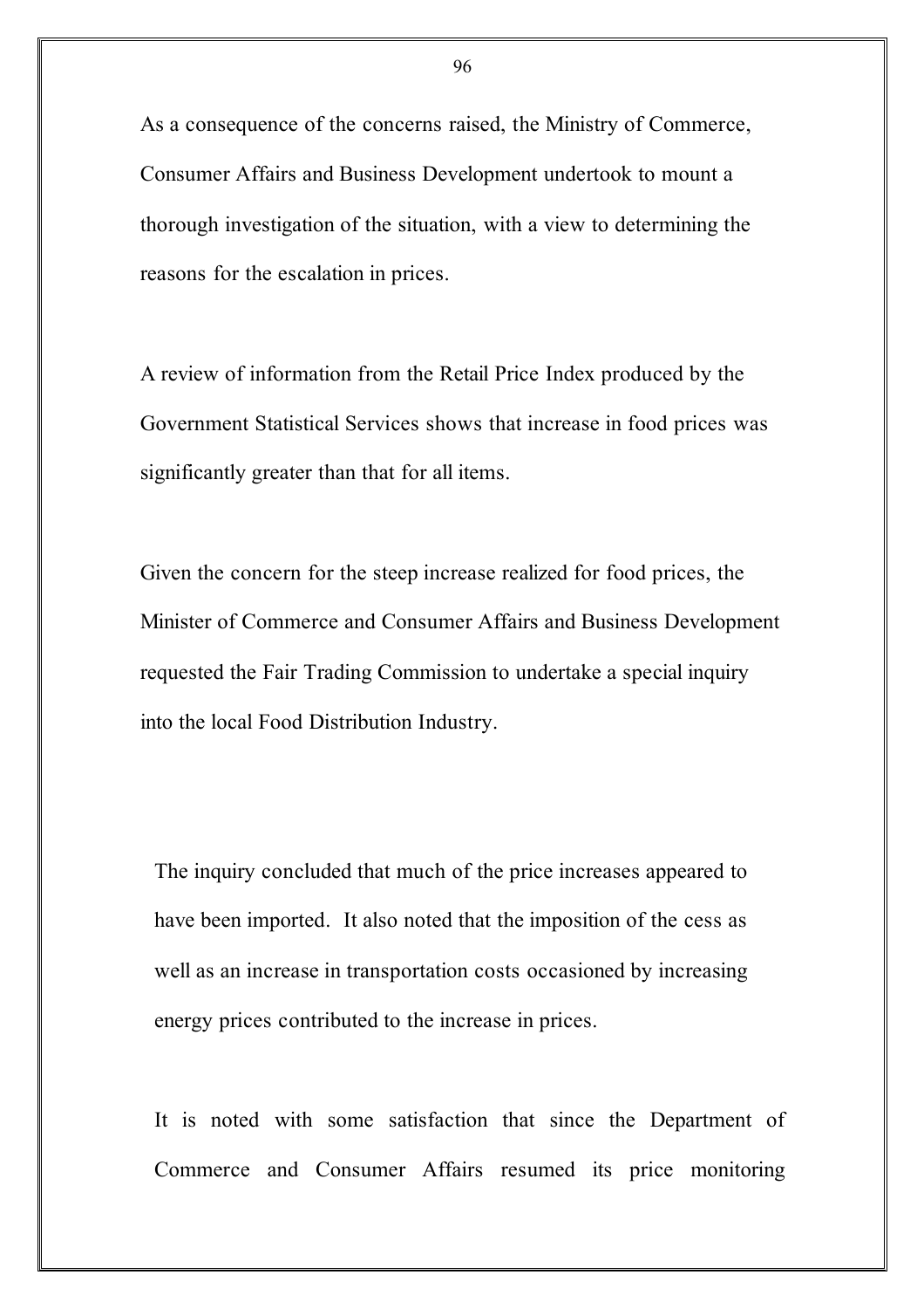As a consequence of the concerns raised, the Ministry of Commerce, Consumer Affairs and Business Development undertook to mount a thorough investigation of the situation, with a view to determining the reasons for the escalation in prices.

A review of information from the Retail Price Index produced by the Government Statistical Services shows that increase in food prices was significantly greater than that for all items.

Given the concern for the steep increase realized for food prices, the Minister of Commerce and Consumer Affairs and Business Development requested the Fair Trading Commission to undertake a special inquiry into the local Food Distribution Industry.

The inquiry concluded that much of the price increases appeared to have been imported. It also noted that the imposition of the cess as well as an increase in transportation costs occasioned by increasing energy prices contributed to the increase in prices.

It is noted with some satisfaction that since the Department of Commerce and Consumer Affairs resumed its price monitoring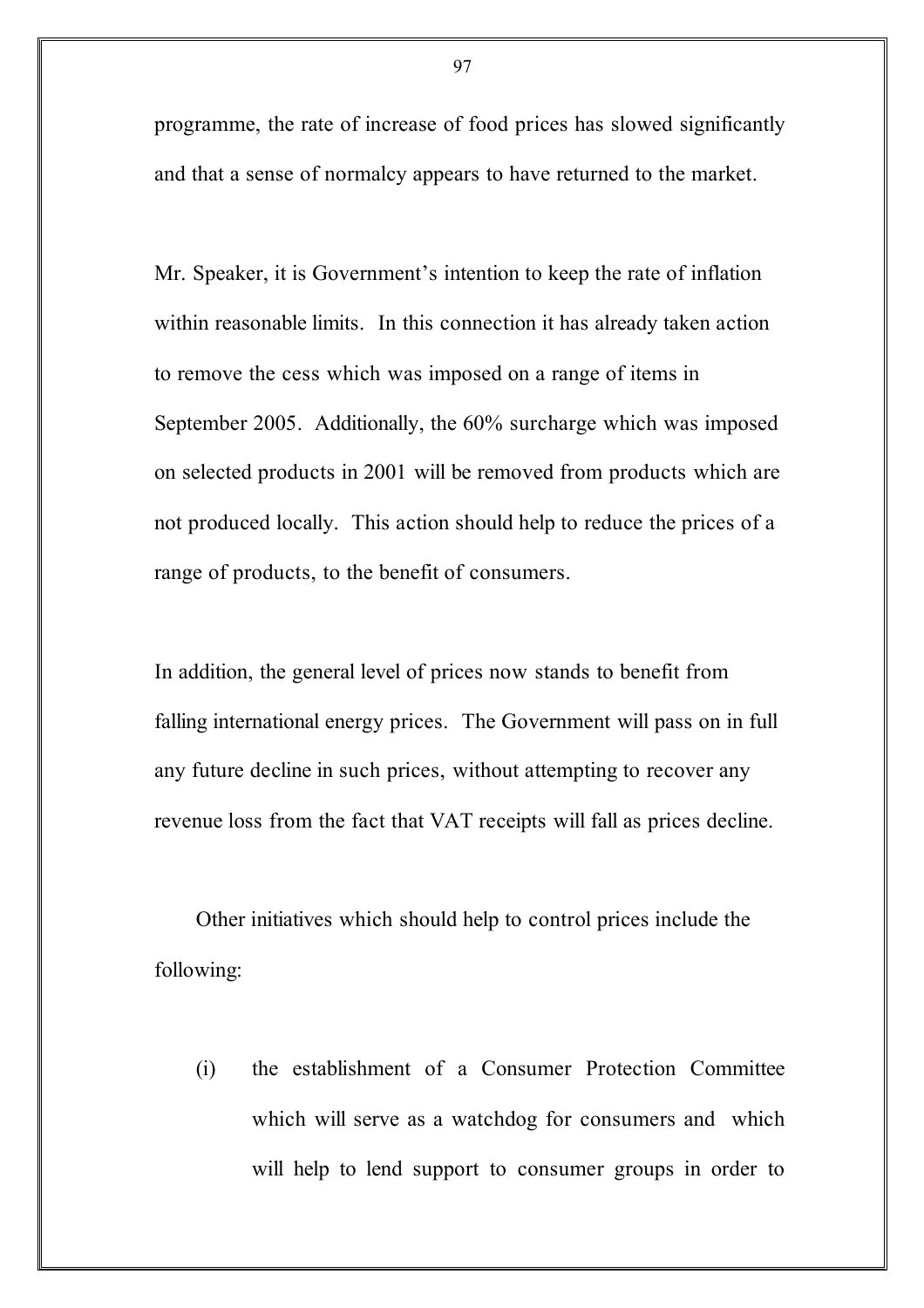programme, the rate of increase of food prices has slowed significantly and that a sense of normalcy appears to have returned to the market.

Mr. Speaker, it is Government's intention to keep the rate of inflation within reasonable limits. In this connection it has already taken action to remove the cess which was imposed on a range of items in September 2005. Additionally, the 60% surcharge which was imposed on selected products in 2001 will be removed from products which are not produced locally. This action should help to reduce the prices of a range of products, to the benefit of consumers.

In addition, the general level of prices now stands to benefit from falling international energy prices. The Government will pass on in full any future decline in such prices, without attempting to recover any revenue loss from the fact that VAT receipts will fall as prices decline.

Other initiatives which should help to control prices include the following:

(i) the establishment of a Consumer Protection Committee which will serve as a watchdog for consumers and which will help to lend support to consumer groups in order to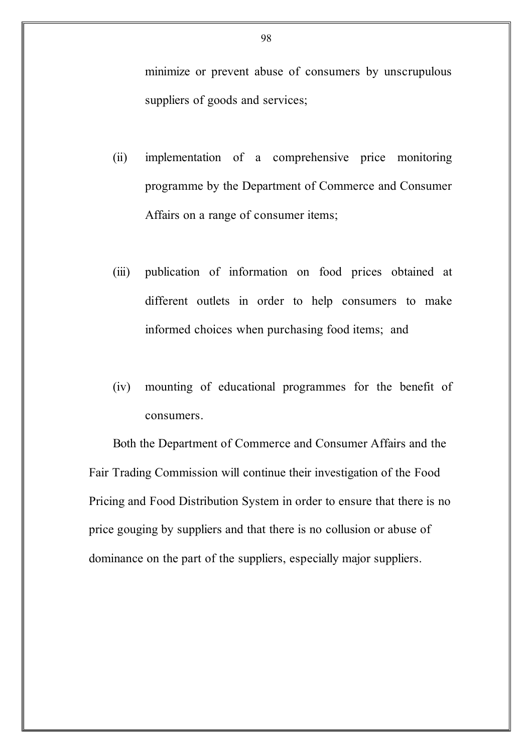minimize or prevent abuse of consumers by unscrupulous suppliers of goods and services;

(ii) implementation of a comprehensive price monitoring programme by the Department of Commerce and Consumer Affairs on a range of consumer items;

(iii) publication of information on food prices obtained at different outlets in order to help consumers to make informed choices when purchasing food items; and

(iv) mounting of educational programmes for the benefit of consumers.

Both the Department of Commerce and Consumer Affairs and the Fair Trading Commission will continue their investigation of the Food Pricing and Food Distribution System in order to ensure that there is no price gouging by suppliers and that there is no collusion or abuse of dominance on the part of the suppliers, especially major suppliers.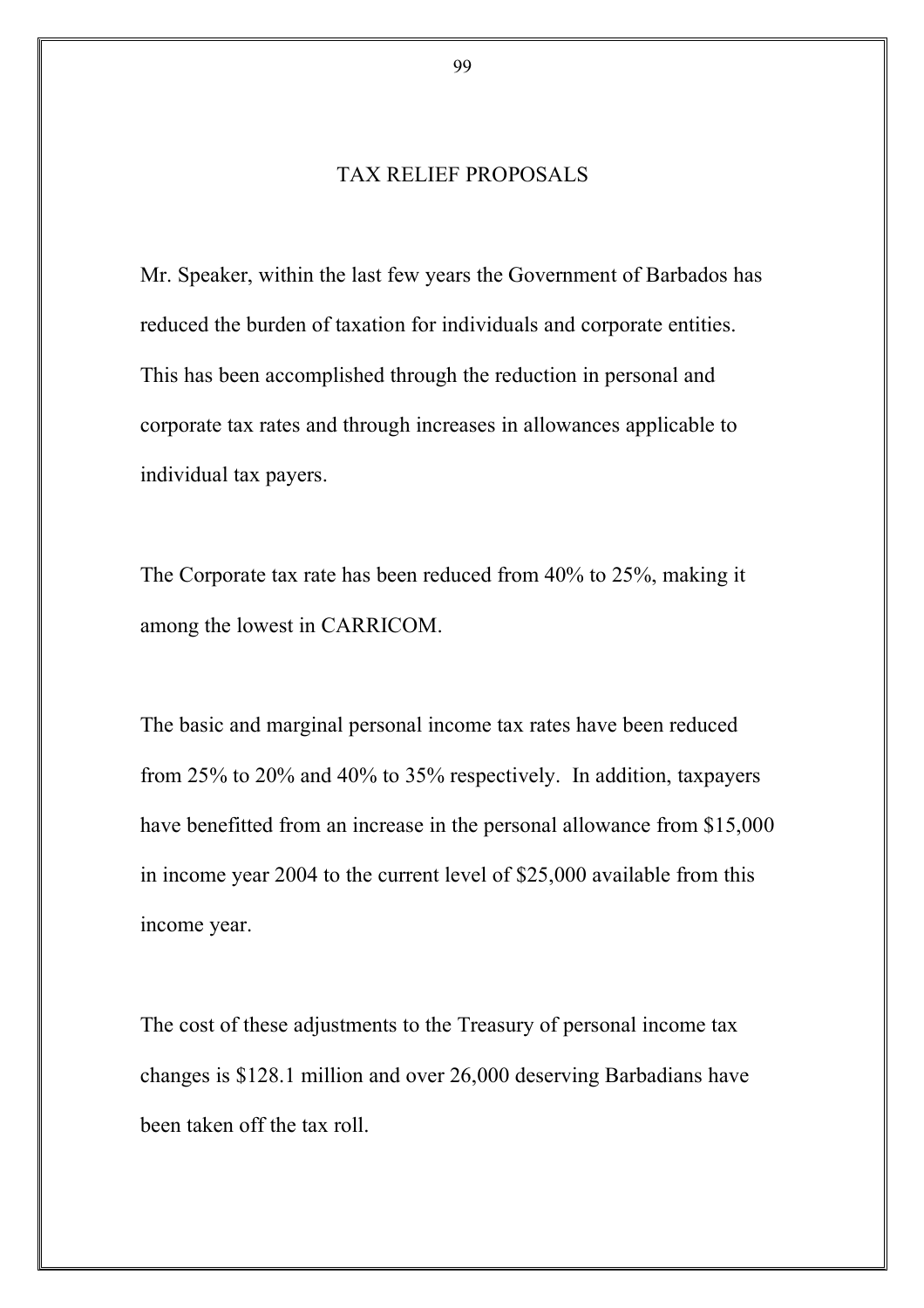## TAX RELIEF PROPOSALS

Mr. Speaker, within the last few years the Government of Barbados has reduced the burden of taxation for individuals and corporate entities. This has been accomplished through the reduction in personal and corporate tax rates and through increases in allowances applicable to individual tax payers.

The Corporate tax rate has been reduced from 40% to 25%, making it among the lowest in CARRICOM.

The basic and marginal personal income tax rates have been reduced from 25% to 20% and 40% to 35% respectively. In addition, taxpayers have benefitted from an increase in the personal allowance from $15,000 in income year 2004 to the current level of $25,000 available from this income year.

The cost of these adjustments to the Treasury of personal income tax changes is $128.1 million and over 26,000 deserving Barbadians have been taken off the tax roll.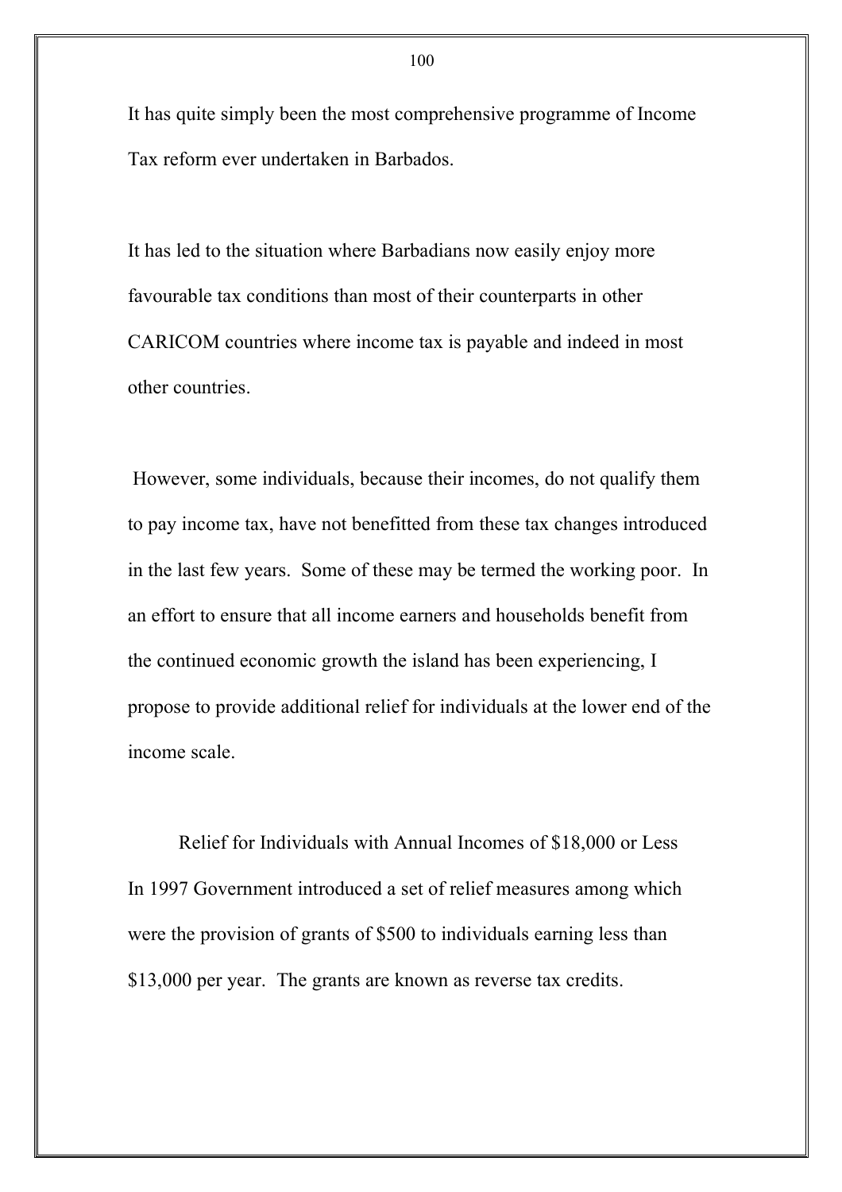It has quite simply been the most comprehensive programme of Income Tax reform ever undertaken in Barbados.

It has led to the situation where Barbadians now easily enjoy more favourable tax conditions than most of their counterparts in other CARICOM countries where income tax is payable and indeed in most other countries.

However, some individuals, because their incomes, do not qualify them to pay income tax, have not benefitted from these tax changes introduced in the last few years. Some of these may be termed the working poor. In an effort to ensure that all income earners and households benefit from the continued economic growth the island has been experiencing, I propose to provide additional relief for individuals at the lower end of the income scale.

### Relief for Individuals with Annual Incomes of $18,000 or Less

In 1997 Government introduced a set of relief measures among which were the provision of grants of $500 to individuals earning less than $13,000 per year. The grants are known as reverse tax credits.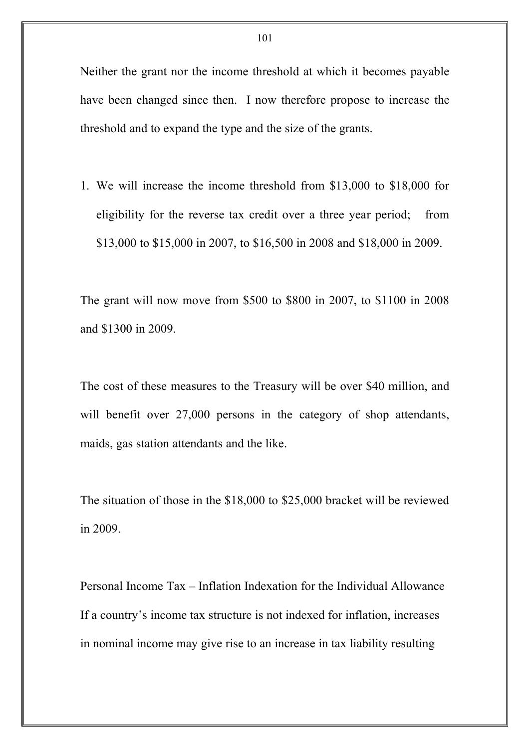Neither the grant nor the income threshold at which it becomes payable have been changed since then. I now therefore propose to increase the threshold and to expand the type and the size of the grants.

1. We will increase the income threshold from $13,000 to $18,000 for eligibility for the reverse tax credit over a three year period; from $13,000 to $15,000 in 2007, to $16,500 in 2008 and $18,000 in 2009.

The grant will now move from $500 to $800 in 2007, to $1100 in 2008 and $1300 in 2009.

The cost of these measures to the Treasury will be over $40 million, and will benefit over 27,000 persons in the category of shop attendants, maids, gas station attendants and the like.

The situation of those in the $18,000 to $25,000 bracket will be reviewed in 2009.

Personal Income Tax – Inflation Indexation for the Individual Allowance

If a country's income tax structure is not indexed for inflation, increases in nominal income may give rise to an increase in tax liability resulting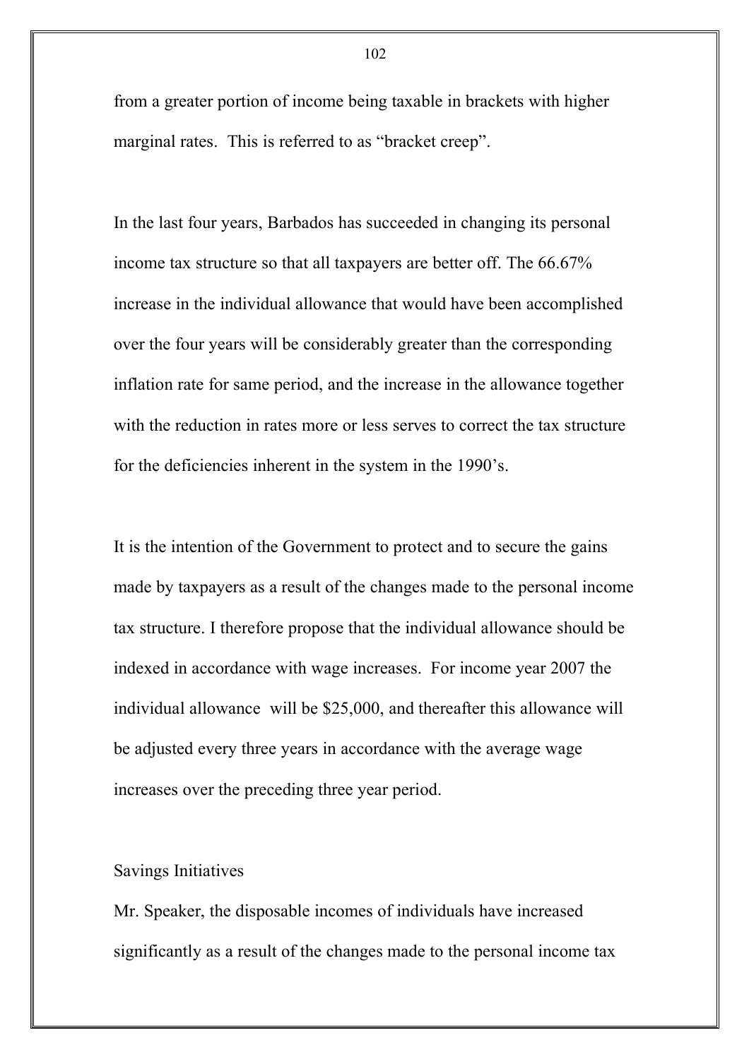from a greater portion of income being taxable in brackets with higher marginal rates. This is referred to as "bracket creep".

In the last four years, Barbados has succeeded in changing its personal income tax structure so that all taxpayers are better off. The 66.67% increase in the individual allowance that would have been accomplished over the four years will be considerably greater than the corresponding inflation rate for same period, and the increase in the allowance together with the reduction in rates more or less serves to correct the tax structure for the deficiencies inherent in the system in the 1990's.

It is the intention of the Government to protect and to secure the gains made by taxpayers as a result of the changes made to the personal income tax structure. I therefore propose that the individual allowance should be indexed in accordance with wage increases. For income year 2007 the individual allowance will be $25,000, and thereafter this allowance will be adjusted every three years in accordance with the average wage increases over the preceding three year period.

Savings Initiatives

Mr. Speaker, the disposable incomes of individuals have increased significantly as a result of the changes made to the personal income tax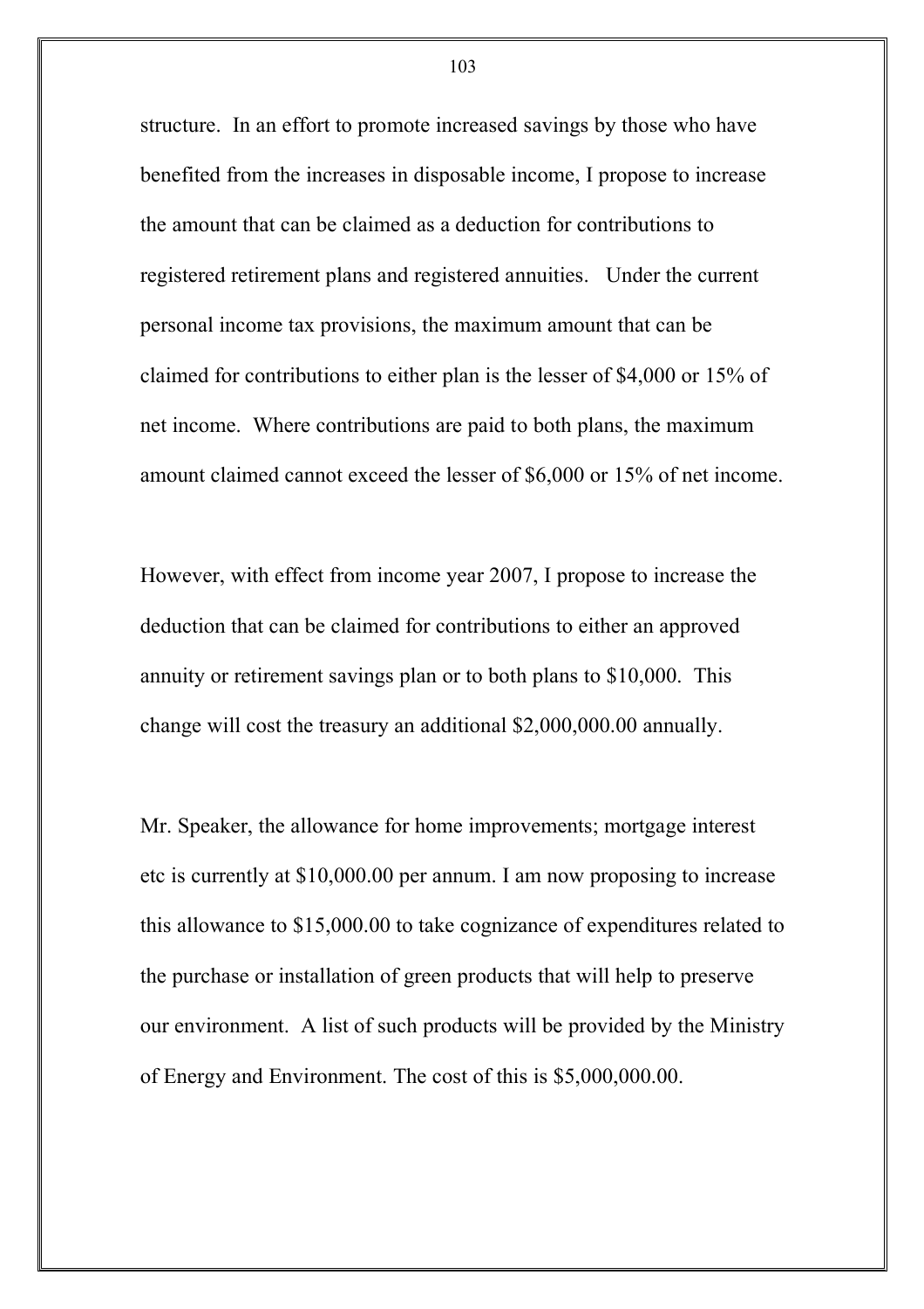structure. In an effort to promote increased savings by those who have benefited from the increases in disposable income, I propose to increase the amount that can be claimed as a deduction for contributions to registered retirement plans and registered annuities. Under the current personal income tax provisions, the maximum amount that can be claimed for contributions to either plan is the lesser of $4,000 or 15% of net income. Where contributions are paid to both plans, the maximum amount claimed cannot exceed the lesser of $6,000 or 15% of net income.

However, with effect from income year 2007, I propose to increase the deduction that can be claimed for contributions to either an approved annuity or retirement savings plan or to both plans to $10,000. This change will cost the treasury an additional $2,000,000.00 annually.

Mr. Speaker, the allowance for home improvements; mortgage interest etc is currently at $10,000.00 per annum. I am now proposing to increase this allowance to $15,000.00 to take cognizance of expenditures related to the purchase or installation of green products that will help to preserve our environment. A list of such products will be provided by the Ministry of Energy and Environment. The cost of this is $5,000,000.00.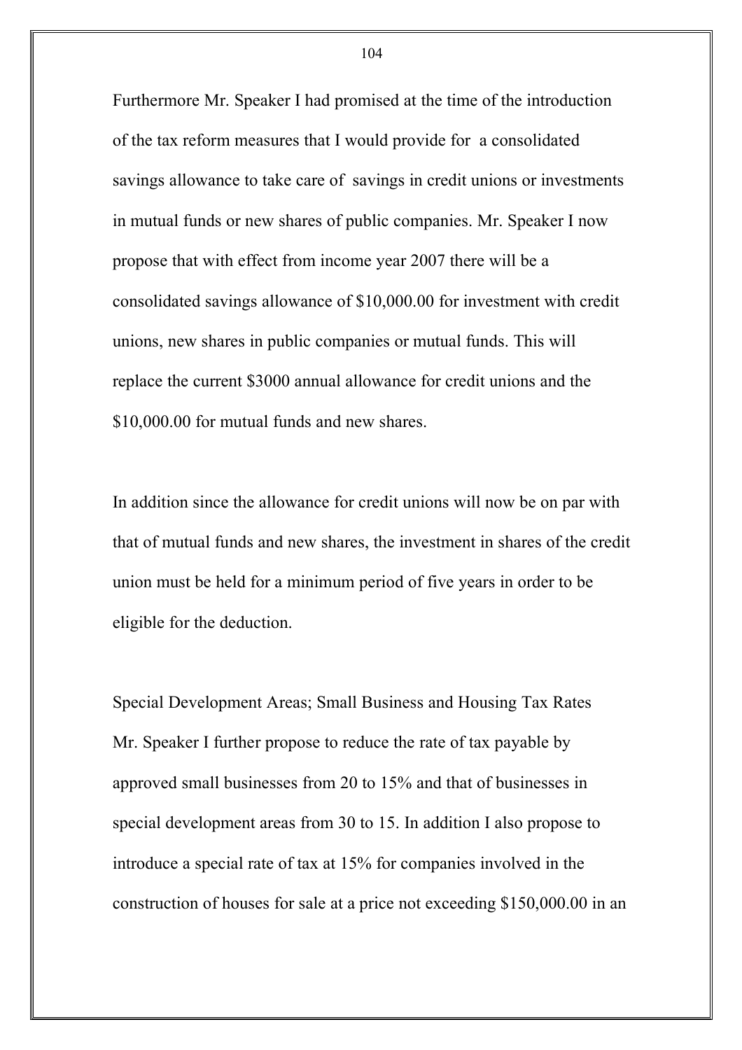Furthermore Mr. Speaker I had promised at the time of the introduction of the tax reform measures that I would provide for a consolidated savings allowance to take care of savings in credit unions or investments in mutual funds or new shares of public companies. Mr. Speaker I now propose that with effect from income year 2007 there will be a consolidated savings allowance of $10,000.00 for investment with credit unions, new shares in public companies or mutual funds. This will replace the current $3000 annual allowance for credit unions and the $10,000.00 for mutual funds and new shares.

In addition since the allowance for credit unions will now be on par with that of mutual funds and new shares, the investment in shares of the credit union must be held for a minimum period of five years in order to be eligible for the deduction.

Special Development Areas; Small Business and Housing Tax Rates

Mr. Speaker I further propose to reduce the rate of tax payable by approved small businesses from 20 to 15% and that of businesses in special development areas from 30 to 15. In addition I also propose to introduce a special rate of tax at 15% for companies involved in the construction of houses for sale at a price not exceeding $150,000.00 in an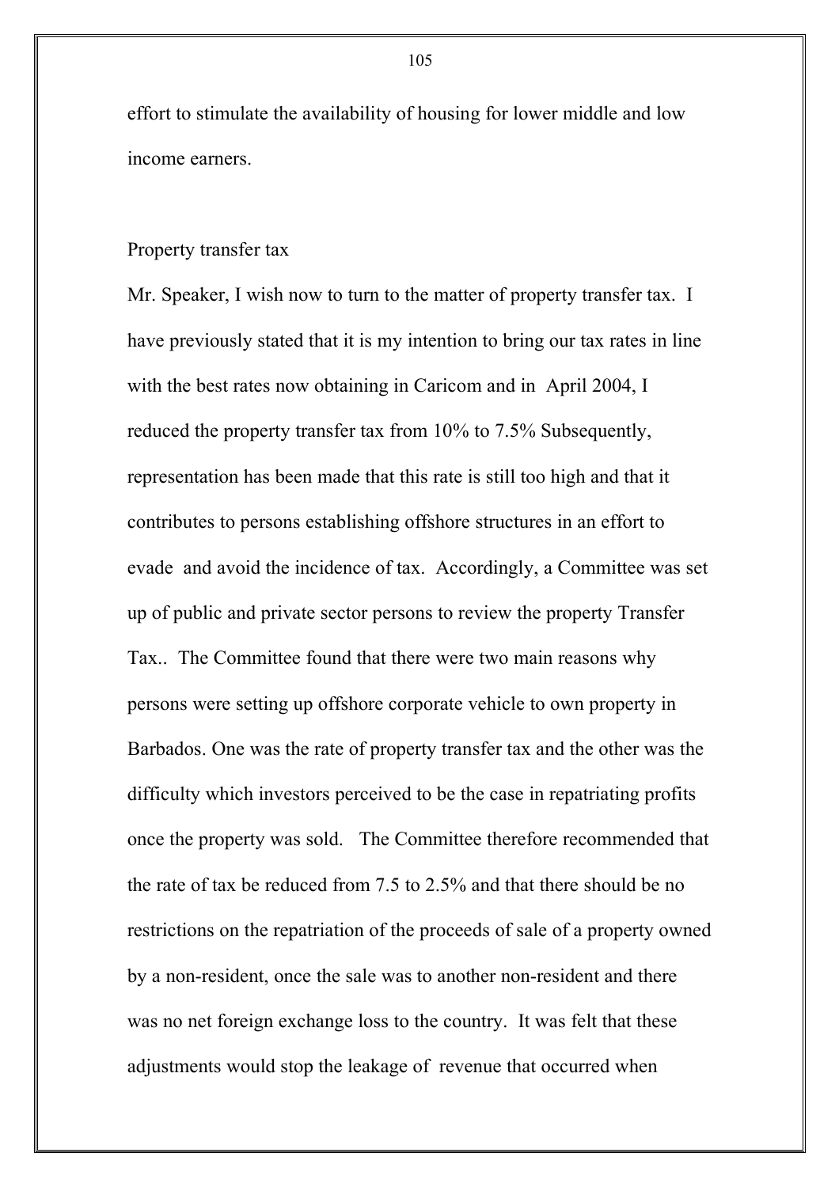effort to stimulate the availability of housing for lower middle and low income earners.

## Property transfer tax

Mr. Speaker, I wish now to turn to the matter of property transfer tax. I have previously stated that it is my intention to bring our tax rates in line with the best rates now obtaining in Caricom and in April 2004, I reduced the property transfer tax from 10% to 7.5% Subsequently, representation has been made that this rate is still too high and that it contributes to persons establishing offshore structures in an effort to evade and avoid the incidence of tax. Accordingly, a Committee was set up of public and private sector persons to review the property Transfer Tax.. The Committee found that there were two main reasons why persons were setting up offshore corporate vehicle to own property in Barbados. One was the rate of property transfer tax and the other was the difficulty which investors perceived to be the case in repatriating profits once the property was sold. The Committee therefore recommended that the rate of tax be reduced from 7.5 to 2.5% and that there should be no restrictions on the repatriation of the proceeds of sale of a property owned by a non-resident, once the sale was to another non-resident and there was no net foreign exchange loss to the country. It was felt that these adjustments would stop the leakage of revenue that occurred when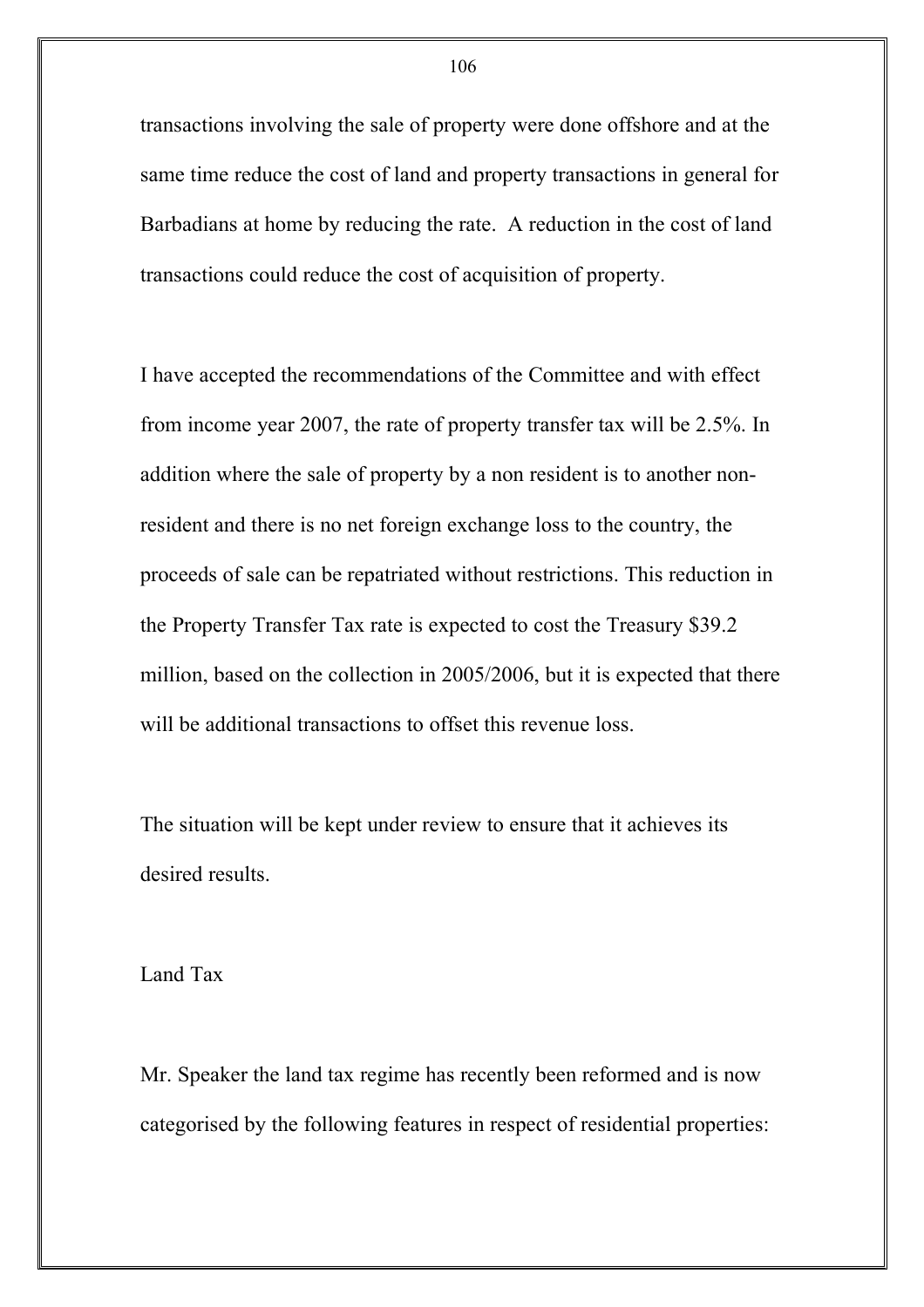transactions involving the sale of property were done offshore and at the same time reduce the cost of land and property transactions in general for Barbadians at home by reducing the rate. A reduction in the cost of land transactions could reduce the cost of acquisition of property.

I have accepted the recommendations of the Committee and with effect from income year 2007, the rate of property transfer tax will be 2.5%. In addition where the sale of property by a non resident is to another non-resident and there is no net foreign exchange loss to the country, the proceeds of sale can be repatriated without restrictions. This reduction in the Property Transfer Tax rate is expected to cost the Treasury $39.2 million, based on the collection in 2005/2006, but it is expected that there will be additional transactions to offset this revenue loss.

The situation will be kept under review to ensure that it achieves its desired results.

## Land Tax

Mr. Speaker the land tax regime has recently been reformed and is now categorised by the following features in respect of residential properties: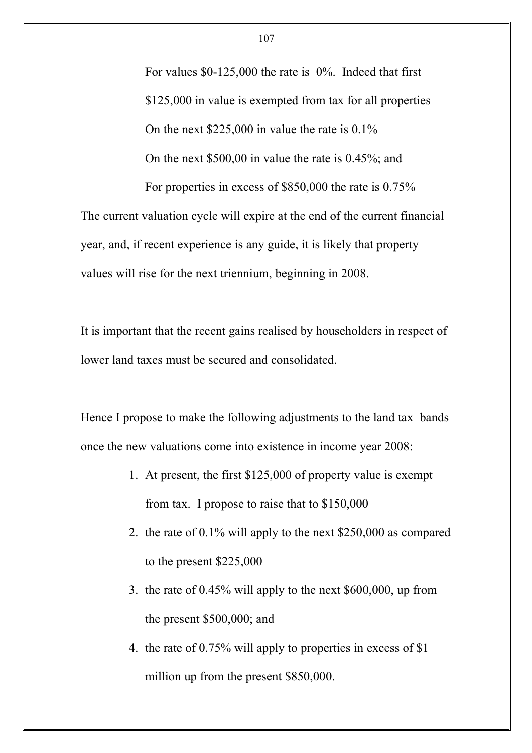For values \$0-125,000 the rate is 0%. Indeed that first \$125,000 in value is exempted from tax for all properties

On the next \$225,000 in value the rate is 0.1%

On the next \$500,00 in value the rate is 0.45%; and

For properties in excess of \$850,000 the rate is 0.75%

The current valuation cycle will expire at the end of the current financial year, and, if recent experience is any guide, it is likely that property values will rise for the next triennium, beginning in 2008.

It is important that the recent gains realised by householders in respect of lower land taxes must be secured and consolidated.

Hence I propose to make the following adjustments to the land tax bands once the new valuations come into existence in income year 2008:

1. At present, the first \$125,000 of property value is exempt from tax. I propose to raise that to \$150,000
2. the rate of 0.1% will apply to the next \$250,000 as compared to the present \$225,000
3. the rate of 0.45% will apply to the next \$600,000, up from the present \$500,000; and
4. the rate of 0.75% will apply to properties in excess of \$1 million up from the present \$850,000.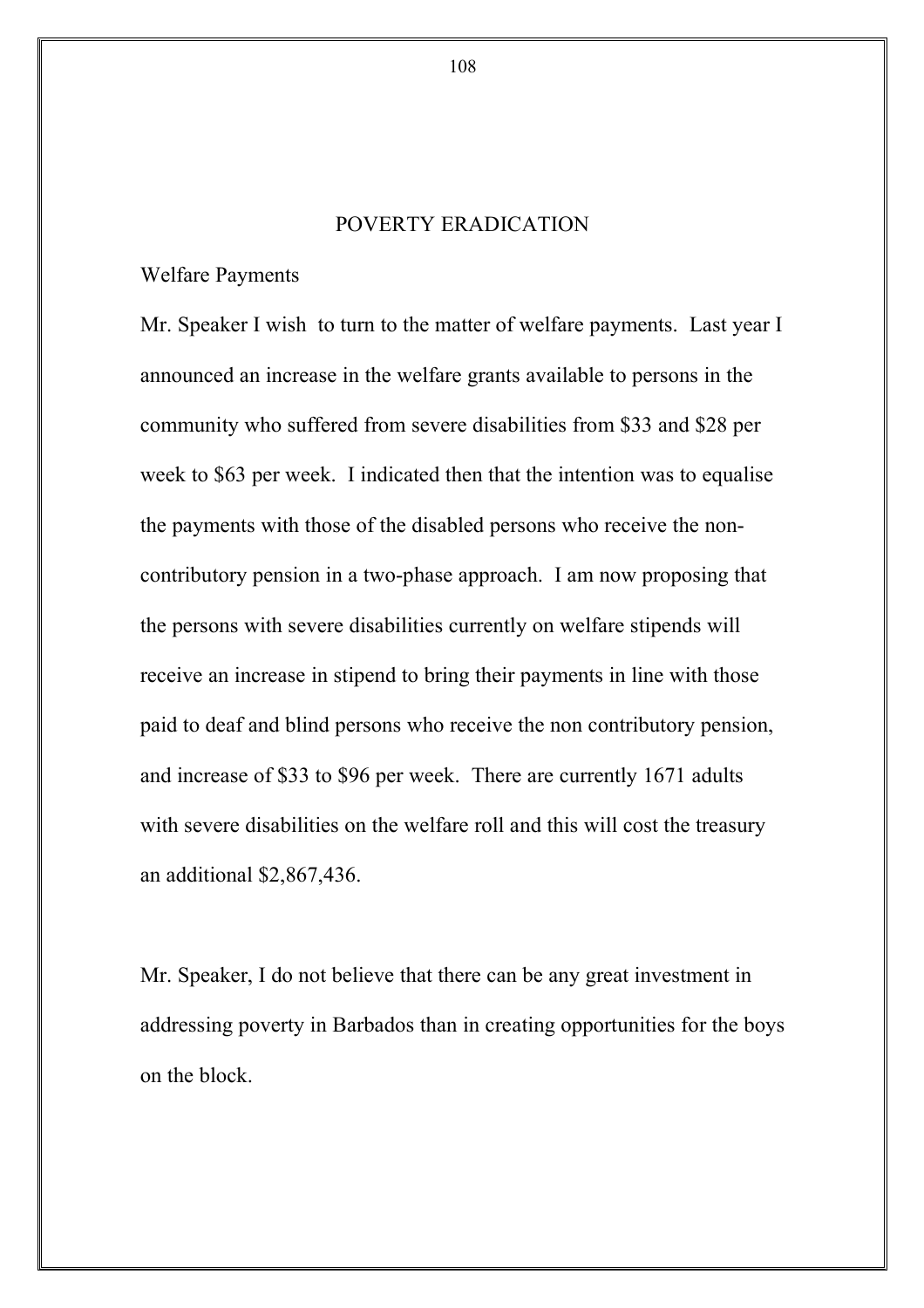## POVERTY ERADICATION

### Welfare Payments

Mr. Speaker I wish to turn to the matter of welfare payments. Last year I announced an increase in the welfare grants available to persons in the community who suffered from severe disabilities from $33 and $28 per week to $63 per week. I indicated then that the intention was to equalise the payments with those of the disabled persons who receive the non-contributory pension in a two-phase approach. I am now proposing that the persons with severe disabilities currently on welfare stipends will receive an increase in stipend to bring their payments in line with those paid to deaf and blind persons who receive the non contributory pension, and increase of $33 to $96 per week. There are currently 1671 adults with severe disabilities on the welfare roll and this will cost the treasury an additional $2,867,436.

Mr. Speaker, I do not believe that there can be any great investment in addressing poverty in Barbados than in creating opportunities for the boys on the block.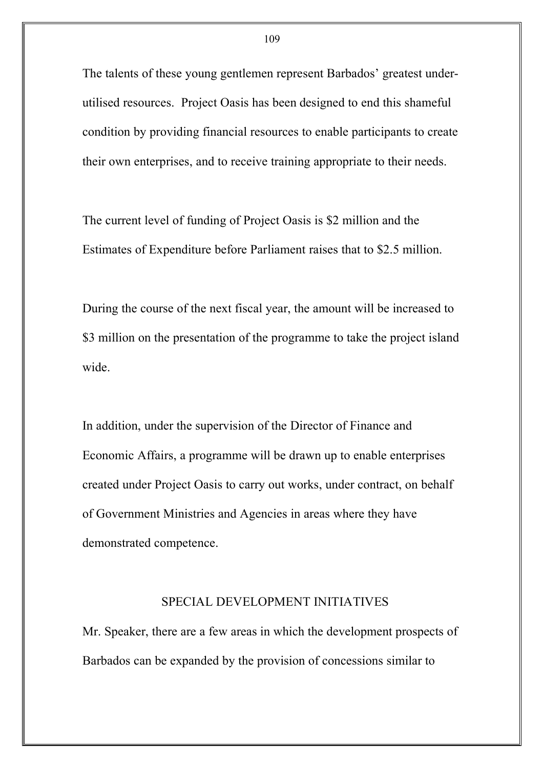The talents of these young gentlemen represent Barbados' greatest under-utilised resources. Project Oasis has been designed to end this shameful condition by providing financial resources to enable participants to create their own enterprises, and to receive training appropriate to their needs.

The current level of funding of Project Oasis is $2 million and the Estimates of Expenditure before Parliament raises that to $2.5 million.

During the course of the next fiscal year, the amount will be increased to $3 million on the presentation of the programme to take the project island wide.

In addition, under the supervision of the Director of Finance and Economic Affairs, a programme will be drawn up to enable enterprises created under Project Oasis to carry out works, under contract, on behalf of Government Ministries and Agencies in areas where they have demonstrated competence.

## SPECIAL DEVELOPMENT INITIATIVES

Mr. Speaker, there are a few areas in which the development prospects of Barbados can be expanded by the provision of concessions similar to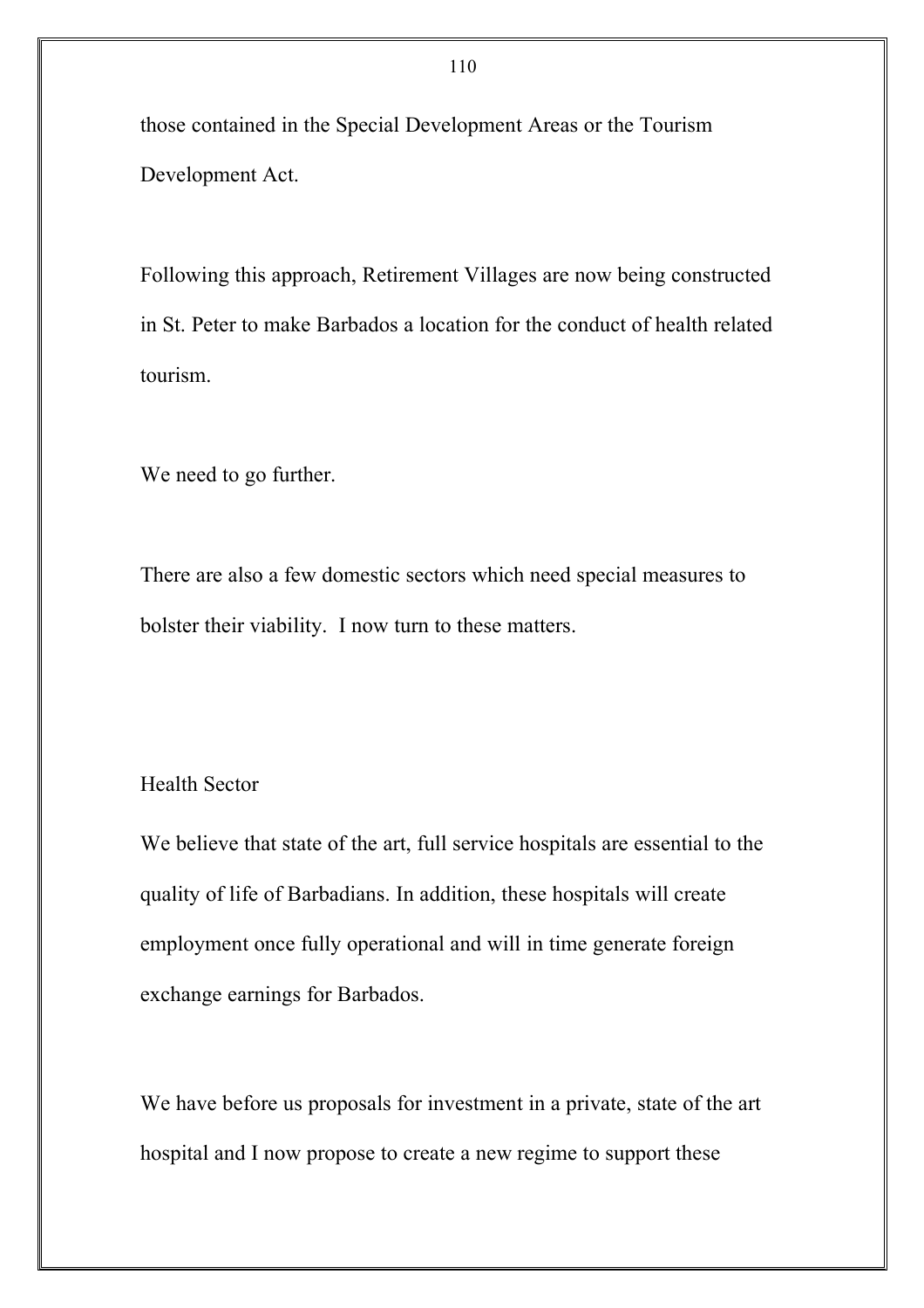those contained in the Special Development Areas or the Tourism Development Act.

Following this approach, Retirement Villages are now being constructed in St. Peter to make Barbados a location for the conduct of health related tourism.

We need to go further.

There are also a few domestic sectors which need special measures to bolster their viability. I now turn to these matters.

## Health Sector

We believe that state of the art, full service hospitals are essential to the quality of life of Barbadians. In addition, these hospitals will create employment once fully operational and will in time generate foreign exchange earnings for Barbados.

We have before us proposals for investment in a private, state of the art hospital and I now propose to create a new regime to support these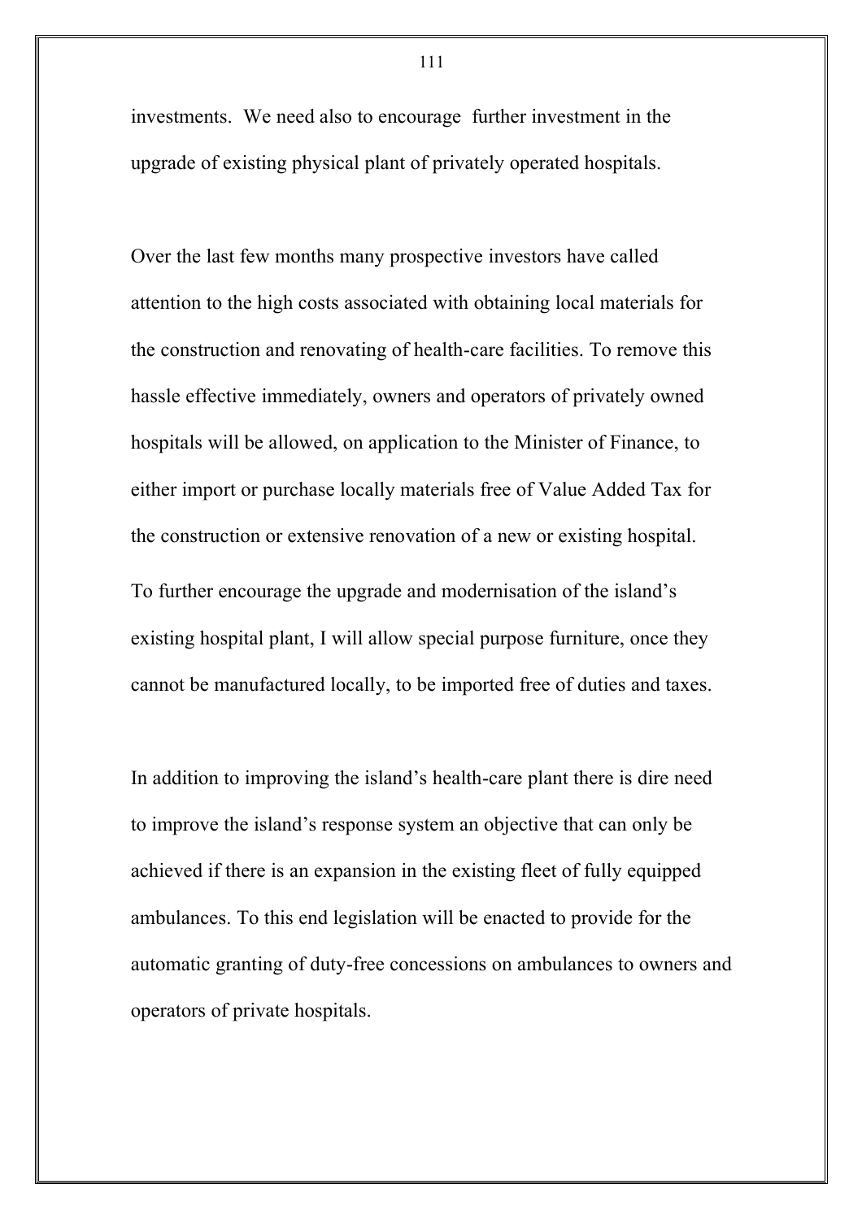investments. We need also to encourage further investment in the upgrade of existing physical plant of privately operated hospitals.

Over the last few months many prospective investors have called attention to the high costs associated with obtaining local materials for the construction and renovating of health-care facilities. To remove this hassle effective immediately, owners and operators of privately owned hospitals will be allowed, on application to the Minister of Finance, to either import or purchase locally materials free of Value Added Tax for the construction or extensive renovation of a new or existing hospital. To further encourage the upgrade and modernisation of the island's existing hospital plant, I will allow special purpose furniture, once they cannot be manufactured locally, to be imported free of duties and taxes.

In addition to improving the island's health-care plant there is dire need to improve the island's response system an objective that can only be achieved if there is an expansion in the existing fleet of fully equipped ambulances. To this end legislation will be enacted to provide for the automatic granting of duty-free concessions on ambulances to owners and operators of private hospitals.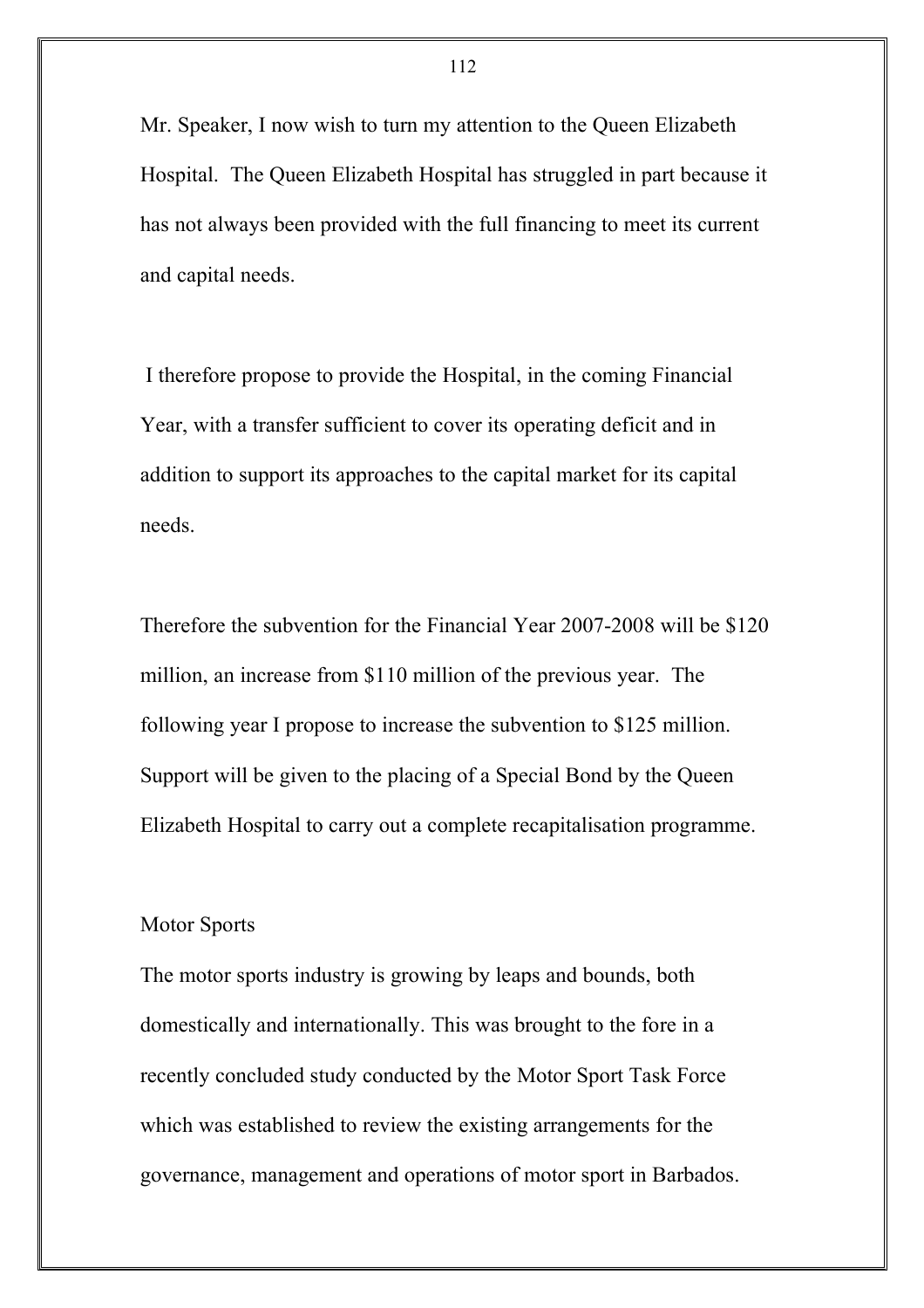Mr. Speaker, I now wish to turn my attention to the Queen Elizabeth Hospital. The Queen Elizabeth Hospital has struggled in part because it has not always been provided with the full financing to meet its current and capital needs.

I therefore propose to provide the Hospital, in the coming Financial Year, with a transfer sufficient to cover its operating deficit and in addition to support its approaches to the capital market for its capital needs.

Therefore the subvention for the Financial Year 2007-2008 will be $120 million, an increase from $110 million of the previous year. The following year I propose to increase the subvention to $125 million. Support will be given to the placing of a Special Bond by the Queen Elizabeth Hospital to carry out a complete recapitalisation programme.

## Motor Sports

The motor sports industry is growing by leaps and bounds, both domestically and internationally. This was brought to the fore in a recently concluded study conducted by the Motor Sport Task Force which was established to review the existing arrangements for the governance, management and operations of motor sport in Barbados.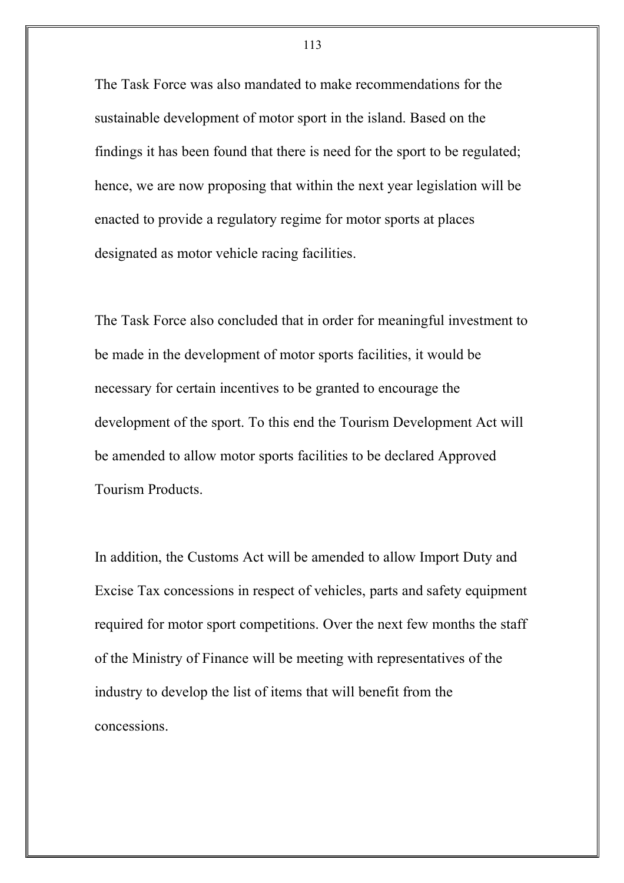The Task Force was also mandated to make recommendations for the sustainable development of motor sport in the island. Based on the findings it has been found that there is need for the sport to be regulated; hence, we are now proposing that within the next year legislation will be enacted to provide a regulatory regime for motor sports at places designated as motor vehicle racing facilities.

The Task Force also concluded that in order for meaningful investment to be made in the development of motor sports facilities, it would be necessary for certain incentives to be granted to encourage the development of the sport. To this end the Tourism Development Act will be amended to allow motor sports facilities to be declared Approved Tourism Products.

In addition, the Customs Act will be amended to allow Import Duty and Excise Tax concessions in respect of vehicles, parts and safety equipment required for motor sport competitions. Over the next few months the staff of the Ministry of Finance will be meeting with representatives of the industry to develop the list of items that will benefit from the concessions.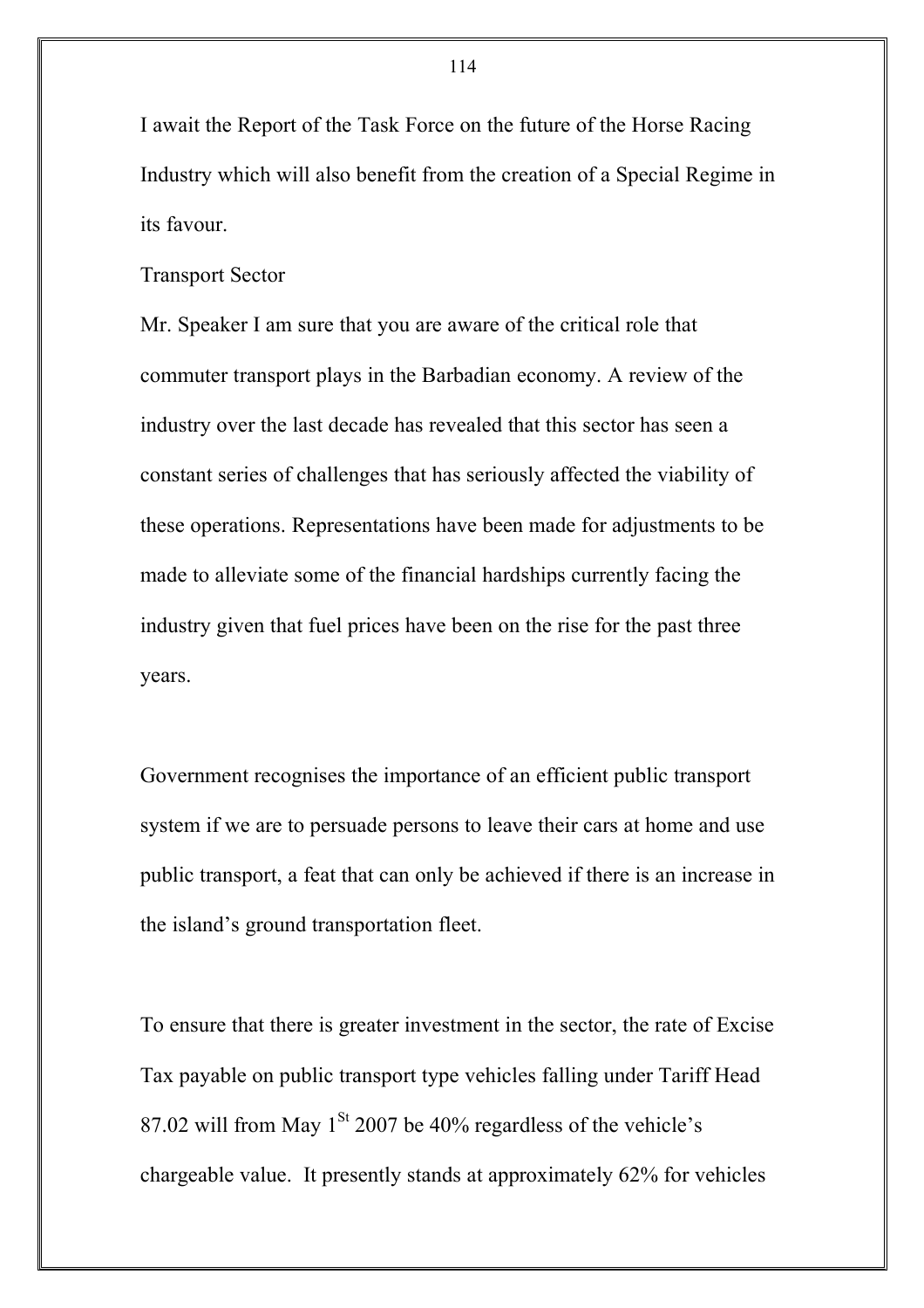I await the Report of the Task Force on the future of the Horse Racing Industry which will also benefit from the creation of a Special Regime in its favour.

## Transport Sector

Mr. Speaker I am sure that you are aware of the critical role that commuter transport plays in the Barbadian economy. A review of the industry over the last decade has revealed that this sector has seen a constant series of challenges that has seriously affected the viability of these operations. Representations have been made for adjustments to be made to alleviate some of the financial hardships currently facing the industry given that fuel prices have been on the rise for the past three years.

Government recognises the importance of an efficient public transport system if we are to persuade persons to leave their cars at home and use public transport, a feat that can only be achieved if there is an increase in the island's ground transportation fleet.

To ensure that there is greater investment in the sector, the rate of Excise Tax payable on public transport type vehicles falling under Tariff Head 87.02 will from May 1st 2007 be 40% regardless of the vehicle's chargeable value. It presently stands at approximately 62% for vehicles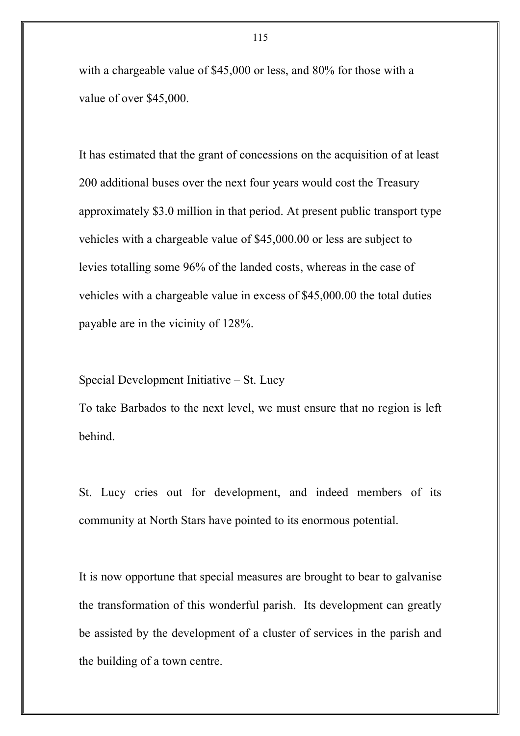with a chargeable value of $45,000 or less, and 80% for those with a value of over $45,000.

It has estimated that the grant of concessions on the acquisition of at least 200 additional buses over the next four years would cost the Treasury approximately $3.0 million in that period. At present public transport type vehicles with a chargeable value of $45,000.00 or less are subject to levies totalling some 96% of the landed costs, whereas in the case of vehicles with a chargeable value in excess of $45,000.00 the total duties payable are in the vicinity of 128%.

Special Development Initiative – St. Lucy

To take Barbados to the next level, we must ensure that no region is left behind.

St. Lucy cries out for development, and indeed members of its community at North Stars have pointed to its enormous potential.

It is now opportune that special measures are brought to bear to galvanise the transformation of this wonderful parish. Its development can greatly be assisted by the development of a cluster of services in the parish and the building of a town centre.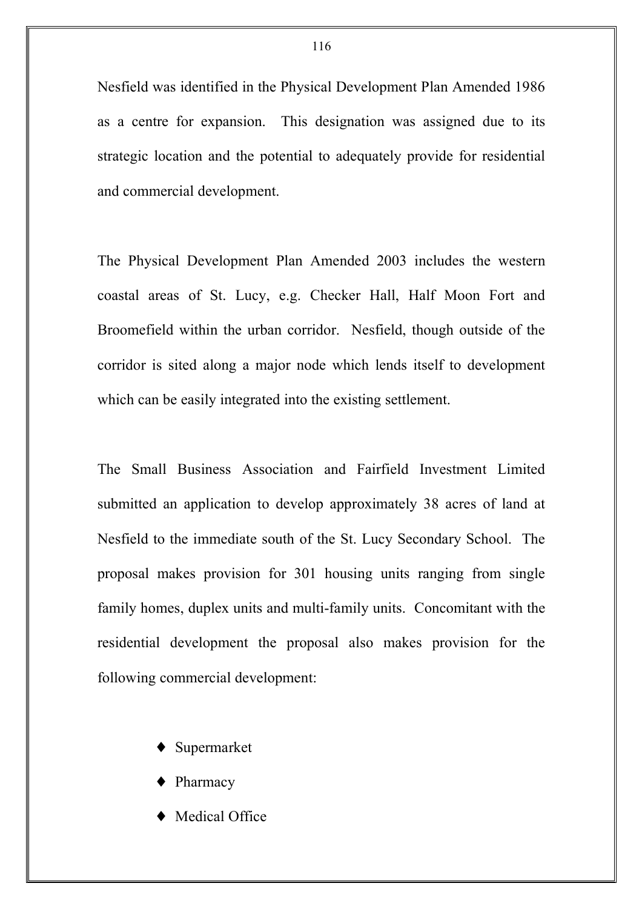Nesfield was identified in the Physical Development Plan Amended 1986 as a centre for expansion. This designation was assigned due to its strategic location and the potential to adequately provide for residential and commercial development.

The Physical Development Plan Amended 2003 includes the western coastal areas of St. Lucy, e.g. Checker Hall, Half Moon Fort and Broomefield within the urban corridor. Nesfield, though outside of the corridor is sited along a major node which lends itself to development which can be easily integrated into the existing settlement.

The Small Business Association and Fairfield Investment Limited submitted an application to develop approximately 38 acres of land at Nesfield to the immediate south of the St. Lucy Secondary School. The proposal makes provision for 301 housing units ranging from single family homes, duplex units and multi-family units. Concomitant with the residential development the proposal also makes provision for the following commercial development:

- Supermarket
- Pharmacy
- Medical Office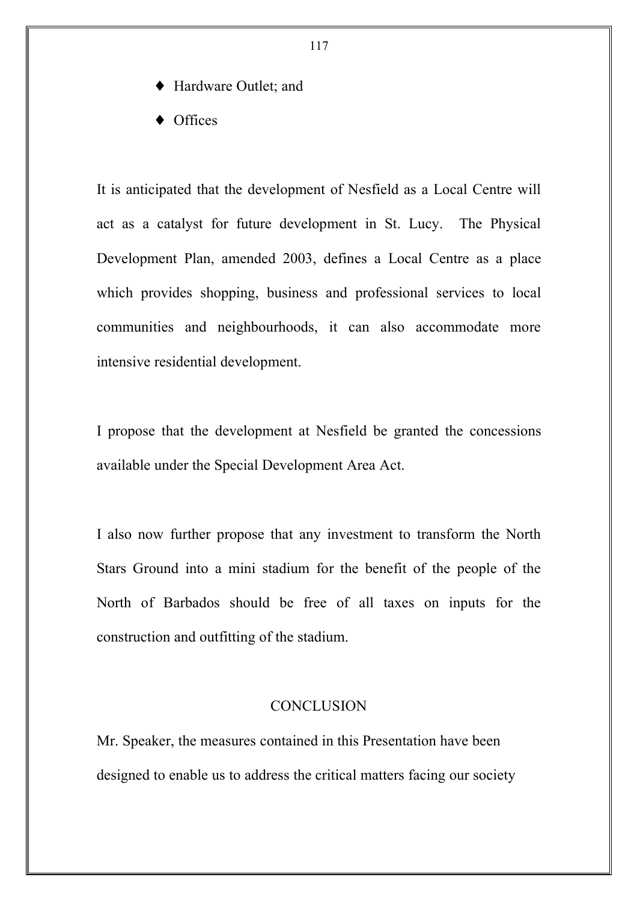- Hardware Outlet; and
- Offices

It is anticipated that the development of Nesfield as a Local Centre will act as a catalyst for future development in St. Lucy. The Physical Development Plan, amended 2003, defines a Local Centre as a place which provides shopping, business and professional services to local communities and neighbourhoods, it can also accommodate more intensive residential development.

I propose that the development at Nesfield be granted the concessions available under the Special Development Area Act.

I also now further propose that any investment to transform the North Stars Ground into a mini stadium for the benefit of the people of the North of Barbados should be free of all taxes on inputs for the construction and outfitting of the stadium.

## CONCLUSION

Mr. Speaker, the measures contained in this Presentation have been designed to enable us to address the critical matters facing our society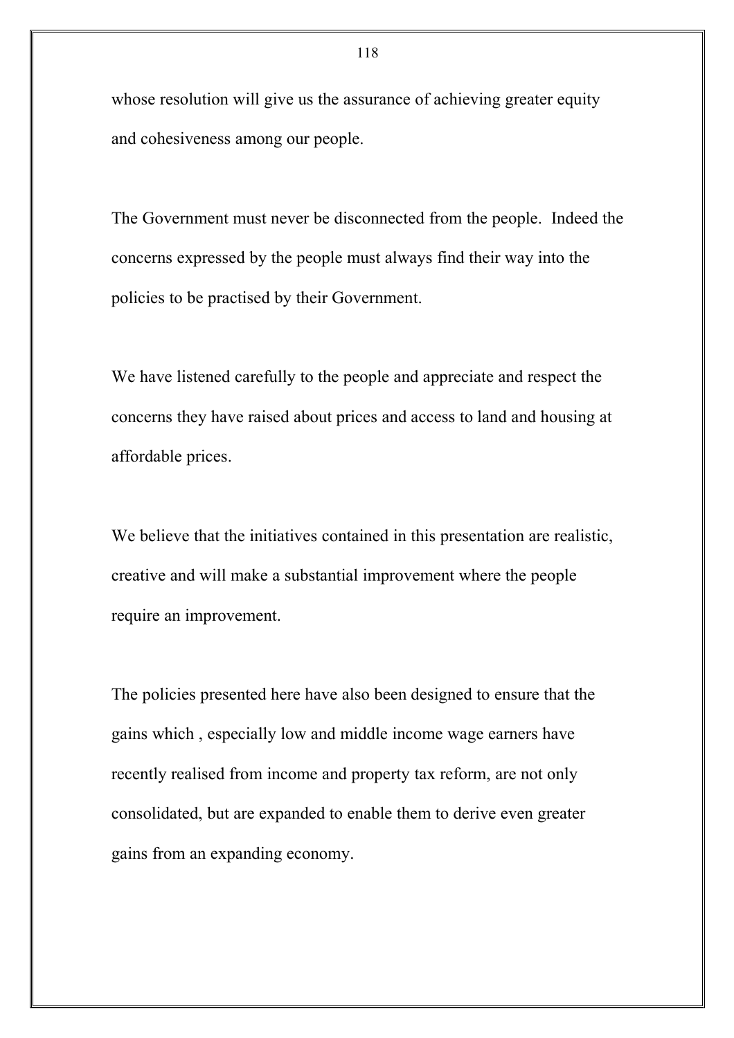whose resolution will give us the assurance of achieving greater equity and cohesiveness among our people.

The Government must never be disconnected from the people. Indeed the concerns expressed by the people must always find their way into the policies to be practised by their Government.

We have listened carefully to the people and appreciate and respect the concerns they have raised about prices and access to land and housing at affordable prices.

We believe that the initiatives contained in this presentation are realistic, creative and will make a substantial improvement where the people require an improvement.

The policies presented here have also been designed to ensure that the gains which , especially low and middle income wage earners have recently realised from income and property tax reform, are not only consolidated, but are expanded to enable them to derive even greater gains from an expanding economy.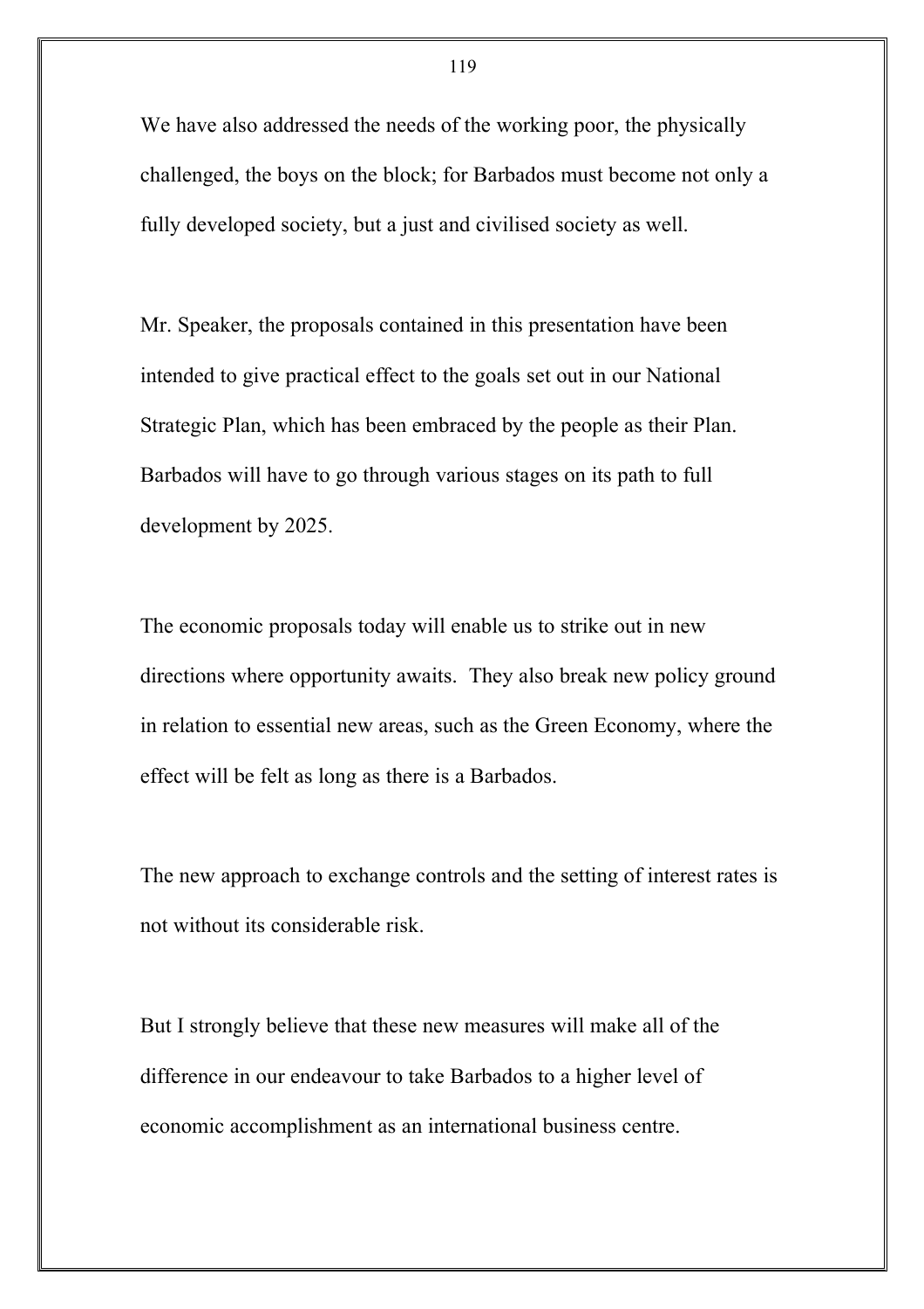We have also addressed the needs of the working poor, the physically challenged, the boys on the block; for Barbados must become not only a fully developed society, but a just and civilised society as well.

Mr. Speaker, the proposals contained in this presentation have been intended to give practical effect to the goals set out in our National Strategic Plan, which has been embraced by the people as their Plan. Barbados will have to go through various stages on its path to full development by 2025.

The economic proposals today will enable us to strike out in new directions where opportunity awaits. They also break new policy ground in relation to essential new areas, such as the Green Economy, where the effect will be felt as long as there is a Barbados.

The new approach to exchange controls and the setting of interest rates is not without its considerable risk.

But I strongly believe that these new measures will make all of the difference in our endeavour to take Barbados to a higher level of economic accomplishment as an international business centre.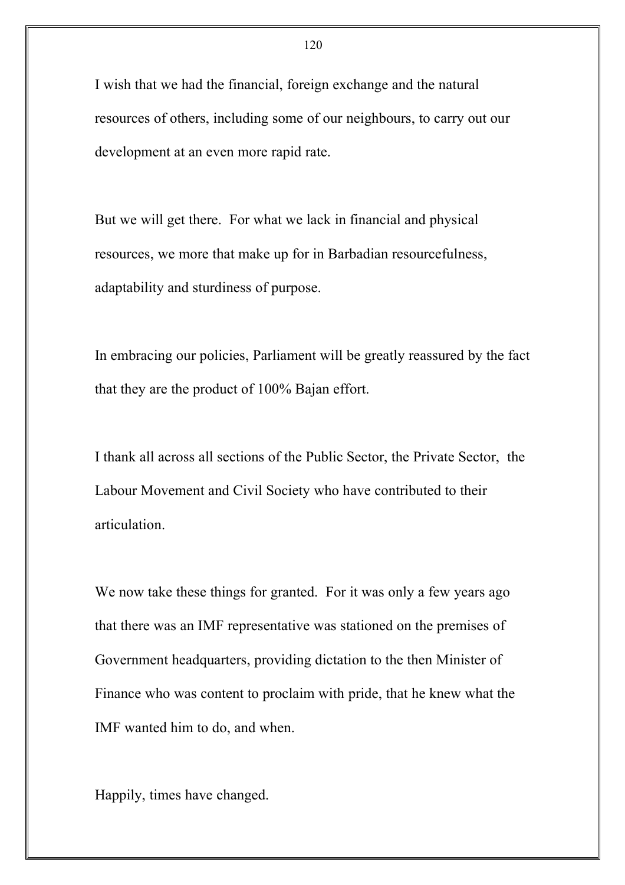I wish that we had the financial, foreign exchange and the natural resources of others, including some of our neighbours, to carry out our development at an even more rapid rate.

But we will get there. For what we lack in financial and physical resources, we more that make up for in Barbadian resourcefulness, adaptability and sturdiness of purpose.

In embracing our policies, Parliament will be greatly reassured by the fact that they are the product of 100% Bajan effort.

I thank all across all sections of the Public Sector, the Private Sector, the Labour Movement and Civil Society who have contributed to their articulation.

We now take these things for granted. For it was only a few years ago that there was an IMF representative was stationed on the premises of Government headquarters, providing dictation to the then Minister of Finance who was content to proclaim with pride, that he knew what the IMF wanted him to do, and when.

Happily, times have changed.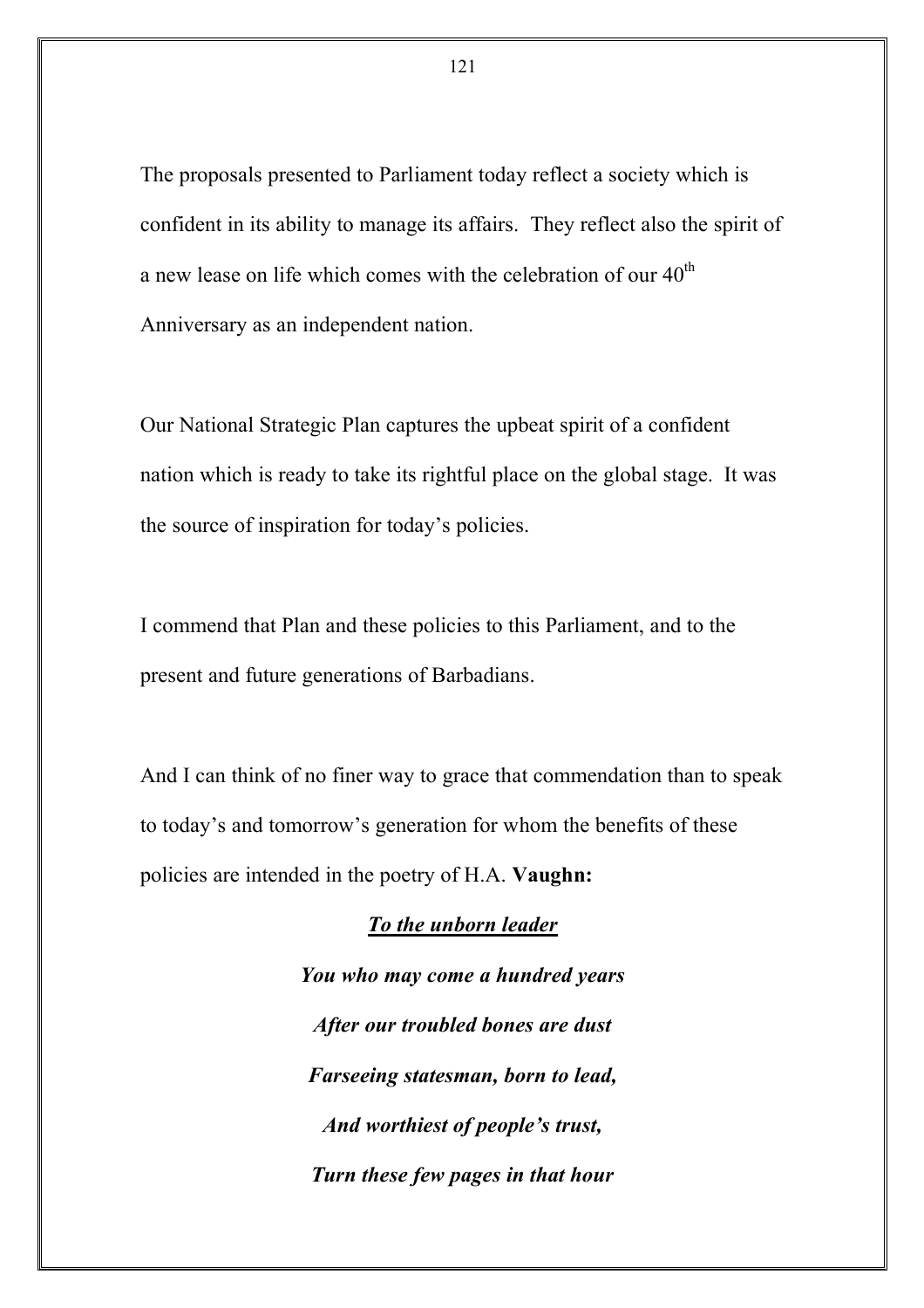The proposals presented to Parliament today reflect a society which is confident in its ability to manage its affairs. They reflect also the spirit of a new lease on life which comes with the celebration of our 40th Anniversary as an independent nation.

Our National Strategic Plan captures the upbeat spirit of a confident nation which is ready to take its rightful place on the global stage. It was the source of inspiration for today's policies.

I commend that Plan and these policies to this Parliament, and to the present and future generations of Barbadians.

And I can think of no finer way to grace that commendation than to speak to today's and tomorrow's generation for whom the benefits of these policies are intended in the poetry of H.A. **Vaughn:**

***<u>To the unborn leader</u>***

***You who may come a hundred years***

***After our troubled bones are dust***

***Farseeing statesman, born to lead,***

***And worthiest of people's trust,***

***Turn these few pages in that hour***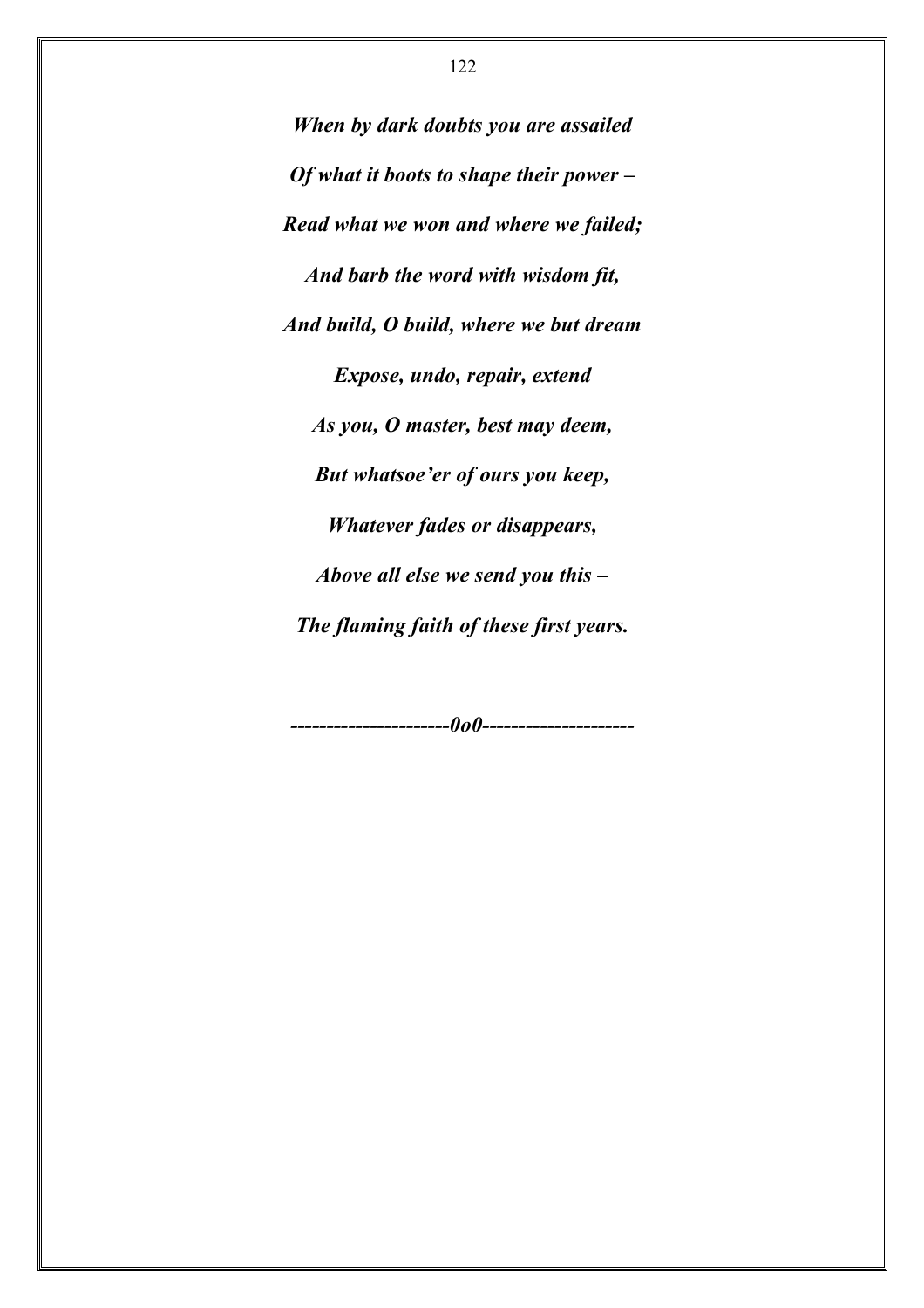***When by dark doubts you are assailed***

***Of what it boots to shape their power –***

***Read what we won and where we failed;***

***And barb the word with wisdom fit,***

***And build, O build, where we but dream***

***Expose, undo, repair, extend***

***As you, O master, best may deem,***

***But whatsoe'er of ours you keep,***

***Whatever fades or disappears,***

***Above all else we send you this –***

***The flaming faith of these first years.***

***----------------------0o0---------------------***